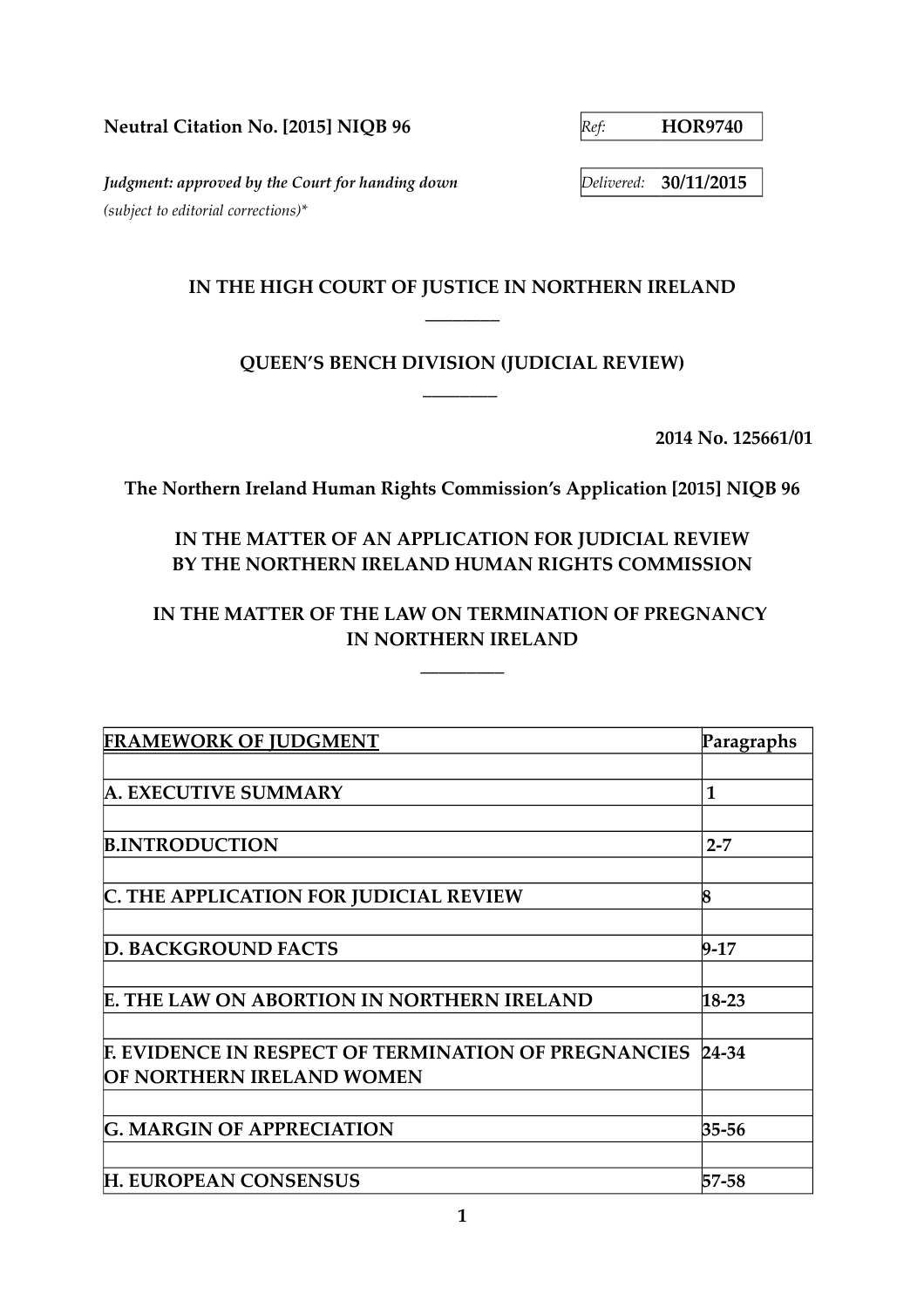**Neutral Citation No. [2015] NIQB 96**

*Ref:* **HOR9740**

***Judgment: approved by the Court for handing down***
*(subject to editorial corrections)**

*Delivered:* **30/11/2015**

**IN THE HIGH COURT OF JUSTICE IN NORTHERN IRELAND**

________

**QUEEN'S BENCH DIVISION (JUDICIAL REVIEW)**

________

**2014 No. 125661/01**

**The Northern Ireland Human Rights Commission's Application [2015] NIQB 96**

**IN THE MATTER OF AN APPLICATION FOR JUDICIAL REVIEW BY THE NORTHERN IRELAND HUMAN RIGHTS COMMISSION**

**IN THE MATTER OF THE LAW ON TERMINATION OF PREGNANCY IN NORTHERN IRELAND**

_________

| FRAMEWORK OF JUDGMENT | Paragraphs |
|---|---|
| | |
| **A. EXECUTIVE SUMMARY** | **1** |
| | |
| **B.INTRODUCTION** | **2-7** |
| | |
| **C. THE APPLICATION FOR JUDICIAL REVIEW** | **8** |
| | |
| **D. BACKGROUND FACTS** | **9-17** |
| | |
| **E. THE LAW ON ABORTION IN NORTHERN IRELAND** | **18-23** |
| | |
| **F. EVIDENCE IN RESPECT OF TERMINATION OF PREGNANCIES OF NORTHERN IRELAND WOMEN** | **24-34** |
| | |
| **G. MARGIN OF APPRECIATION** | **35-56** |
| | |
| **H. EUROPEAN CONSENSUS** | **57-58** |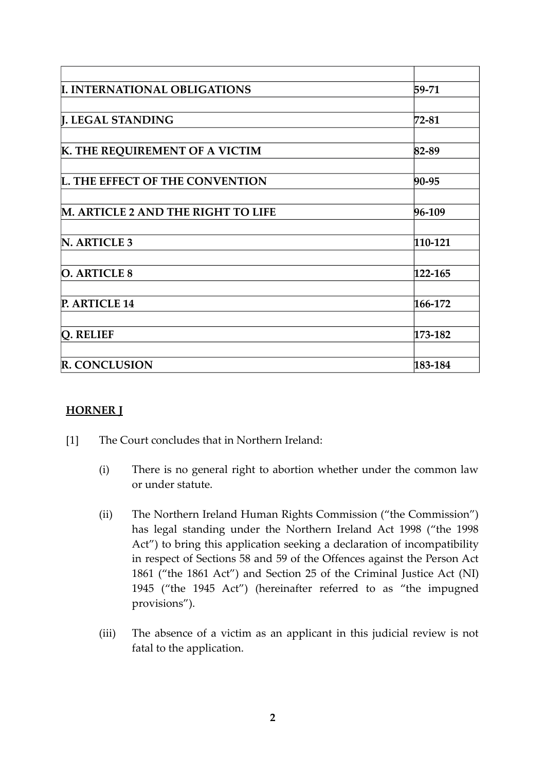| | |
|---|---|
| **I. INTERNATIONAL OBLIGATIONS** | **59-71** |
| | |
| **J. LEGAL STANDING** | **72-81** |
| | |
| **K. THE REQUIREMENT OF A VICTIM** | **82-89** |
| | |
| **L. THE EFFECT OF THE CONVENTION** | **90-95** |
| | |
| **M. ARTICLE 2 AND THE RIGHT TO LIFE** | **96-109** |
| | |
| **N. ARTICLE 3** | **110-121** |
| | |
| **O. ARTICLE 8** | **122-165** |
| | |
| **P. ARTICLE 14** | **166-172** |
| | |
| **Q. RELIEF** | **173-182** |
| | |
| **R. CONCLUSION** | **183-184** |

**HORNER J**

[1] The Court concludes that in Northern Ireland:

(i) There is no general right to abortion whether under the common law or under statute.

(ii) The Northern Ireland Human Rights Commission ("the Commission") has legal standing under the Northern Ireland Act 1998 ("the 1998 Act") to bring this application seeking a declaration of incompatibility in respect of Sections 58 and 59 of the Offences against the Person Act 1861 ("the 1861 Act") and Section 25 of the Criminal Justice Act (NI) 1945 ("the 1945 Act") (hereinafter referred to as "the impugned provisions").

(iii) The absence of a victim as an applicant in this judicial review is not fatal to the application.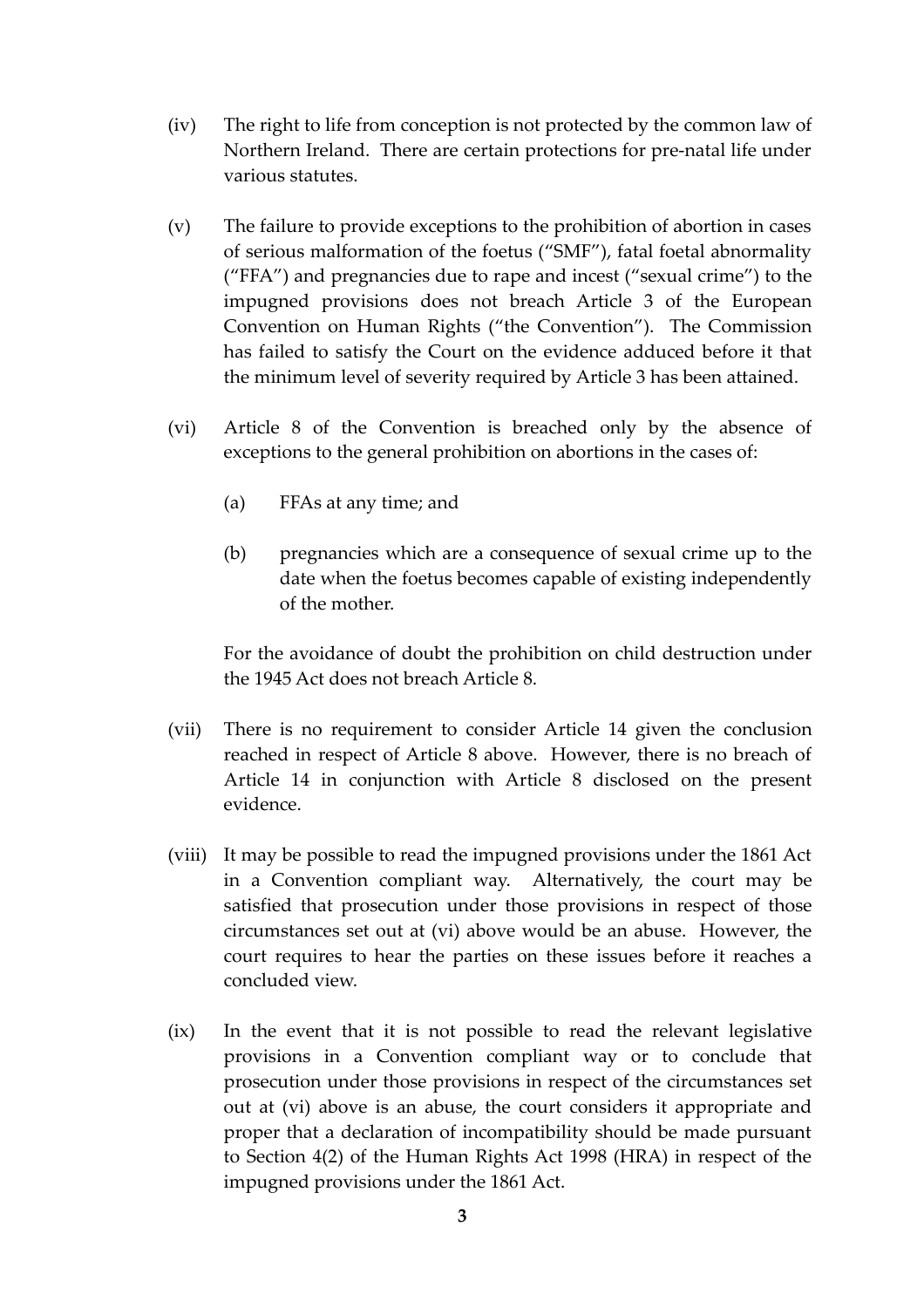(iv) The right to life from conception is not protected by the common law of Northern Ireland. There are certain protections for pre-natal life under various statutes.

(v) The failure to provide exceptions to the prohibition of abortion in cases of serious malformation of the foetus ("SMF"), fatal foetal abnormality ("FFA") and pregnancies due to rape and incest ("sexual crime") to the impugned provisions does not breach Article 3 of the European Convention on Human Rights ("the Convention"). The Commission has failed to satisfy the Court on the evidence adduced before it that the minimum level of severity required by Article 3 has been attained.

(vi) Article 8 of the Convention is breached only by the absence of exceptions to the general prohibition on abortions in the cases of:

  (a) FFAs at any time; and

  (b) pregnancies which are a consequence of sexual crime up to the date when the foetus becomes capable of existing independently of the mother.

For the avoidance of doubt the prohibition on child destruction under the 1945 Act does not breach Article 8.

(vii) There is no requirement to consider Article 14 given the conclusion reached in respect of Article 8 above. However, there is no breach of Article 14 in conjunction with Article 8 disclosed on the present evidence.

(viii) It may be possible to read the impugned provisions under the 1861 Act in a Convention compliant way. Alternatively, the court may be satisfied that prosecution under those provisions in respect of those circumstances set out at (vi) above would be an abuse. However, the court requires to hear the parties on these issues before it reaches a concluded view.

(ix) In the event that it is not possible to read the relevant legislative provisions in a Convention compliant way or to conclude that prosecution under those provisions in respect of the circumstances set out at (vi) above is an abuse, the court considers it appropriate and proper that a declaration of incompatibility should be made pursuant to Section 4(2) of the Human Rights Act 1998 (HRA) in respect of the impugned provisions under the 1861 Act.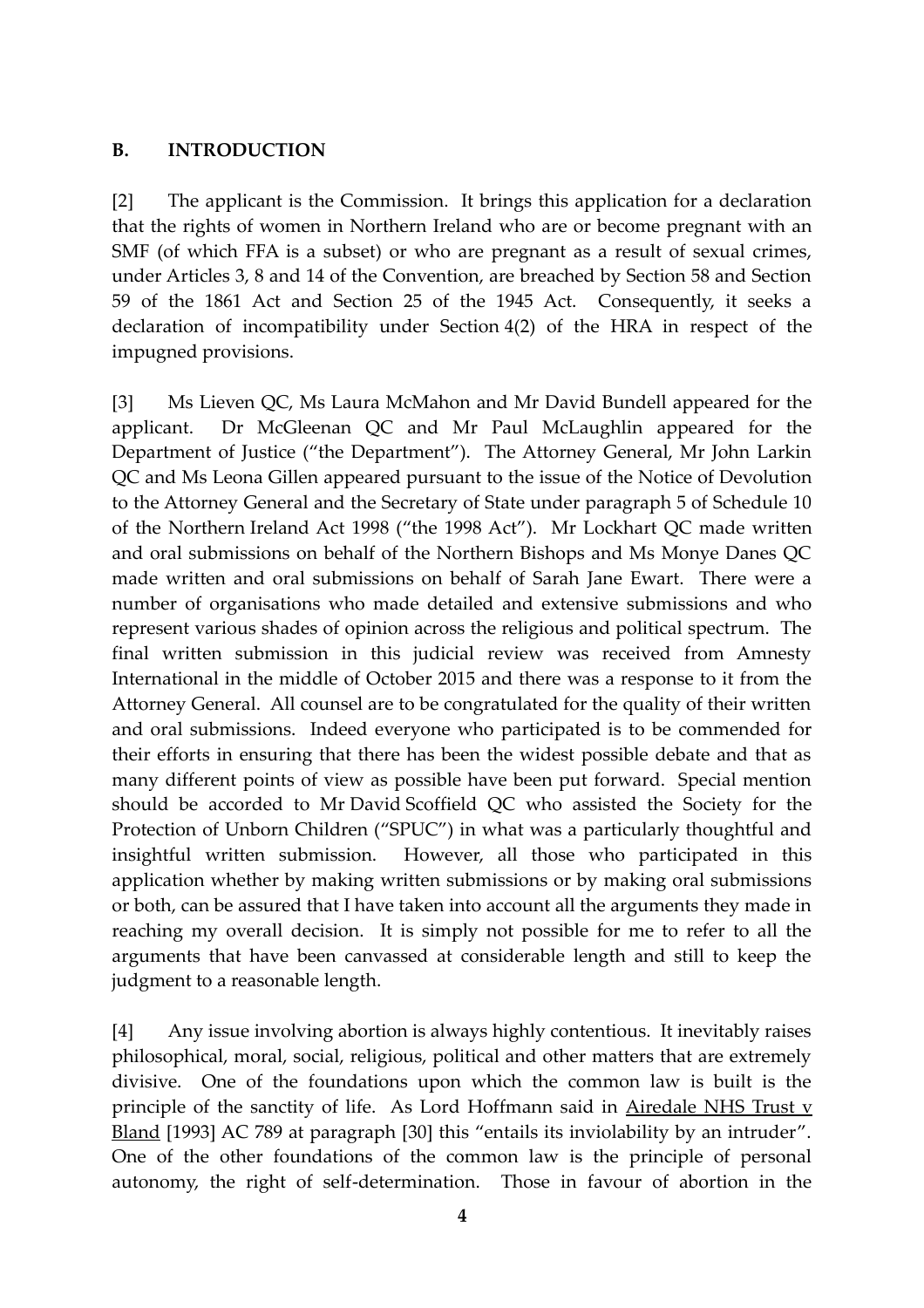## B. INTRODUCTION

[2] The applicant is the Commission. It brings this application for a declaration that the rights of women in Northern Ireland who are or become pregnant with an SMF (of which FFA is a subset) or who are pregnant as a result of sexual crimes, under Articles 3, 8 and 14 of the Convention, are breached by Section 58 and Section 59 of the 1861 Act and Section 25 of the 1945 Act. Consequently, it seeks a declaration of incompatibility under Section 4(2) of the HRA in respect of the impugned provisions.

[3] Ms Lieven QC, Ms Laura McMahon and Mr David Bundell appeared for the applicant. Dr McGleenan QC and Mr Paul McLaughlin appeared for the Department of Justice ("the Department"). The Attorney General, Mr John Larkin QC and Ms Leona Gillen appeared pursuant to the issue of the Notice of Devolution to the Attorney General and the Secretary of State under paragraph 5 of Schedule 10 of the Northern Ireland Act 1998 ("the 1998 Act"). Mr Lockhart QC made written and oral submissions on behalf of the Northern Bishops and Ms Monye Danes QC made written and oral submissions on behalf of Sarah Jane Ewart. There were a number of organisations who made detailed and extensive submissions and who represent various shades of opinion across the religious and political spectrum. The final written submission in this judicial review was received from Amnesty International in the middle of October 2015 and there was a response to it from the Attorney General. All counsel are to be congratulated for the quality of their written and oral submissions. Indeed everyone who participated is to be commended for their efforts in ensuring that there has been the widest possible debate and that as many different points of view as possible have been put forward. Special mention should be accorded to Mr David Scoffield QC who assisted the Society for the Protection of Unborn Children ("SPUC") in what was a particularly thoughtful and insightful written submission. However, all those who participated in this application whether by making written submissions or by making oral submissions or both, can be assured that I have taken into account all the arguments they made in reaching my overall decision. It is simply not possible for me to refer to all the arguments that have been canvassed at considerable length and still to keep the judgment to a reasonable length.

[4] Any issue involving abortion is always highly contentious. It inevitably raises philosophical, moral, social, religious, political and other matters that are extremely divisive. One of the foundations upon which the common law is built is the principle of the sanctity of life. As Lord Hoffmann said in Airedale NHS Trust v Bland [1993] AC 789 at paragraph [30] this "entails its inviolability by an intruder". One of the other foundations of the common law is the principle of personal autonomy, the right of self-determination. Those in favour of abortion in the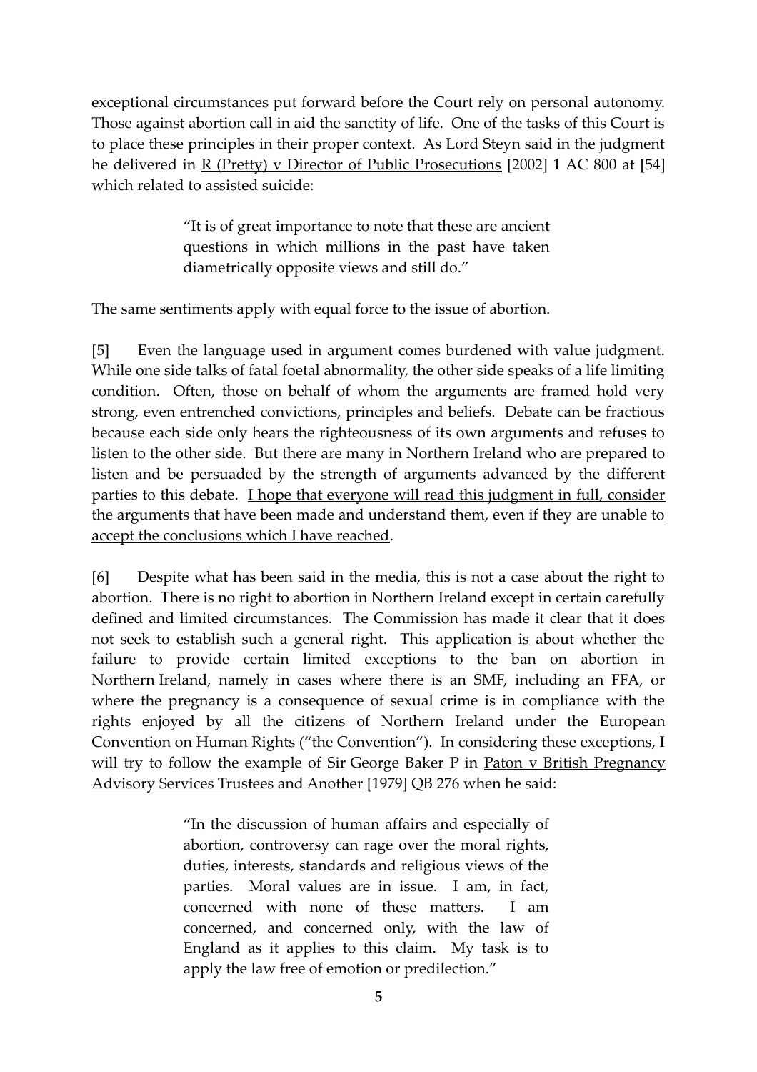exceptional circumstances put forward before the Court rely on personal autonomy. Those against abortion call in aid the sanctity of life. One of the tasks of this Court is to place these principles in their proper context. As Lord Steyn said in the judgment he delivered in R (Pretty) v Director of Public Prosecutions [2002] 1 AC 800 at [54] which related to assisted suicide:

> "It is of great importance to note that these are ancient questions in which millions in the past have taken diametrically opposite views and still do."

The same sentiments apply with equal force to the issue of abortion.

[5] Even the language used in argument comes burdened with value judgment. While one side talks of fatal foetal abnormality, the other side speaks of a life limiting condition. Often, those on behalf of whom the arguments are framed hold very strong, even entrenched convictions, principles and beliefs. Debate can be fractious because each side only hears the righteousness of its own arguments and refuses to listen to the other side. But there are many in Northern Ireland who are prepared to listen and be persuaded by the strength of arguments advanced by the different parties to this debate. I hope that everyone will read this judgment in full, consider the arguments that have been made and understand them, even if they are unable to accept the conclusions which I have reached.

[6] Despite what has been said in the media, this is not a case about the right to abortion. There is no right to abortion in Northern Ireland except in certain carefully defined and limited circumstances. The Commission has made it clear that it does not seek to establish such a general right. This application is about whether the failure to provide certain limited exceptions to the ban on abortion in Northern Ireland, namely in cases where there is an SMF, including an FFA, or where the pregnancy is a consequence of sexual crime is in compliance with the rights enjoyed by all the citizens of Northern Ireland under the European Convention on Human Rights ("the Convention"). In considering these exceptions, I will try to follow the example of Sir George Baker P in Paton v British Pregnancy Advisory Services Trustees and Another [1979] QB 276 when he said:

> "In the discussion of human affairs and especially of abortion, controversy can rage over the moral rights, duties, interests, standards and religious views of the parties. Moral values are in issue. I am, in fact, concerned with none of these matters. I am concerned, and concerned only, with the law of England as it applies to this claim. My task is to apply the law free of emotion or predilection."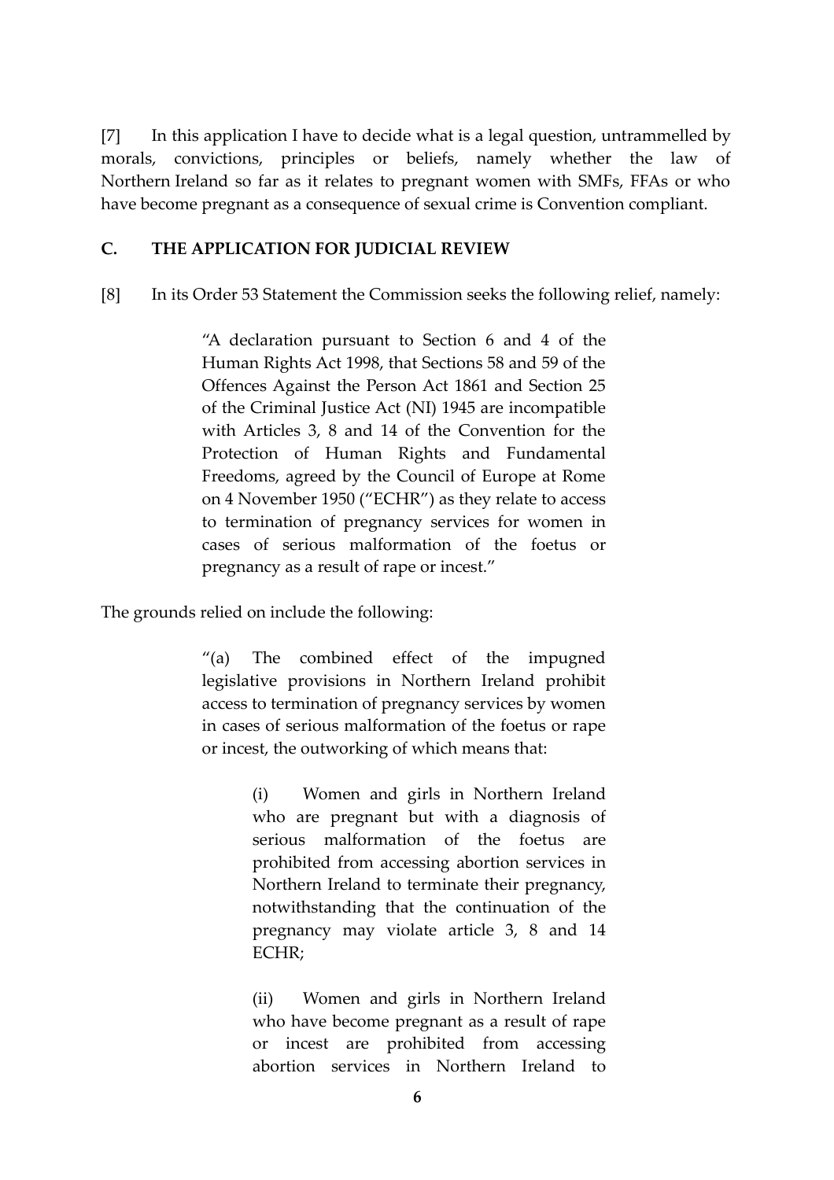[7] In this application I have to decide what is a legal question, untrammelled by morals, convictions, principles or beliefs, namely whether the law of Northern Ireland so far as it relates to pregnant women with SMFs, FFAs or who have become pregnant as a consequence of sexual crime is Convention compliant.

## C. THE APPLICATION FOR JUDICIAL REVIEW

[8] In its Order 53 Statement the Commission seeks the following relief, namely:

> "A declaration pursuant to Section 6 and 4 of the Human Rights Act 1998, that Sections 58 and 59 of the Offences Against the Person Act 1861 and Section 25 of the Criminal Justice Act (NI) 1945 are incompatible with Articles 3, 8 and 14 of the Convention for the Protection of Human Rights and Fundamental Freedoms, agreed by the Council of Europe at Rome on 4 November 1950 ("ECHR") as they relate to access to termination of pregnancy services for women in cases of serious malformation of the foetus or pregnancy as a result of rape or incest."

The grounds relied on include the following:

> "(a) The combined effect of the impugned legislative provisions in Northern Ireland prohibit access to termination of pregnancy services by women in cases of serious malformation of the foetus or rape or incest, the outworking of which means that:
>
> > (i) Women and girls in Northern Ireland who are pregnant but with a diagnosis of serious malformation of the foetus are prohibited from accessing abortion services in Northern Ireland to terminate their pregnancy, notwithstanding that the continuation of the pregnancy may violate article 3, 8 and 14 ECHR;
> >
> > (ii) Women and girls in Northern Ireland who have become pregnant as a result of rape or incest are prohibited from accessing abortion services in Northern Ireland to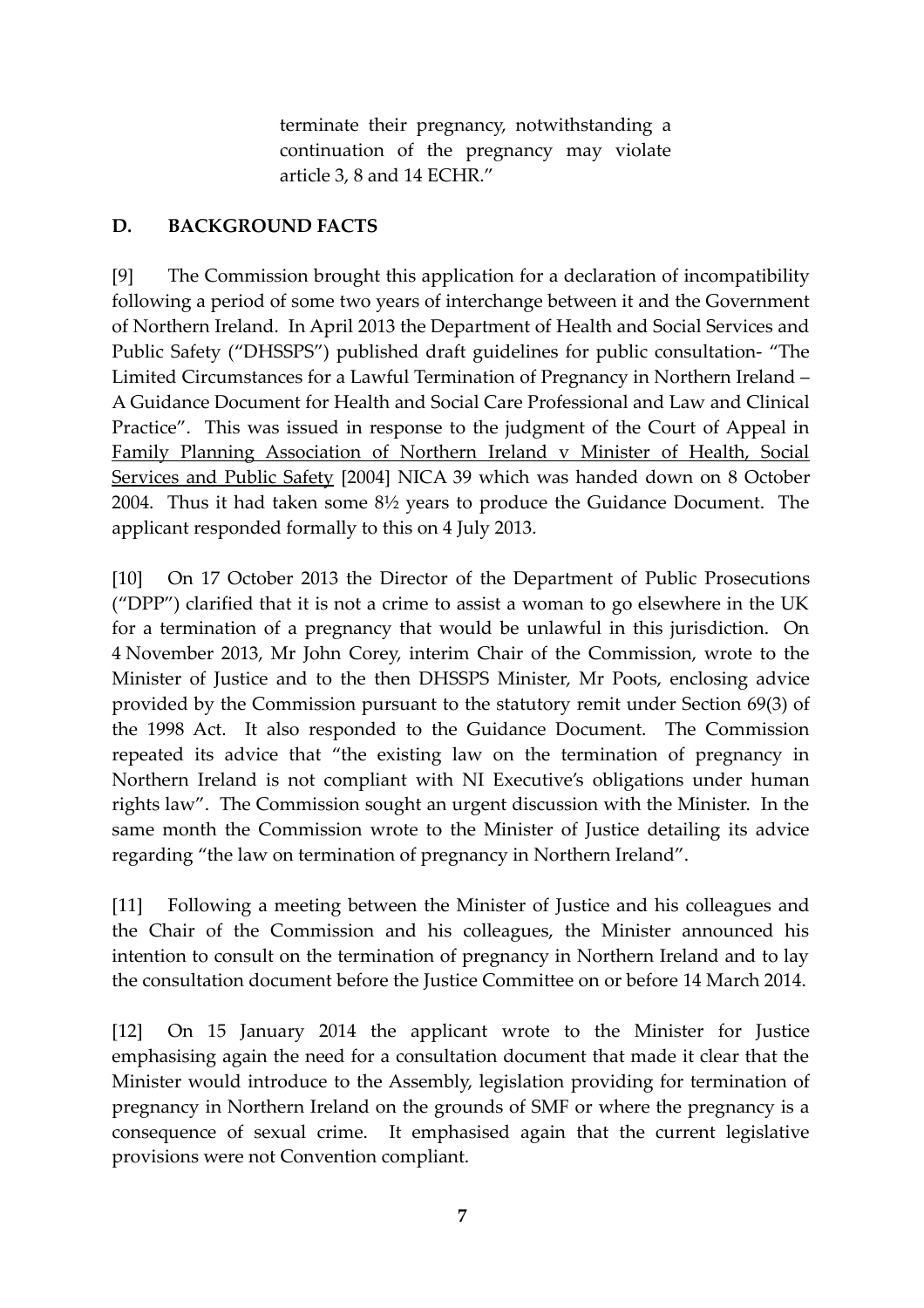> terminate their pregnancy, notwithstanding a continuation of the pregnancy may violate article 3, 8 and 14 ECHR."

## D. BACKGROUND FACTS

[9] The Commission brought this application for a declaration of incompatibility following a period of some two years of interchange between it and the Government of Northern Ireland. In April 2013 the Department of Health and Social Services and Public Safety ("DHSSPS") published draft guidelines for public consultation- "The Limited Circumstances for a Lawful Termination of Pregnancy in Northern Ireland – A Guidance Document for Health and Social Care Professional and Law and Clinical Practice". This was issued in response to the judgment of the Court of Appeal in Family Planning Association of Northern Ireland v Minister of Health, Social Services and Public Safety [2004] NICA 39 which was handed down on 8 October 2004. Thus it had taken some 8½ years to produce the Guidance Document. The applicant responded formally to this on 4 July 2013.

[10] On 17 October 2013 the Director of the Department of Public Prosecutions ("DPP") clarified that it is not a crime to assist a woman to go elsewhere in the UK for a termination of a pregnancy that would be unlawful in this jurisdiction. On 4 November 2013, Mr John Corey, interim Chair of the Commission, wrote to the Minister of Justice and to the then DHSSPS Minister, Mr Poots, enclosing advice provided by the Commission pursuant to the statutory remit under Section 69(3) of the 1998 Act. It also responded to the Guidance Document. The Commission repeated its advice that "the existing law on the termination of pregnancy in Northern Ireland is not compliant with NI Executive's obligations under human rights law". The Commission sought an urgent discussion with the Minister. In the same month the Commission wrote to the Minister of Justice detailing its advice regarding "the law on termination of pregnancy in Northern Ireland".

[11] Following a meeting between the Minister of Justice and his colleagues and the Chair of the Commission and his colleagues, the Minister announced his intention to consult on the termination of pregnancy in Northern Ireland and to lay the consultation document before the Justice Committee on or before 14 March 2014.

[12] On 15 January 2014 the applicant wrote to the Minister for Justice emphasising again the need for a consultation document that made it clear that the Minister would introduce to the Assembly, legislation providing for termination of pregnancy in Northern Ireland on the grounds of SMF or where the pregnancy is a consequence of sexual crime. It emphasised again that the current legislative provisions were not Convention compliant.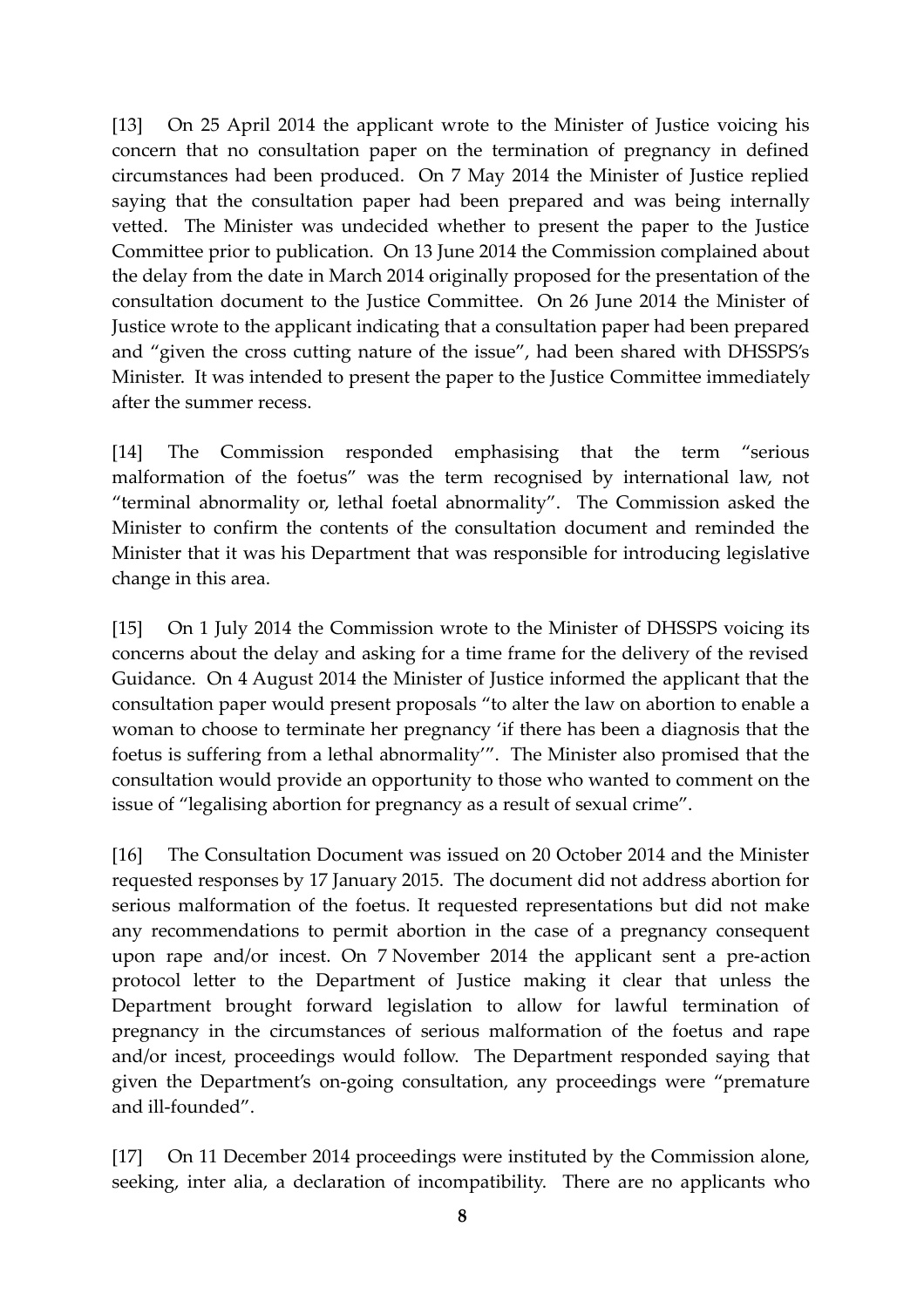[13] On 25 April 2014 the applicant wrote to the Minister of Justice voicing his concern that no consultation paper on the termination of pregnancy in defined circumstances had been produced. On 7 May 2014 the Minister of Justice replied saying that the consultation paper had been prepared and was being internally vetted. The Minister was undecided whether to present the paper to the Justice Committee prior to publication. On 13 June 2014 the Commission complained about the delay from the date in March 2014 originally proposed for the presentation of the consultation document to the Justice Committee. On 26 June 2014 the Minister of Justice wrote to the applicant indicating that a consultation paper had been prepared and "given the cross cutting nature of the issue", had been shared with DHSSPS's Minister. It was intended to present the paper to the Justice Committee immediately after the summer recess.

[14] The Commission responded emphasising that the term "serious malformation of the foetus" was the term recognised by international law, not "terminal abnormality or, lethal foetal abnormality". The Commission asked the Minister to confirm the contents of the consultation document and reminded the Minister that it was his Department that was responsible for introducing legislative change in this area.

[15] On 1 July 2014 the Commission wrote to the Minister of DHSSPS voicing its concerns about the delay and asking for a time frame for the delivery of the revised Guidance. On 4 August 2014 the Minister of Justice informed the applicant that the consultation paper would present proposals "to alter the law on abortion to enable a woman to choose to terminate her pregnancy 'if there has been a diagnosis that the foetus is suffering from a lethal abnormality'". The Minister also promised that the consultation would provide an opportunity to those who wanted to comment on the issue of "legalising abortion for pregnancy as a result of sexual crime".

[16] The Consultation Document was issued on 20 October 2014 and the Minister requested responses by 17 January 2015. The document did not address abortion for serious malformation of the foetus. It requested representations but did not make any recommendations to permit abortion in the case of a pregnancy consequent upon rape and/or incest. On 7 November 2014 the applicant sent a pre-action protocol letter to the Department of Justice making it clear that unless the Department brought forward legislation to allow for lawful termination of pregnancy in the circumstances of serious malformation of the foetus and rape and/or incest, proceedings would follow. The Department responded saying that given the Department's on-going consultation, any proceedings were "premature and ill-founded".

[17] On 11 December 2014 proceedings were instituted by the Commission alone, seeking, inter alia, a declaration of incompatibility. There are no applicants who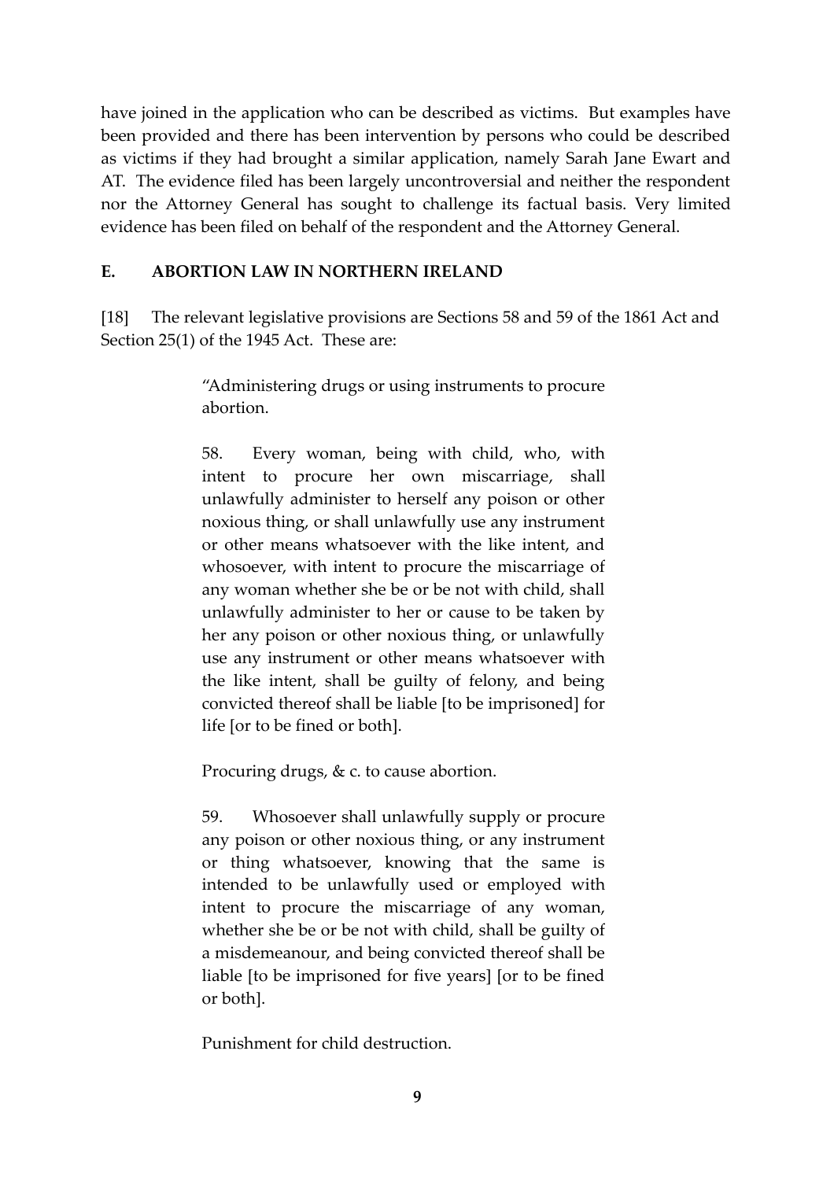have joined in the application who can be described as victims. But examples have been provided and there has been intervention by persons who could be described as victims if they had brought a similar application, namely Sarah Jane Ewart and AT. The evidence filed has been largely uncontroversial and neither the respondent nor the Attorney General has sought to challenge its factual basis. Very limited evidence has been filed on behalf of the respondent and the Attorney General.

## E. ABORTION LAW IN NORTHERN IRELAND

[18] The relevant legislative provisions are Sections 58 and 59 of the 1861 Act and Section 25(1) of the 1945 Act. These are:

> "Administering drugs or using instruments to procure abortion.
>
> 58. Every woman, being with child, who, with intent to procure her own miscarriage, shall unlawfully administer to herself any poison or other noxious thing, or shall unlawfully use any instrument or other means whatsoever with the like intent, and whosoever, with intent to procure the miscarriage of any woman whether she be or be not with child, shall unlawfully administer to her or cause to be taken by her any poison or other noxious thing, or unlawfully use any instrument or other means whatsoever with the like intent, shall be guilty of felony, and being convicted thereof shall be liable [to be imprisoned] for life [or to be fined or both].
>
> Procuring drugs, & c. to cause abortion.
>
> 59. Whosoever shall unlawfully supply or procure any poison or other noxious thing, or any instrument or thing whatsoever, knowing that the same is intended to be unlawfully used or employed with intent to procure the miscarriage of any woman, whether she be or be not with child, shall be guilty of a misdemeanour, and being convicted thereof shall be liable [to be imprisoned for five years] [or to be fined or both].
>
> Punishment for child destruction.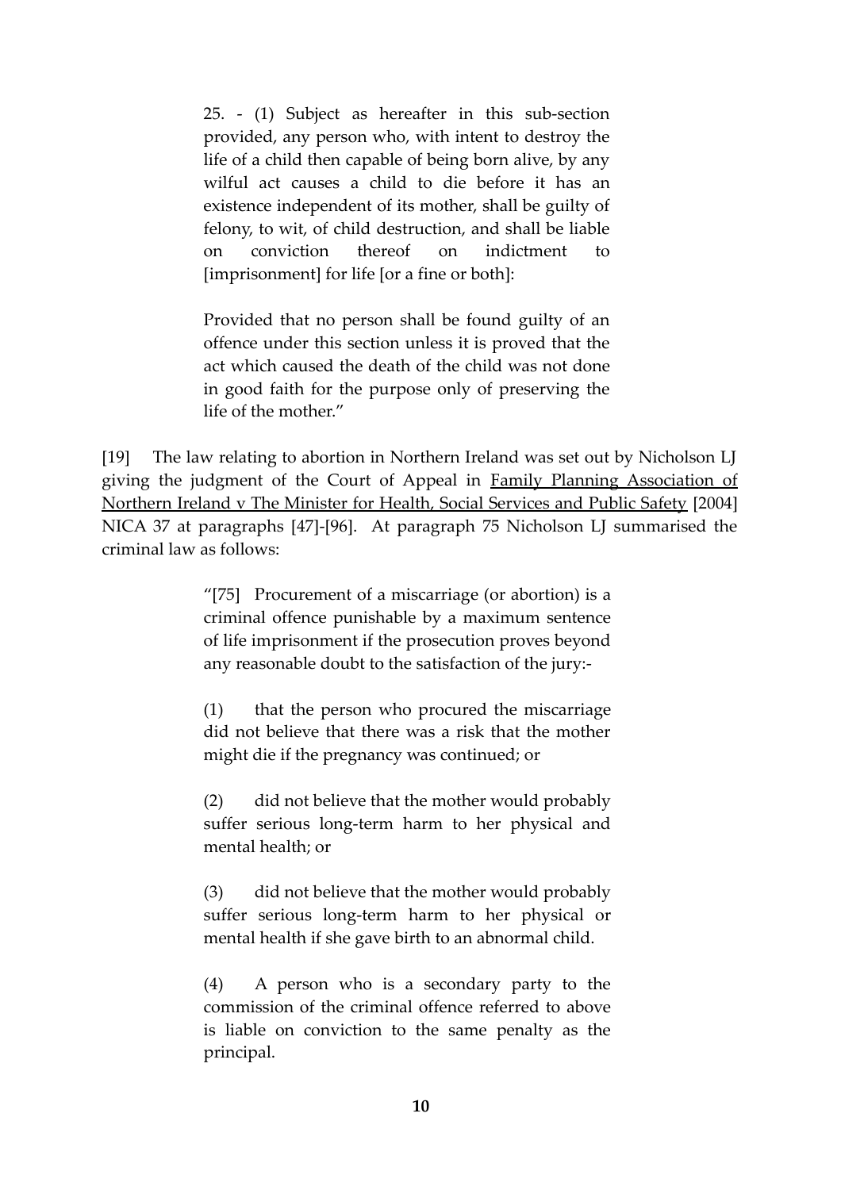> 25. - (1) Subject as hereafter in this sub-section provided, any person who, with intent to destroy the life of a child then capable of being born alive, by any wilful act causes a child to die before it has an existence independent of its mother, shall be guilty of felony, to wit, of child destruction, and shall be liable on conviction thereof on indictment to [imprisonment] for life [or a fine or both]:
>
> Provided that no person shall be found guilty of an offence under this section unless it is proved that the act which caused the death of the child was not done in good faith for the purpose only of preserving the life of the mother."

[19] The law relating to abortion in Northern Ireland was set out by Nicholson LJ giving the judgment of the Court of Appeal in Family Planning Association of Northern Ireland v The Minister for Health, Social Services and Public Safety [2004] NICA 37 at paragraphs [47]-[96]. At paragraph 75 Nicholson LJ summarised the criminal law as follows:

> "[75] Procurement of a miscarriage (or abortion) is a criminal offence punishable by a maximum sentence of life imprisonment if the prosecution proves beyond any reasonable doubt to the satisfaction of the jury:-
>
> (1) that the person who procured the miscarriage did not believe that there was a risk that the mother might die if the pregnancy was continued; or
>
> (2) did not believe that the mother would probably suffer serious long-term harm to her physical and mental health; or
>
> (3) did not believe that the mother would probably suffer serious long-term harm to her physical or mental health if she gave birth to an abnormal child.
>
> (4) A person who is a secondary party to the commission of the criminal offence referred to above is liable on conviction to the same penalty as the principal.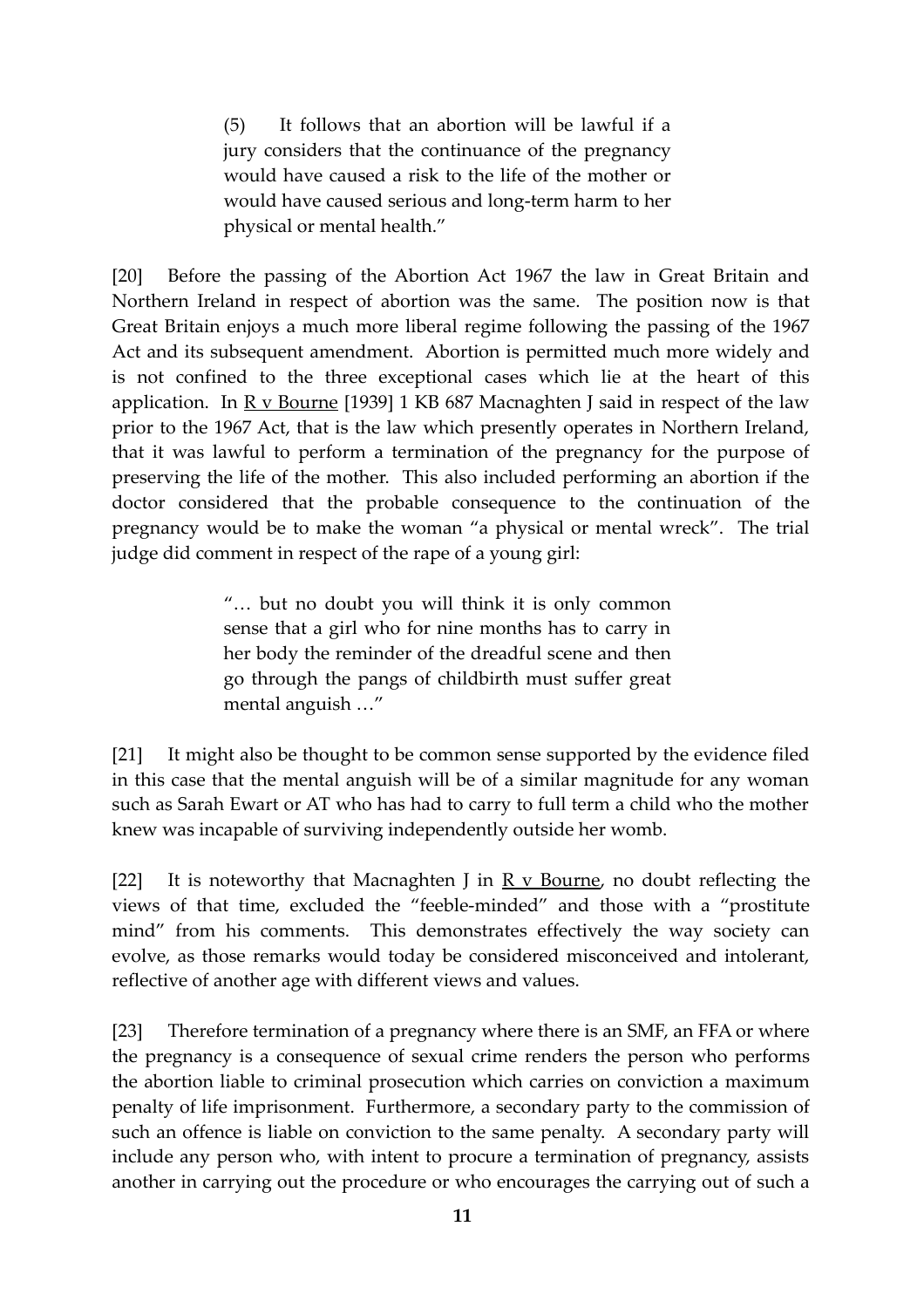> (5) It follows that an abortion will be lawful if a jury considers that the continuance of the pregnancy would have caused a risk to the life of the mother or would have caused serious and long-term harm to her physical or mental health."

[20] Before the passing of the Abortion Act 1967 the law in Great Britain and Northern Ireland in respect of abortion was the same. The position now is that Great Britain enjoys a much more liberal regime following the passing of the 1967 Act and its subsequent amendment. Abortion is permitted much more widely and is not confined to the three exceptional cases which lie at the heart of this application. In R v Bourne [1939] 1 KB 687 Macnaghten J said in respect of the law prior to the 1967 Act, that is the law which presently operates in Northern Ireland, that it was lawful to perform a termination of the pregnancy for the purpose of preserving the life of the mother. This also included performing an abortion if the doctor considered that the probable consequence to the continuation of the pregnancy would be to make the woman "a physical or mental wreck". The trial judge did comment in respect of the rape of a young girl:

> "… but no doubt you will think it is only common sense that a girl who for nine months has to carry in her body the reminder of the dreadful scene and then go through the pangs of childbirth must suffer great mental anguish …"

[21] It might also be thought to be common sense supported by the evidence filed in this case that the mental anguish will be of a similar magnitude for any woman such as Sarah Ewart or AT who has had to carry to full term a child who the mother knew was incapable of surviving independently outside her womb.

[22] It is noteworthy that Macnaghten J in R v Bourne, no doubt reflecting the views of that time, excluded the "feeble-minded" and those with a "prostitute mind" from his comments. This demonstrates effectively the way society can evolve, as those remarks would today be considered misconceived and intolerant, reflective of another age with different views and values.

[23] Therefore termination of a pregnancy where there is an SMF, an FFA or where the pregnancy is a consequence of sexual crime renders the person who performs the abortion liable to criminal prosecution which carries on conviction a maximum penalty of life imprisonment. Furthermore, a secondary party to the commission of such an offence is liable on conviction to the same penalty. A secondary party will include any person who, with intent to procure a termination of pregnancy, assists another in carrying out the procedure or who encourages the carrying out of such a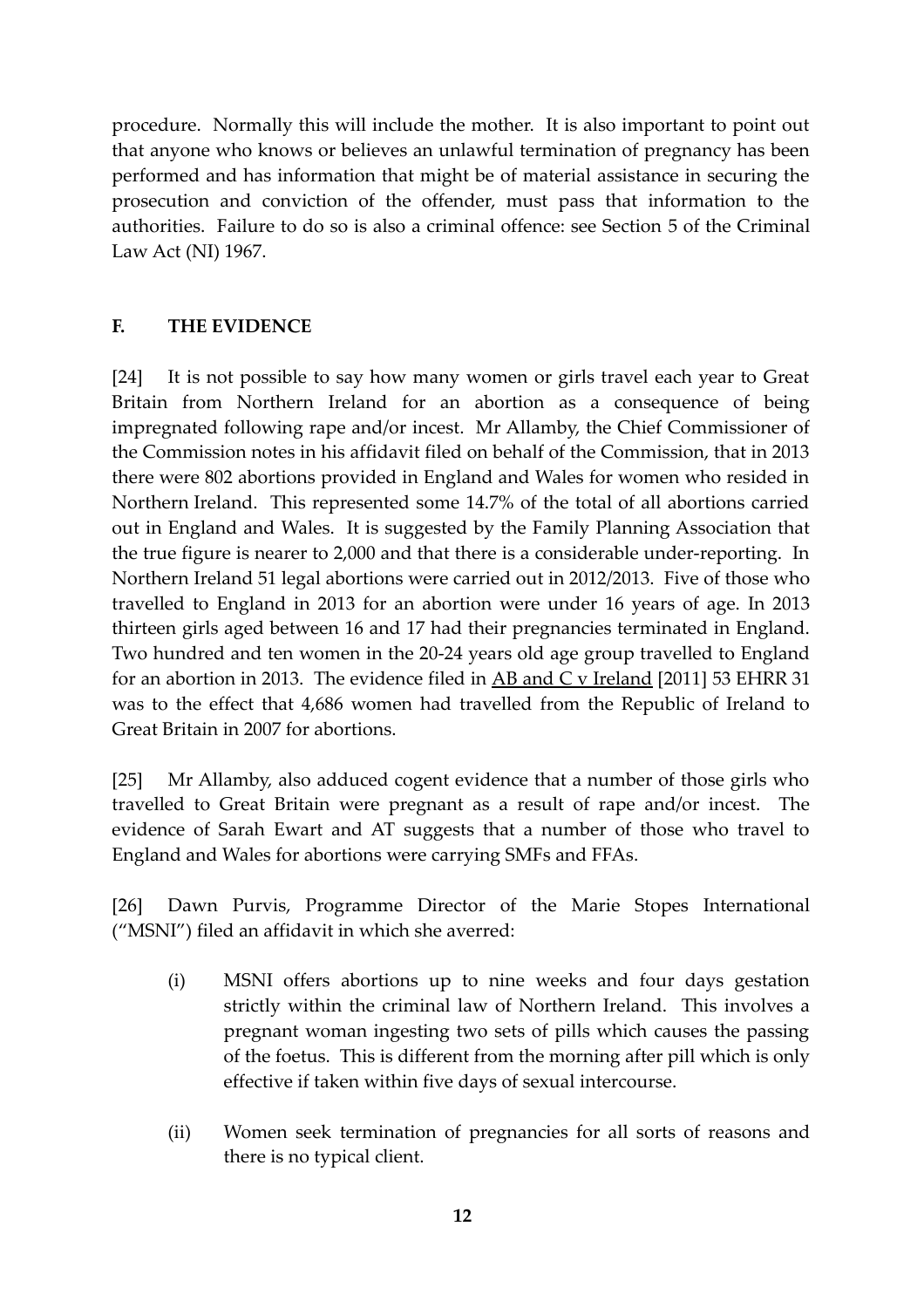procedure. Normally this will include the mother. It is also important to point out that anyone who knows or believes an unlawful termination of pregnancy has been performed and has information that might be of material assistance in securing the prosecution and conviction of the offender, must pass that information to the authorities. Failure to do so is also a criminal offence: see Section 5 of the Criminal Law Act (NI) 1967.

## F. THE EVIDENCE

[24] It is not possible to say how many women or girls travel each year to Great Britain from Northern Ireland for an abortion as a consequence of being impregnated following rape and/or incest. Mr Allamby, the Chief Commissioner of the Commission notes in his affidavit filed on behalf of the Commission, that in 2013 there were 802 abortions provided in England and Wales for women who resided in Northern Ireland. This represented some 14.7% of the total of all abortions carried out in England and Wales. It is suggested by the Family Planning Association that the true figure is nearer to 2,000 and that there is a considerable under-reporting. In Northern Ireland 51 legal abortions were carried out in 2012/2013. Five of those who travelled to England in 2013 for an abortion were under 16 years of age. In 2013 thirteen girls aged between 16 and 17 had their pregnancies terminated in England. Two hundred and ten women in the 20-24 years old age group travelled to England for an abortion in 2013. The evidence filed in AB and C v Ireland [2011] 53 EHRR 31 was to the effect that 4,686 women had travelled from the Republic of Ireland to Great Britain in 2007 for abortions.

[25] Mr Allamby, also adduced cogent evidence that a number of those girls who travelled to Great Britain were pregnant as a result of rape and/or incest. The evidence of Sarah Ewart and AT suggests that a number of those who travel to England and Wales for abortions were carrying SMFs and FFAs.

[26] Dawn Purvis, Programme Director of the Marie Stopes International ("MSNI") filed an affidavit in which she averred:

(i) MSNI offers abortions up to nine weeks and four days gestation strictly within the criminal law of Northern Ireland. This involves a pregnant woman ingesting two sets of pills which causes the passing of the foetus. This is different from the morning after pill which is only effective if taken within five days of sexual intercourse.

(ii) Women seek termination of pregnancies for all sorts of reasons and there is no typical client.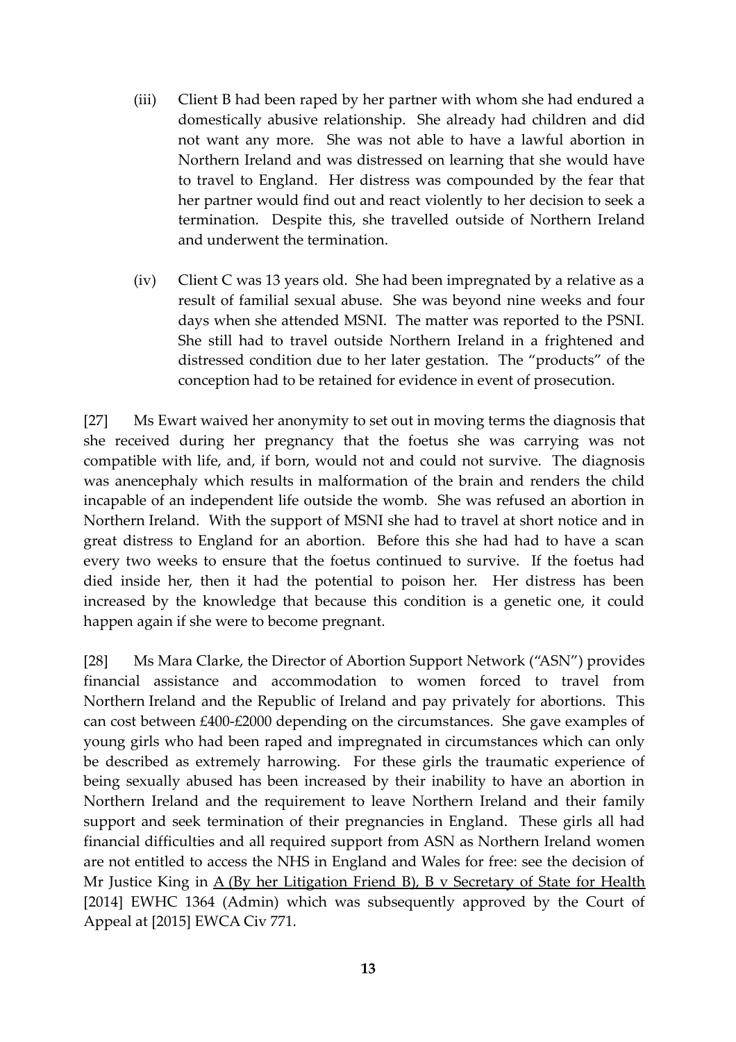(iii) Client B had been raped by her partner with whom she had endured a domestically abusive relationship. She already had children and did not want any more. She was not able to have a lawful abortion in Northern Ireland and was distressed on learning that she would have to travel to England. Her distress was compounded by the fear that her partner would find out and react violently to her decision to seek a termination. Despite this, she travelled outside of Northern Ireland and underwent the termination.

(iv) Client C was 13 years old. She had been impregnated by a relative as a result of familial sexual abuse. She was beyond nine weeks and four days when she attended MSNI. The matter was reported to the PSNI. She still had to travel outside Northern Ireland in a frightened and distressed condition due to her later gestation. The "products" of the conception had to be retained for evidence in event of prosecution.

[27] Ms Ewart waived her anonymity to set out in moving terms the diagnosis that she received during her pregnancy that the foetus she was carrying was not compatible with life, and, if born, would not and could not survive. The diagnosis was anencephaly which results in malformation of the brain and renders the child incapable of an independent life outside the womb. She was refused an abortion in Northern Ireland. With the support of MSNI she had to travel at short notice and in great distress to England for an abortion. Before this she had had to have a scan every two weeks to ensure that the foetus continued to survive. If the foetus had died inside her, then it had the potential to poison her. Her distress has been increased by the knowledge that because this condition is a genetic one, it could happen again if she were to become pregnant.

[28] Ms Mara Clarke, the Director of Abortion Support Network ("ASN") provides financial assistance and accommodation to women forced to travel from Northern Ireland and the Republic of Ireland and pay privately for abortions. This can cost between £400-£2000 depending on the circumstances. She gave examples of young girls who had been raped and impregnated in circumstances which can only be described as extremely harrowing. For these girls the traumatic experience of being sexually abused has been increased by their inability to have an abortion in Northern Ireland and the requirement to leave Northern Ireland and their family support and seek termination of their pregnancies in England. These girls all had financial difficulties and all required support from ASN as Northern Ireland women are not entitled to access the NHS in England and Wales for free: see the decision of Mr Justice King in A (By her Litigation Friend B), B v Secretary of State for Health [2014] EWHC 1364 (Admin) which was subsequently approved by the Court of Appeal at [2015] EWCA Civ 771.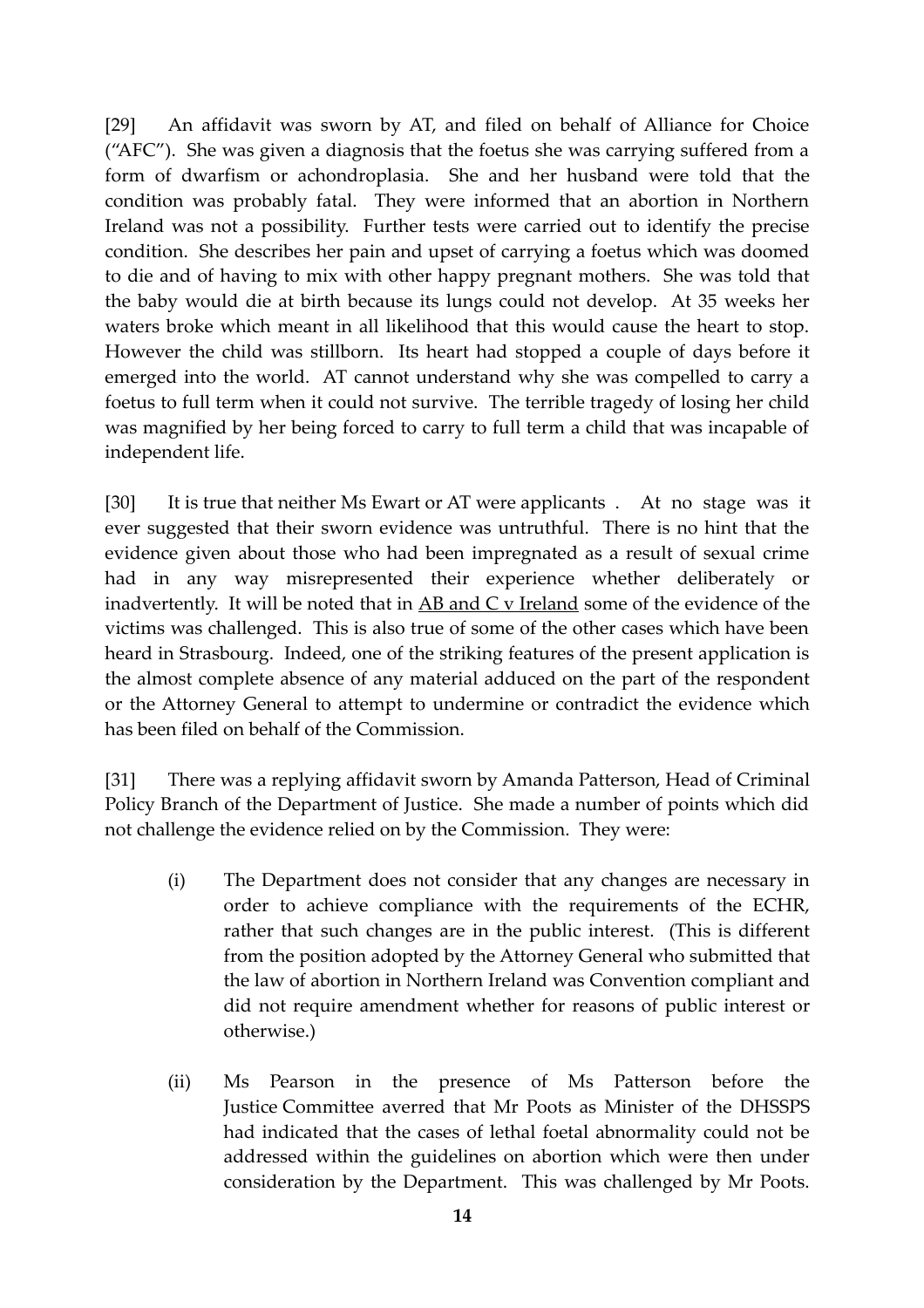[29] An affidavit was sworn by AT, and filed on behalf of Alliance for Choice ("AFC"). She was given a diagnosis that the foetus she was carrying suffered from a form of dwarfism or achondroplasia. She and her husband were told that the condition was probably fatal. They were informed that an abortion in Northern Ireland was not a possibility. Further tests were carried out to identify the precise condition. She describes her pain and upset of carrying a foetus which was doomed to die and of having to mix with other happy pregnant mothers. She was told that the baby would die at birth because its lungs could not develop. At 35 weeks her waters broke which meant in all likelihood that this would cause the heart to stop. However the child was stillborn. Its heart had stopped a couple of days before it emerged into the world. AT cannot understand why she was compelled to carry a foetus to full term when it could not survive. The terrible tragedy of losing her child was magnified by her being forced to carry to full term a child that was incapable of independent life.

[30] It is true that neither Ms Ewart or AT were applicants . At no stage was it ever suggested that their sworn evidence was untruthful. There is no hint that the evidence given about those who had been impregnated as a result of sexual crime had in any way misrepresented their experience whether deliberately or inadvertently. It will be noted that in AB and C v Ireland some of the evidence of the victims was challenged. This is also true of some of the other cases which have been heard in Strasbourg. Indeed, one of the striking features of the present application is the almost complete absence of any material adduced on the part of the respondent or the Attorney General to attempt to undermine or contradict the evidence which has been filed on behalf of the Commission.

[31] There was a replying affidavit sworn by Amanda Patterson, Head of Criminal Policy Branch of the Department of Justice. She made a number of points which did not challenge the evidence relied on by the Commission. They were:

(i) The Department does not consider that any changes are necessary in order to achieve compliance with the requirements of the ECHR, rather that such changes are in the public interest. (This is different from the position adopted by the Attorney General who submitted that the law of abortion in Northern Ireland was Convention compliant and did not require amendment whether for reasons of public interest or otherwise.)

(ii) Ms Pearson in the presence of Ms Patterson before the Justice Committee averred that Mr Poots as Minister of the DHSSPS had indicated that the cases of lethal foetal abnormality could not be addressed within the guidelines on abortion which were then under consideration by the Department. This was challenged by Mr Poots.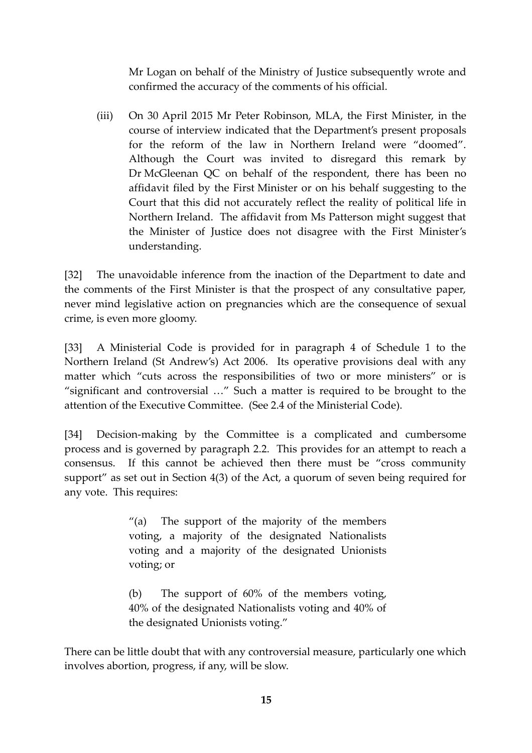Mr Logan on behalf of the Ministry of Justice subsequently wrote and confirmed the accuracy of the comments of his official.

(iii) On 30 April 2015 Mr Peter Robinson, MLA, the First Minister, in the course of interview indicated that the Department's present proposals for the reform of the law in Northern Ireland were "doomed". Although the Court was invited to disregard this remark by Dr McGleenan QC on behalf of the respondent, there has been no affidavit filed by the First Minister or on his behalf suggesting to the Court that this did not accurately reflect the reality of political life in Northern Ireland. The affidavit from Ms Patterson might suggest that the Minister of Justice does not disagree with the First Minister's understanding.

[32] The unavoidable inference from the inaction of the Department to date and the comments of the First Minister is that the prospect of any consultative paper, never mind legislative action on pregnancies which are the consequence of sexual crime, is even more gloomy.

[33] A Ministerial Code is provided for in paragraph 4 of Schedule 1 to the Northern Ireland (St Andrew's) Act 2006. Its operative provisions deal with any matter which "cuts across the responsibilities of two or more ministers" or is "significant and controversial …" Such a matter is required to be brought to the attention of the Executive Committee. (See 2.4 of the Ministerial Code).

[34] Decision-making by the Committee is a complicated and cumbersome process and is governed by paragraph 2.2. This provides for an attempt to reach a consensus. If this cannot be achieved then there must be "cross community support" as set out in Section 4(3) of the Act, a quorum of seven being required for any vote. This requires:

> "(a) The support of the majority of the members voting, a majority of the designated Nationalists voting and a majority of the designated Unionists voting; or
>
> (b) The support of 60% of the members voting, 40% of the designated Nationalists voting and 40% of the designated Unionists voting."

There can be little doubt that with any controversial measure, particularly one which involves abortion, progress, if any, will be slow.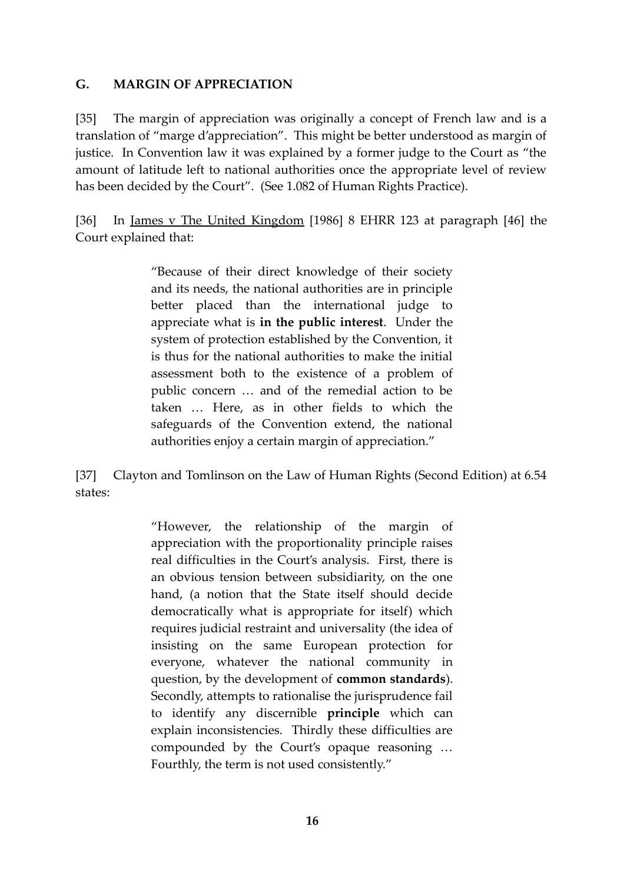## G. MARGIN OF APPRECIATION

[35] The margin of appreciation was originally a concept of French law and is a translation of "marge d'appreciation". This might be better understood as margin of justice. In Convention law it was explained by a former judge to the Court as "the amount of latitude left to national authorities once the appropriate level of review has been decided by the Court". (See 1.082 of Human Rights Practice).

[36] In James v The United Kingdom [1986] 8 EHRR 123 at paragraph [46] the Court explained that:

> "Because of their direct knowledge of their society and its needs, the national authorities are in principle better placed than the international judge to appreciate what is **in the public interest**. Under the system of protection established by the Convention, it is thus for the national authorities to make the initial assessment both to the existence of a problem of public concern … and of the remedial action to be taken … Here, as in other fields to which the safeguards of the Convention extend, the national authorities enjoy a certain margin of appreciation."

[37] Clayton and Tomlinson on the Law of Human Rights (Second Edition) at 6.54 states:

> "However, the relationship of the margin of appreciation with the proportionality principle raises real difficulties in the Court's analysis. First, there is an obvious tension between subsidiarity, on the one hand, (a notion that the State itself should decide democratically what is appropriate for itself) which requires judicial restraint and universality (the idea of insisting on the same European protection for everyone, whatever the national community in question, by the development of **common standards**). Secondly, attempts to rationalise the jurisprudence fail to identify any discernible **principle** which can explain inconsistencies. Thirdly these difficulties are compounded by the Court's opaque reasoning … Fourthly, the term is not used consistently."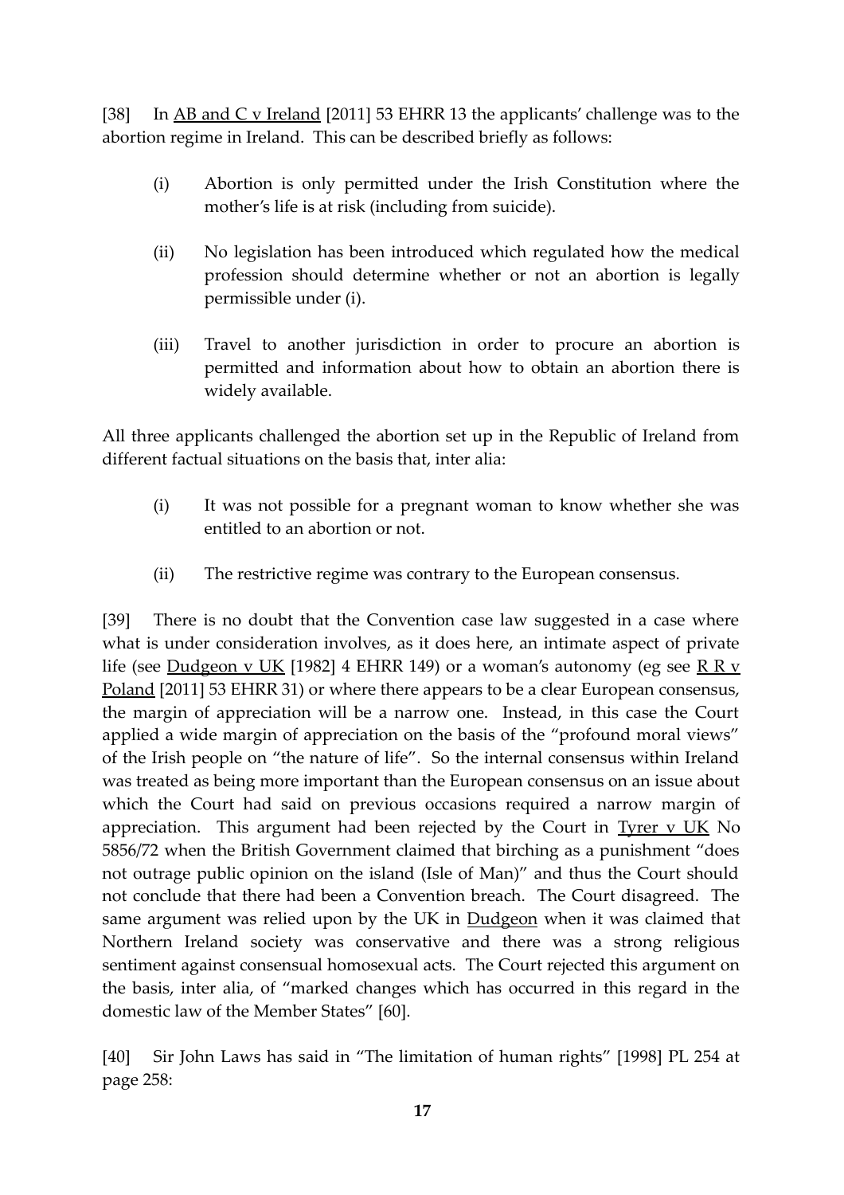[38] In <u>AB and C v Ireland</u> [2011] 53 EHRR 13 the applicants' challenge was to the abortion regime in Ireland. This can be described briefly as follows:

(i) Abortion is only permitted under the Irish Constitution where the mother's life is at risk (including from suicide).

(ii) No legislation has been introduced which regulated how the medical profession should determine whether or not an abortion is legally permissible under (i).

(iii) Travel to another jurisdiction in order to procure an abortion is permitted and information about how to obtain an abortion there is widely available.

All three applicants challenged the abortion set up in the Republic of Ireland from different factual situations on the basis that, inter alia:

(i) It was not possible for a pregnant woman to know whether she was entitled to an abortion or not.

(ii) The restrictive regime was contrary to the European consensus.

[39] There is no doubt that the Convention case law suggested in a case where what is under consideration involves, as it does here, an intimate aspect of private life (see <u>Dudgeon v UK</u> [1982] 4 EHRR 149) or a woman's autonomy (eg see <u>R R v Poland</u> [2011] 53 EHRR 31) or where there appears to be a clear European consensus, the margin of appreciation will be a narrow one. Instead, in this case the Court applied a wide margin of appreciation on the basis of the "profound moral views" of the Irish people on "the nature of life". So the internal consensus within Ireland was treated as being more important than the European consensus on an issue about which the Court had said on previous occasions required a narrow margin of appreciation. This argument had been rejected by the Court in <u>Tyrer v UK</u> No 5856/72 when the British Government claimed that birching as a punishment "does not outrage public opinion on the island (Isle of Man)" and thus the Court should not conclude that there had been a Convention breach. The Court disagreed. The same argument was relied upon by the UK in <u>Dudgeon</u> when it was claimed that Northern Ireland society was conservative and there was a strong religious sentiment against consensual homosexual acts. The Court rejected this argument on the basis, inter alia, of "marked changes which has occurred in this regard in the domestic law of the Member States" [60].

[40] Sir John Laws has said in "The limitation of human rights" [1998] PL 254 at page 258: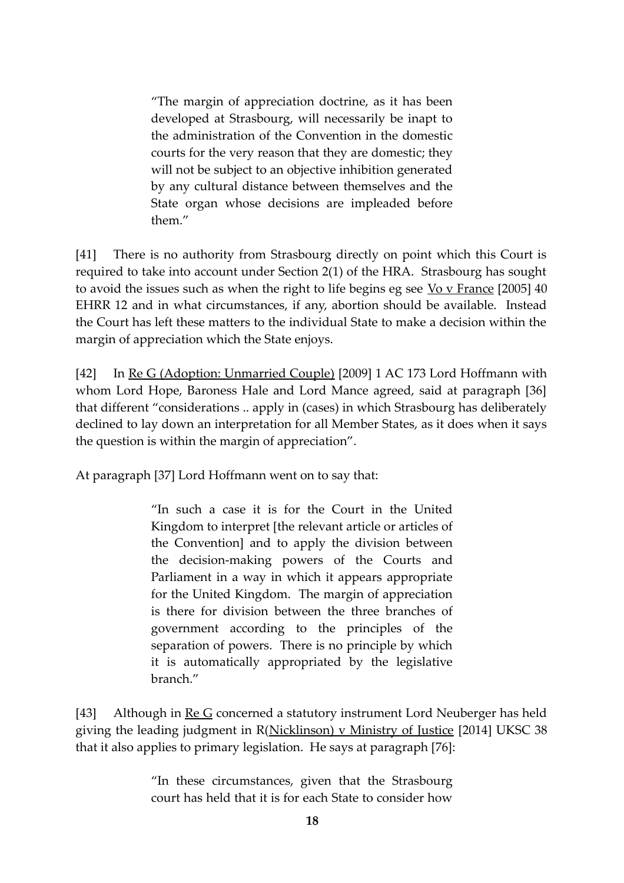> "The margin of appreciation doctrine, as it has been developed at Strasbourg, will necessarily be inapt to the administration of the Convention in the domestic courts for the very reason that they are domestic; they will not be subject to an objective inhibition generated by any cultural distance between themselves and the State organ whose decisions are impleaded before them."

[41] There is no authority from Strasbourg directly on point which this Court is required to take into account under Section 2(1) of the HRA. Strasbourg has sought to avoid the issues such as when the right to life begins eg see Vo v France [2005] 40 EHRR 12 and in what circumstances, if any, abortion should be available. Instead the Court has left these matters to the individual State to make a decision within the margin of appreciation which the State enjoys.

[42] In Re G (Adoption: Unmarried Couple) [2009] 1 AC 173 Lord Hoffmann with whom Lord Hope, Baroness Hale and Lord Mance agreed, said at paragraph [36] that different "considerations .. apply in (cases) in which Strasbourg has deliberately declined to lay down an interpretation for all Member States, as it does when it says the question is within the margin of appreciation".

At paragraph [37] Lord Hoffmann went on to say that:

> "In such a case it is for the Court in the United Kingdom to interpret [the relevant article or articles of the Convention] and to apply the division between the decision-making powers of the Courts and Parliament in a way in which it appears appropriate for the United Kingdom. The margin of appreciation is there for division between the three branches of government according to the principles of the separation of powers. There is no principle by which it is automatically appropriated by the legislative branch."

[43] Although in Re G concerned a statutory instrument Lord Neuberger has held giving the leading judgment in R(Nicklinson) v Ministry of Justice [2014] UKSC 38 that it also applies to primary legislation. He says at paragraph [76]:

> "In these circumstances, given that the Strasbourg court has held that it is for each State to consider how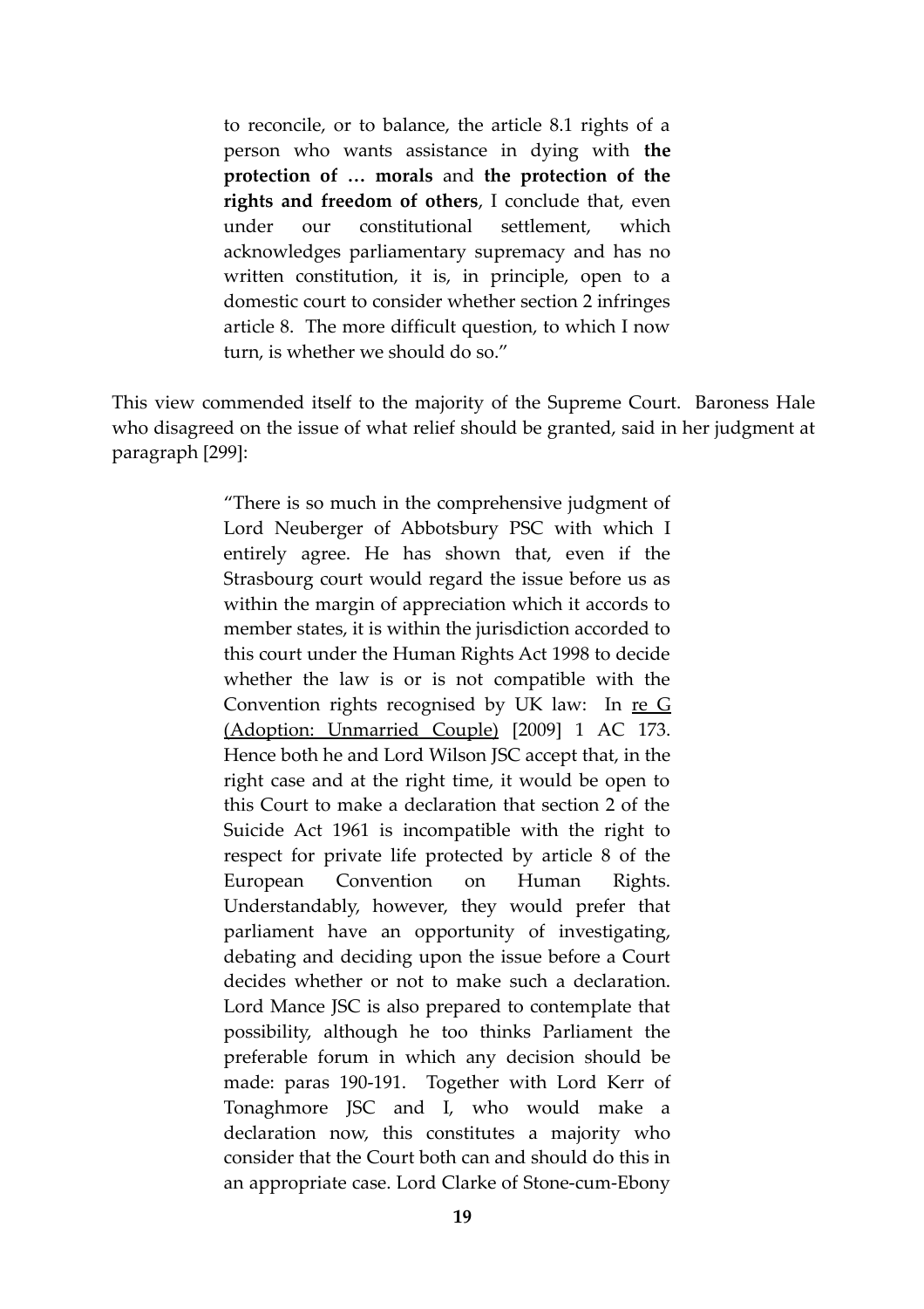> to reconcile, or to balance, the article 8.1 rights of a person who wants assistance in dying with **the protection of … morals** and **the protection of the rights and freedom of others**, I conclude that, even under our constitutional settlement, which acknowledges parliamentary supremacy and has no written constitution, it is, in principle, open to a domestic court to consider whether section 2 infringes article 8. The more difficult question, to which I now turn, is whether we should do so."

This view commended itself to the majority of the Supreme Court. Baroness Hale who disagreed on the issue of what relief should be granted, said in her judgment at paragraph [299]:

> "There is so much in the comprehensive judgment of Lord Neuberger of Abbotsbury PSC with which I entirely agree. He has shown that, even if the Strasbourg court would regard the issue before us as within the margin of appreciation which it accords to member states, it is within the jurisdiction accorded to this court under the Human Rights Act 1998 to decide whether the law is or is not compatible with the Convention rights recognised by UK law: In re G (Adoption: Unmarried Couple) [2009] 1 AC 173. Hence both he and Lord Wilson JSC accept that, in the right case and at the right time, it would be open to this Court to make a declaration that section 2 of the Suicide Act 1961 is incompatible with the right to respect for private life protected by article 8 of the European Convention on Human Rights. Understandably, however, they would prefer that parliament have an opportunity of investigating, debating and deciding upon the issue before a Court decides whether or not to make such a declaration. Lord Mance JSC is also prepared to contemplate that possibility, although he too thinks Parliament the preferable forum in which any decision should be made: paras 190-191. Together with Lord Kerr of Tonaghmore JSC and I, who would make a declaration now, this constitutes a majority who consider that the Court both can and should do this in an appropriate case. Lord Clarke of Stone-cum-Ebony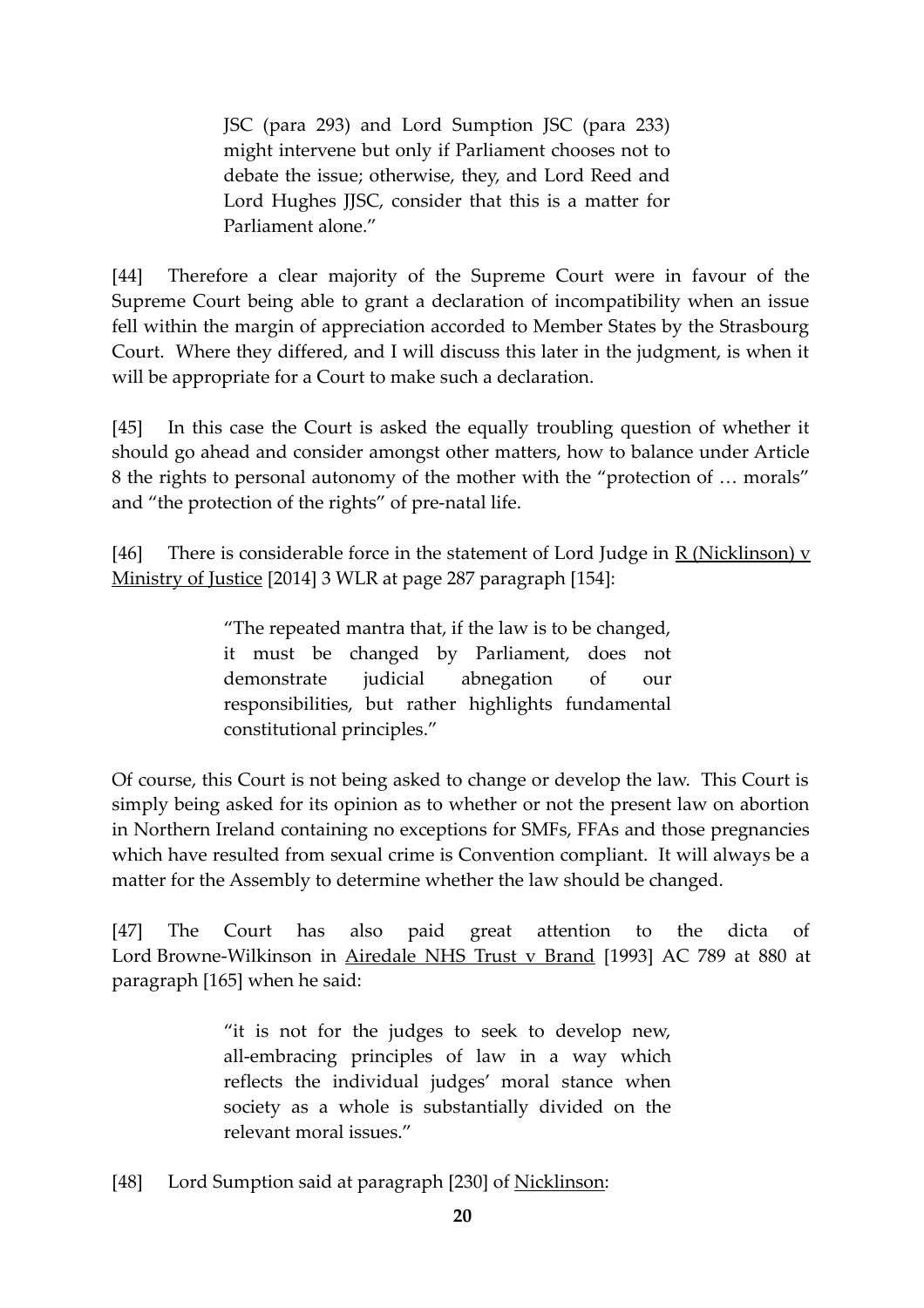> JSC (para 293) and Lord Sumption JSC (para 233) might intervene but only if Parliament chooses not to debate the issue; otherwise, they, and Lord Reed and Lord Hughes JJSC, consider that this is a matter for Parliament alone."

[44] Therefore a clear majority of the Supreme Court were in favour of the Supreme Court being able to grant a declaration of incompatibility when an issue fell within the margin of appreciation accorded to Member States by the Strasbourg Court. Where they differed, and I will discuss this later in the judgment, is when it will be appropriate for a Court to make such a declaration.

[45] In this case the Court is asked the equally troubling question of whether it should go ahead and consider amongst other matters, how to balance under Article 8 the rights to personal autonomy of the mother with the "protection of … morals" and "the protection of the rights" of pre-natal life.

[46] There is considerable force in the statement of Lord Judge in R (Nicklinson) v Ministry of Justice [2014] 3 WLR at page 287 paragraph [154]:

> "The repeated mantra that, if the law is to be changed, it must be changed by Parliament, does not demonstrate judicial abnegation of our responsibilities, but rather highlights fundamental constitutional principles."

Of course, this Court is not being asked to change or develop the law. This Court is simply being asked for its opinion as to whether or not the present law on abortion in Northern Ireland containing no exceptions for SMFs, FFAs and those pregnancies which have resulted from sexual crime is Convention compliant. It will always be a matter for the Assembly to determine whether the law should be changed.

[47] The Court has also paid great attention to the dicta of Lord Browne-Wilkinson in Airedale NHS Trust v Brand [1993] AC 789 at 880 at paragraph [165] when he said:

> "it is not for the judges to seek to develop new, all-embracing principles of law in a way which reflects the individual judges' moral stance when society as a whole is substantially divided on the relevant moral issues."

[48] Lord Sumption said at paragraph [230] of Nicklinson: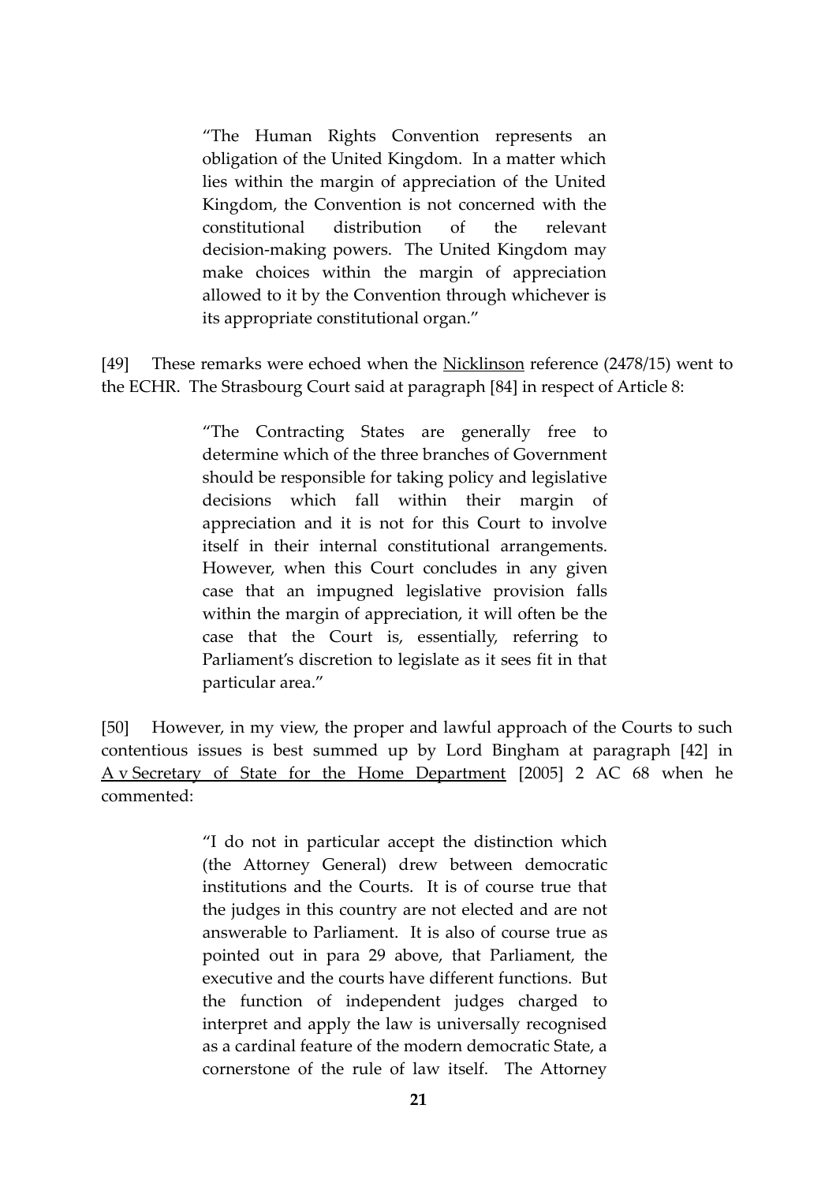> "The Human Rights Convention represents an obligation of the United Kingdom. In a matter which lies within the margin of appreciation of the United Kingdom, the Convention is not concerned with the constitutional distribution of the relevant decision-making powers. The United Kingdom may make choices within the margin of appreciation allowed to it by the Convention through whichever is its appropriate constitutional organ."

[49] These remarks were echoed when the Nicklinson reference (2478/15) went to the ECHR. The Strasbourg Court said at paragraph [84] in respect of Article 8:

> "The Contracting States are generally free to determine which of the three branches of Government should be responsible for taking policy and legislative decisions which fall within their margin of appreciation and it is not for this Court to involve itself in their internal constitutional arrangements. However, when this Court concludes in any given case that an impugned legislative provision falls within the margin of appreciation, it will often be the case that the Court is, essentially, referring to Parliament's discretion to legislate as it sees fit in that particular area."

[50] However, in my view, the proper and lawful approach of the Courts to such contentious issues is best summed up by Lord Bingham at paragraph [42] in A v Secretary of State for the Home Department [2005] 2 AC 68 when he commented:

> "I do not in particular accept the distinction which (the Attorney General) drew between democratic institutions and the Courts. It is of course true that the judges in this country are not elected and are not answerable to Parliament. It is also of course true as pointed out in para 29 above, that Parliament, the executive and the courts have different functions. But the function of independent judges charged to interpret and apply the law is universally recognised as a cardinal feature of the modern democratic State, a cornerstone of the rule of law itself. The Attorney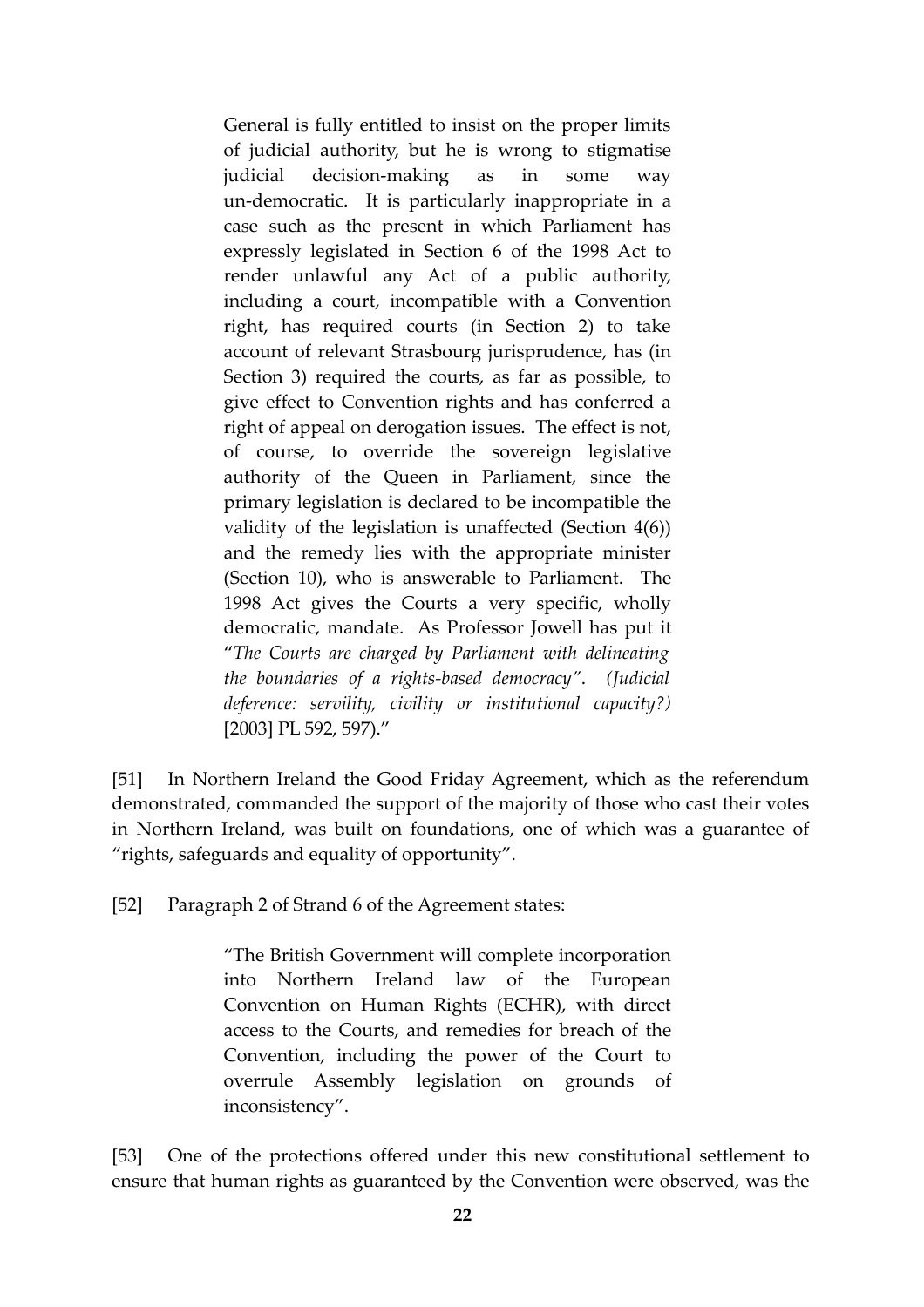> General is fully entitled to insist on the proper limits of judicial authority, but he is wrong to stigmatise judicial decision-making as in some way un-democratic. It is particularly inappropriate in a case such as the present in which Parliament has expressly legislated in Section 6 of the 1998 Act to render unlawful any Act of a public authority, including a court, incompatible with a Convention right, has required courts (in Section 2) to take account of relevant Strasbourg jurisprudence, has (in Section 3) required the courts, as far as possible, to give effect to Convention rights and has conferred a right of appeal on derogation issues. The effect is not, of course, to override the sovereign legislative authority of the Queen in Parliament, since the primary legislation is declared to be incompatible the validity of the legislation is unaffected (Section 4(6)) and the remedy lies with the appropriate minister (Section 10), who is answerable to Parliament. The 1998 Act gives the Courts a very specific, wholly democratic, mandate. As Professor Jowell has put it "*The Courts are charged by Parliament with delineating the boundaries of a rights-based democracy*". *(Judicial deference: servility, civility or institutional capacity?)* [2003] PL 592, 597)."

[51] In Northern Ireland the Good Friday Agreement, which as the referendum demonstrated, commanded the support of the majority of those who cast their votes in Northern Ireland, was built on foundations, one of which was a guarantee of "rights, safeguards and equality of opportunity".

[52] Paragraph 2 of Strand 6 of the Agreement states:

> "The British Government will complete incorporation into Northern Ireland law of the European Convention on Human Rights (ECHR), with direct access to the Courts, and remedies for breach of the Convention, including the power of the Court to overrule Assembly legislation on grounds of inconsistency".

[53] One of the protections offered under this new constitutional settlement to ensure that human rights as guaranteed by the Convention were observed, was the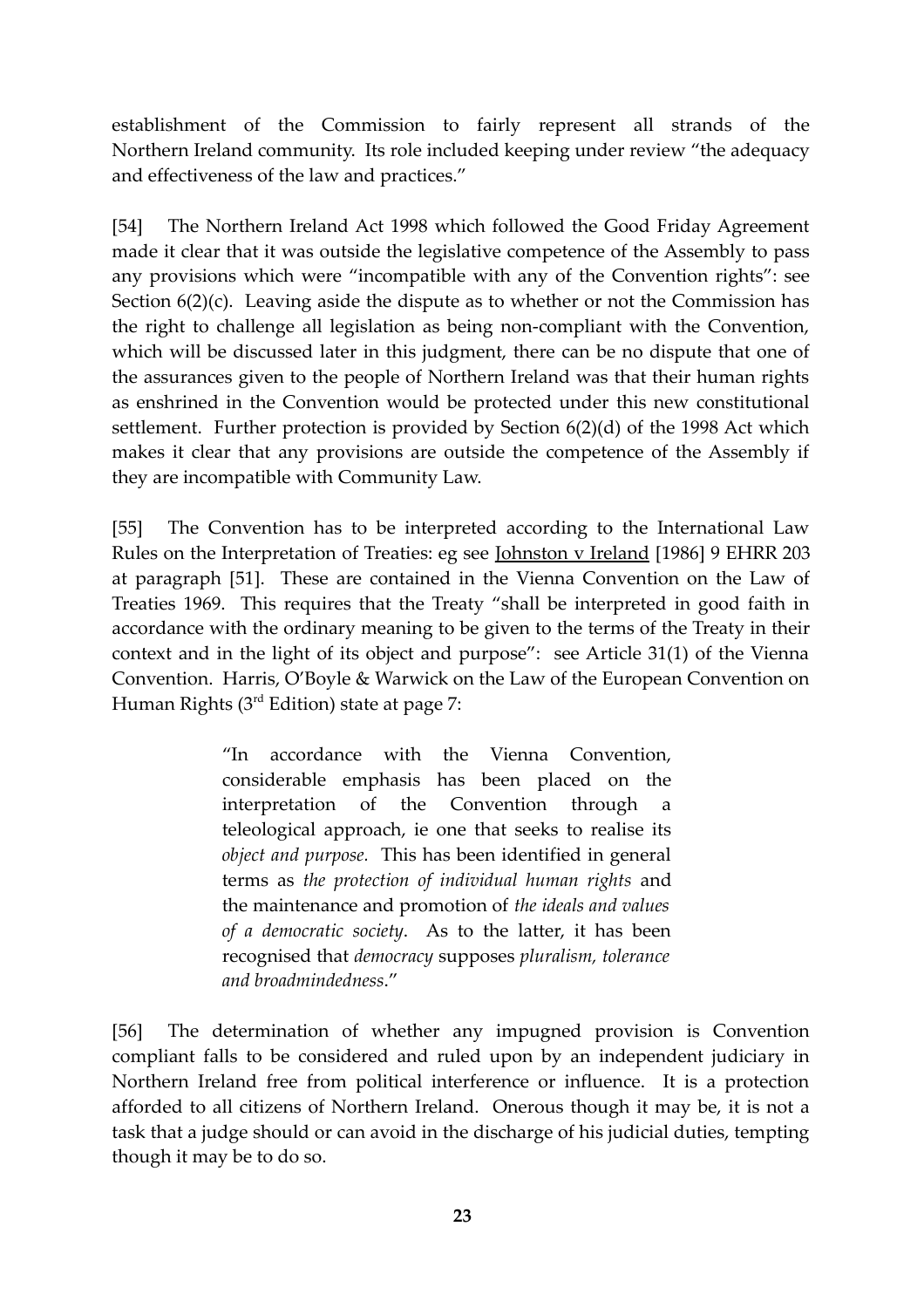establishment of the Commission to fairly represent all strands of the Northern Ireland community. Its role included keeping under review "the adequacy and effectiveness of the law and practices."

[54] The Northern Ireland Act 1998 which followed the Good Friday Agreement made it clear that it was outside the legislative competence of the Assembly to pass any provisions which were "incompatible with any of the Convention rights": see Section 6(2)(c). Leaving aside the dispute as to whether or not the Commission has the right to challenge all legislation as being non-compliant with the Convention, which will be discussed later in this judgment, there can be no dispute that one of the assurances given to the people of Northern Ireland was that their human rights as enshrined in the Convention would be protected under this new constitutional settlement. Further protection is provided by Section 6(2)(d) of the 1998 Act which makes it clear that any provisions are outside the competence of the Assembly if they are incompatible with Community Law.

[55] The Convention has to be interpreted according to the International Law Rules on the Interpretation of Treaties: eg see Johnston v Ireland [1986] 9 EHRR 203 at paragraph [51]. These are contained in the Vienna Convention on the Law of Treaties 1969. This requires that the Treaty "shall be interpreted in good faith in accordance with the ordinary meaning to be given to the terms of the Treaty in their context and in the light of its object and purpose": see Article 31(1) of the Vienna Convention. Harris, O'Boyle & Warwick on the Law of the European Convention on Human Rights (3rd Edition) state at page 7:

> "In accordance with the Vienna Convention, considerable emphasis has been placed on the interpretation of the Convention through a teleological approach, ie one that seeks to realise its *object and purpose*. This has been identified in general terms as *the protection of individual human rights* and the maintenance and promotion of *the ideals and values of a democratic society*. As to the latter, it has been recognised that *democracy* supposes *pluralism, tolerance and broadmindedness*."

[56] The determination of whether any impugned provision is Convention compliant falls to be considered and ruled upon by an independent judiciary in Northern Ireland free from political interference or influence. It is a protection afforded to all citizens of Northern Ireland. Onerous though it may be, it is not a task that a judge should or can avoid in the discharge of his judicial duties, tempting though it may be to do so.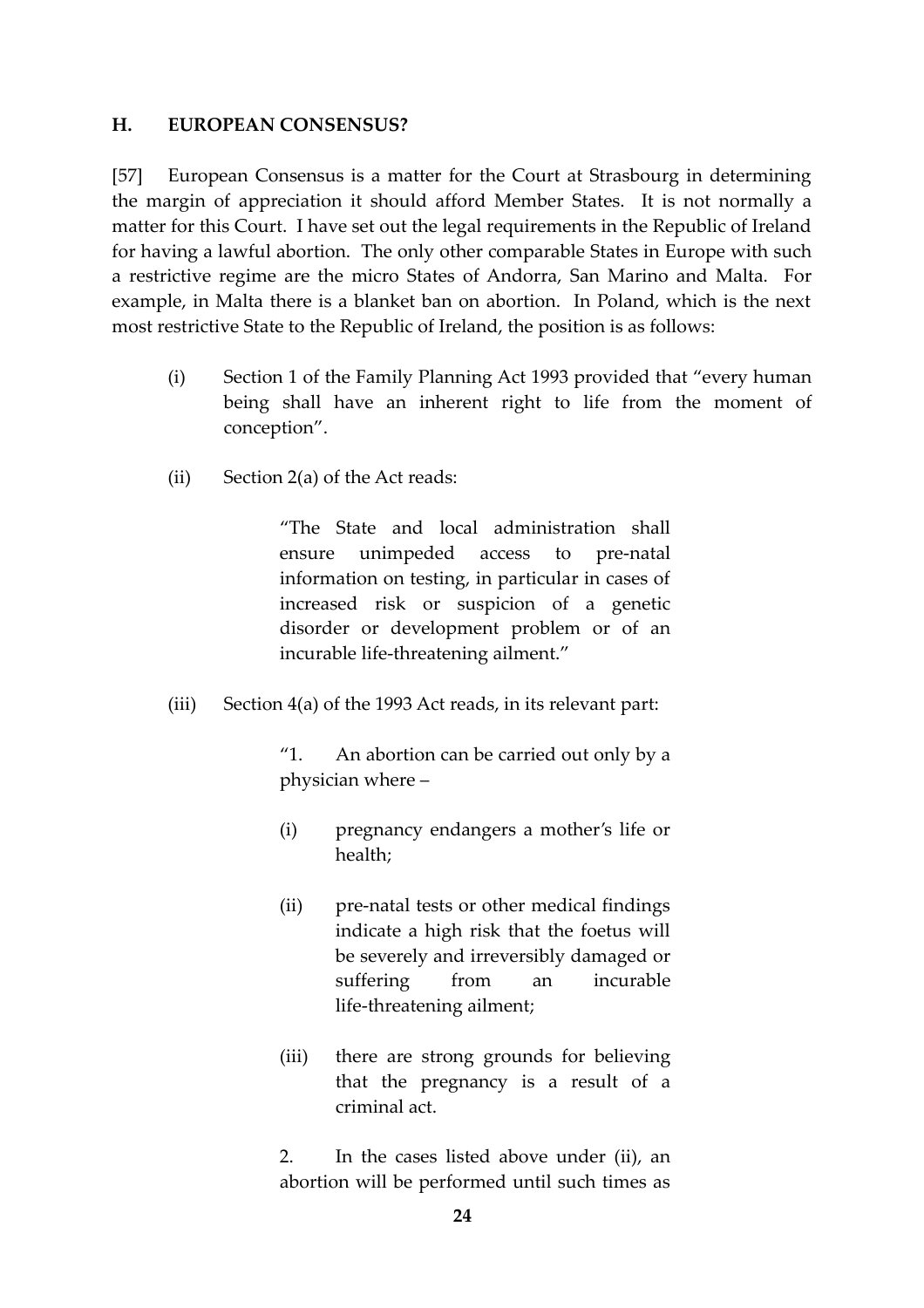## H. EUROPEAN CONSENSUS?

[57] European Consensus is a matter for the Court at Strasbourg in determining the margin of appreciation it should afford Member States. It is not normally a matter for this Court. I have set out the legal requirements in the Republic of Ireland for having a lawful abortion. The only other comparable States in Europe with such a restrictive regime are the micro States of Andorra, San Marino and Malta. For example, in Malta there is a blanket ban on abortion. In Poland, which is the next most restrictive State to the Republic of Ireland, the position is as follows:

(i) Section 1 of the Family Planning Act 1993 provided that "every human being shall have an inherent right to life from the moment of conception".

(ii) Section 2(a) of the Act reads:

> "The State and local administration shall ensure unimpeded access to pre-natal information on testing, in particular in cases of increased risk or suspicion of a genetic disorder or development problem or of an incurable life-threatening ailment."

(iii) Section 4(a) of the 1993 Act reads, in its relevant part:

> "1. An abortion can be carried out only by a physician where –
>
> (i) pregnancy endangers a mother's life or health;
>
> (ii) pre-natal tests or other medical findings indicate a high risk that the foetus will be severely and irreversibly damaged or suffering from an incurable life-threatening ailment;
>
> (iii) there are strong grounds for believing that the pregnancy is a result of a criminal act.
>
> 2. In the cases listed above under (ii), an abortion will be performed until such times as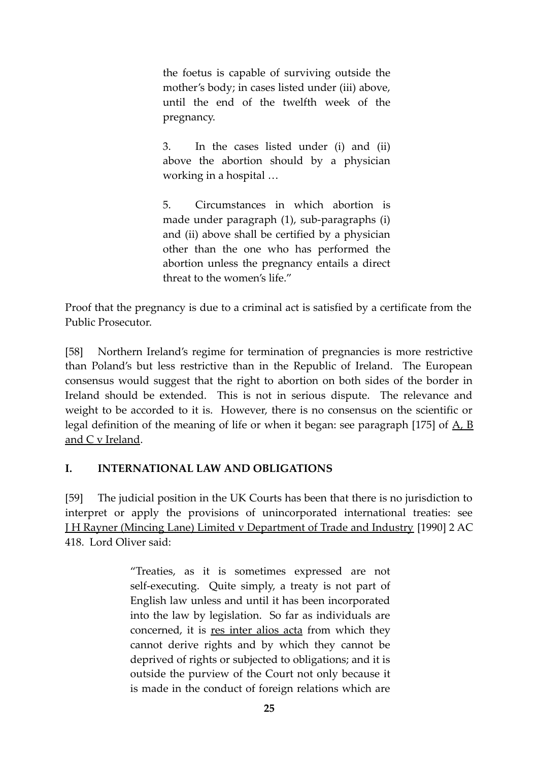> the foetus is capable of surviving outside the mother's body; in cases listed under (iii) above, until the end of the twelfth week of the pregnancy.
>
> 3. In the cases listed under (i) and (ii) above the abortion should by a physician working in a hospital …
>
> 5. Circumstances in which abortion is made under paragraph (1), sub-paragraphs (i) and (ii) above shall be certified by a physician other than the one who has performed the abortion unless the pregnancy entails a direct threat to the women's life."

Proof that the pregnancy is due to a criminal act is satisfied by a certificate from the Public Prosecutor.

[58] Northern Ireland's regime for termination of pregnancies is more restrictive than Poland's but less restrictive than in the Republic of Ireland. The European consensus would suggest that the right to abortion on both sides of the border in Ireland should be extended. This is not in serious dispute. The relevance and weight to be accorded to it is. However, there is no consensus on the scientific or legal definition of the meaning of life or when it began: see paragraph [175] of A, B and C v Ireland.

## I. INTERNATIONAL LAW AND OBLIGATIONS

[59] The judicial position in the UK Courts has been that there is no jurisdiction to interpret or apply the provisions of unincorporated international treaties: see J H Rayner (Mincing Lane) Limited v Department of Trade and Industry [1990] 2 AC 418. Lord Oliver said:

> "Treaties, as it is sometimes expressed are not self-executing. Quite simply, a treaty is not part of English law unless and until it has been incorporated into the law by legislation. So far as individuals are concerned, it is res inter alios acta from which they cannot derive rights and by which they cannot be deprived of rights or subjected to obligations; and it is outside the purview of the Court not only because it is made in the conduct of foreign relations which are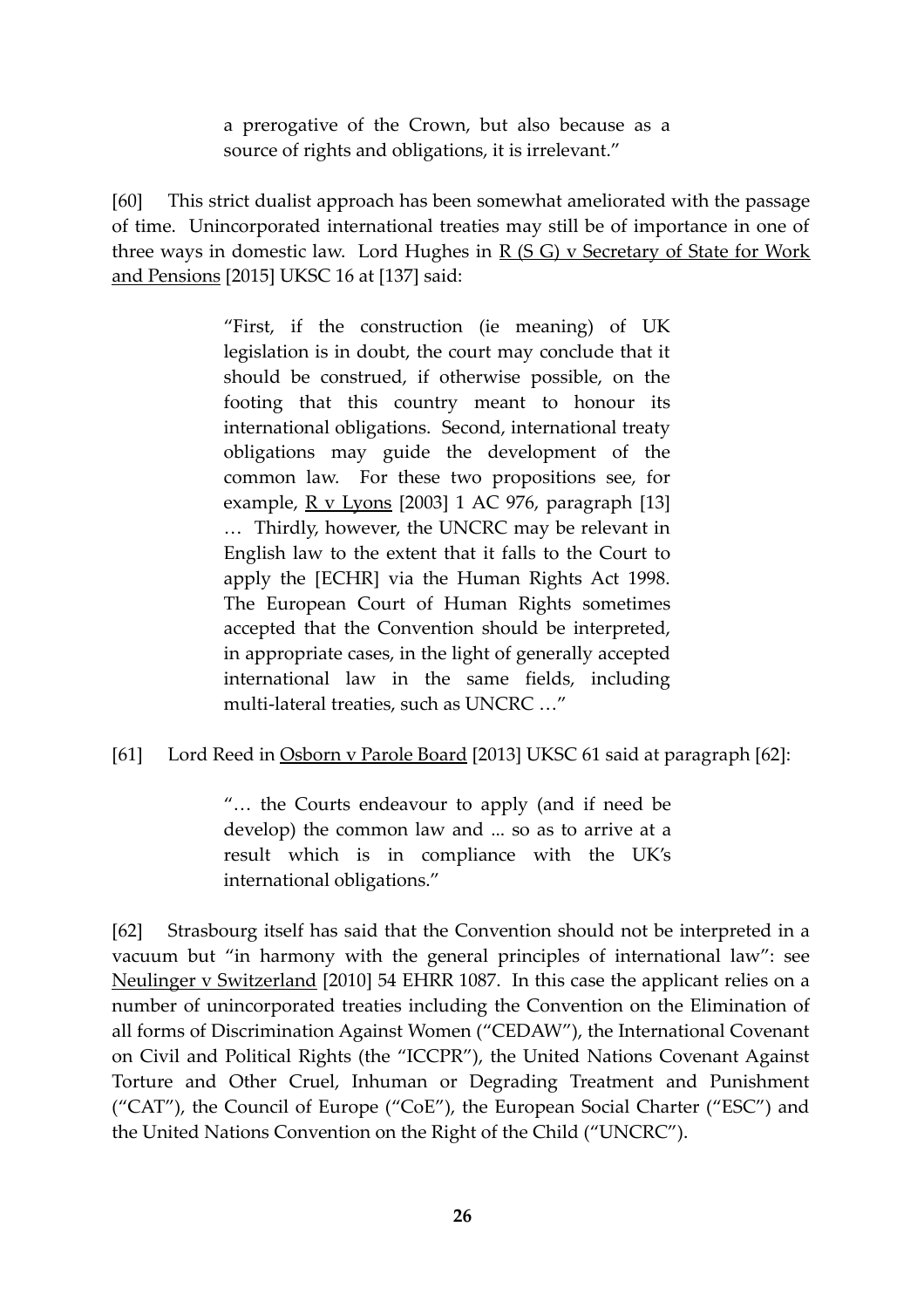> a prerogative of the Crown, but also because as a source of rights and obligations, it is irrelevant."

[60] This strict dualist approach has been somewhat ameliorated with the passage of time. Unincorporated international treaties may still be of importance in one of three ways in domestic law. Lord Hughes in R (S G) v Secretary of State for Work and Pensions [2015] UKSC 16 at [137] said:

> "First, if the construction (ie meaning) of UK legislation is in doubt, the court may conclude that it should be construed, if otherwise possible, on the footing that this country meant to honour its international obligations. Second, international treaty obligations may guide the development of the common law. For these two propositions see, for example, R v Lyons [2003] 1 AC 976, paragraph [13] … Thirdly, however, the UNCRC may be relevant in English law to the extent that it falls to the Court to apply the [ECHR] via the Human Rights Act 1998. The European Court of Human Rights sometimes accepted that the Convention should be interpreted, in appropriate cases, in the light of generally accepted international law in the same fields, including multi-lateral treaties, such as UNCRC …"

[61] Lord Reed in Osborn v Parole Board [2013] UKSC 61 said at paragraph [62]:

> "… the Courts endeavour to apply (and if need be develop) the common law and ... so as to arrive at a result which is in compliance with the UK's international obligations."

[62] Strasbourg itself has said that the Convention should not be interpreted in a vacuum but "in harmony with the general principles of international law": see Neulinger v Switzerland [2010] 54 EHRR 1087. In this case the applicant relies on a number of unincorporated treaties including the Convention on the Elimination of all forms of Discrimination Against Women ("CEDAW"), the International Covenant on Civil and Political Rights (the "ICCPR"), the United Nations Covenant Against Torture and Other Cruel, Inhuman or Degrading Treatment and Punishment ("CAT"), the Council of Europe ("CoE"), the European Social Charter ("ESC") and the United Nations Convention on the Right of the Child ("UNCRC").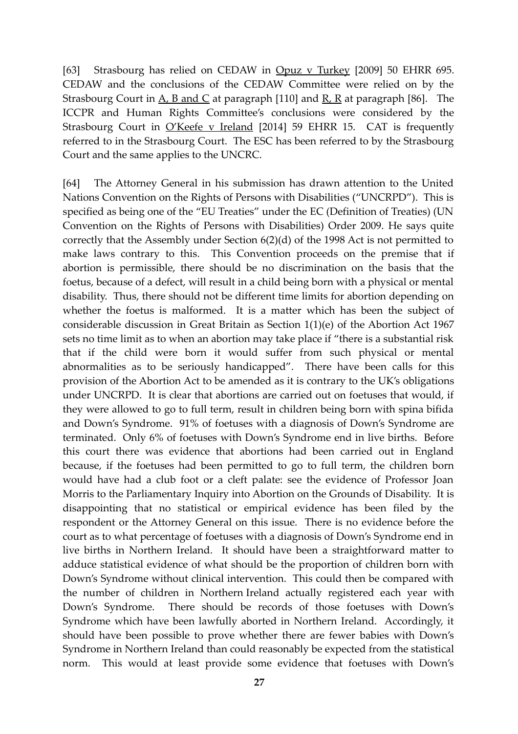[63] Strasbourg has relied on CEDAW in Opuz v Turkey [2009] 50 EHRR 695. CEDAW and the conclusions of the CEDAW Committee were relied on by the Strasbourg Court in A, B and C at paragraph [110] and R, R at paragraph [86]. The ICCPR and Human Rights Committee's conclusions were considered by the Strasbourg Court in O'Keefe v Ireland [2014] 59 EHRR 15. CAT is frequently referred to in the Strasbourg Court. The ESC has been referred to by the Strasbourg Court and the same applies to the UNCRC.

[64] The Attorney General in his submission has drawn attention to the United Nations Convention on the Rights of Persons with Disabilities ("UNCRPD"). This is specified as being one of the "EU Treaties" under the EC (Definition of Treaties) (UN Convention on the Rights of Persons with Disabilities) Order 2009. He says quite correctly that the Assembly under Section 6(2)(d) of the 1998 Act is not permitted to make laws contrary to this. This Convention proceeds on the premise that if abortion is permissible, there should be no discrimination on the basis that the foetus, because of a defect, will result in a child being born with a physical or mental disability. Thus, there should not be different time limits for abortion depending on whether the foetus is malformed. It is a matter which has been the subject of considerable discussion in Great Britain as Section 1(1)(e) of the Abortion Act 1967 sets no time limit as to when an abortion may take place if "there is a substantial risk that if the child were born it would suffer from such physical or mental abnormalities as to be seriously handicapped". There have been calls for this provision of the Abortion Act to be amended as it is contrary to the UK's obligations under UNCRPD. It is clear that abortions are carried out on foetuses that would, if they were allowed to go to full term, result in children being born with spina bifida and Down's Syndrome. 91% of foetuses with a diagnosis of Down's Syndrome are terminated. Only 6% of foetuses with Down's Syndrome end in live births. Before this court there was evidence that abortions had been carried out in England because, if the foetuses had been permitted to go to full term, the children born would have had a club foot or a cleft palate: see the evidence of Professor Joan Morris to the Parliamentary Inquiry into Abortion on the Grounds of Disability. It is disappointing that no statistical or empirical evidence has been filed by the respondent or the Attorney General on this issue. There is no evidence before the court as to what percentage of foetuses with a diagnosis of Down's Syndrome end in live births in Northern Ireland. It should have been a straightforward matter to adduce statistical evidence of what should be the proportion of children born with Down's Syndrome without clinical intervention. This could then be compared with the number of children in Northern Ireland actually registered each year with Down's Syndrome. There should be records of those foetuses with Down's Syndrome which have been lawfully aborted in Northern Ireland. Accordingly, it should have been possible to prove whether there are fewer babies with Down's Syndrome in Northern Ireland than could reasonably be expected from the statistical norm. This would at least provide some evidence that foetuses with Down's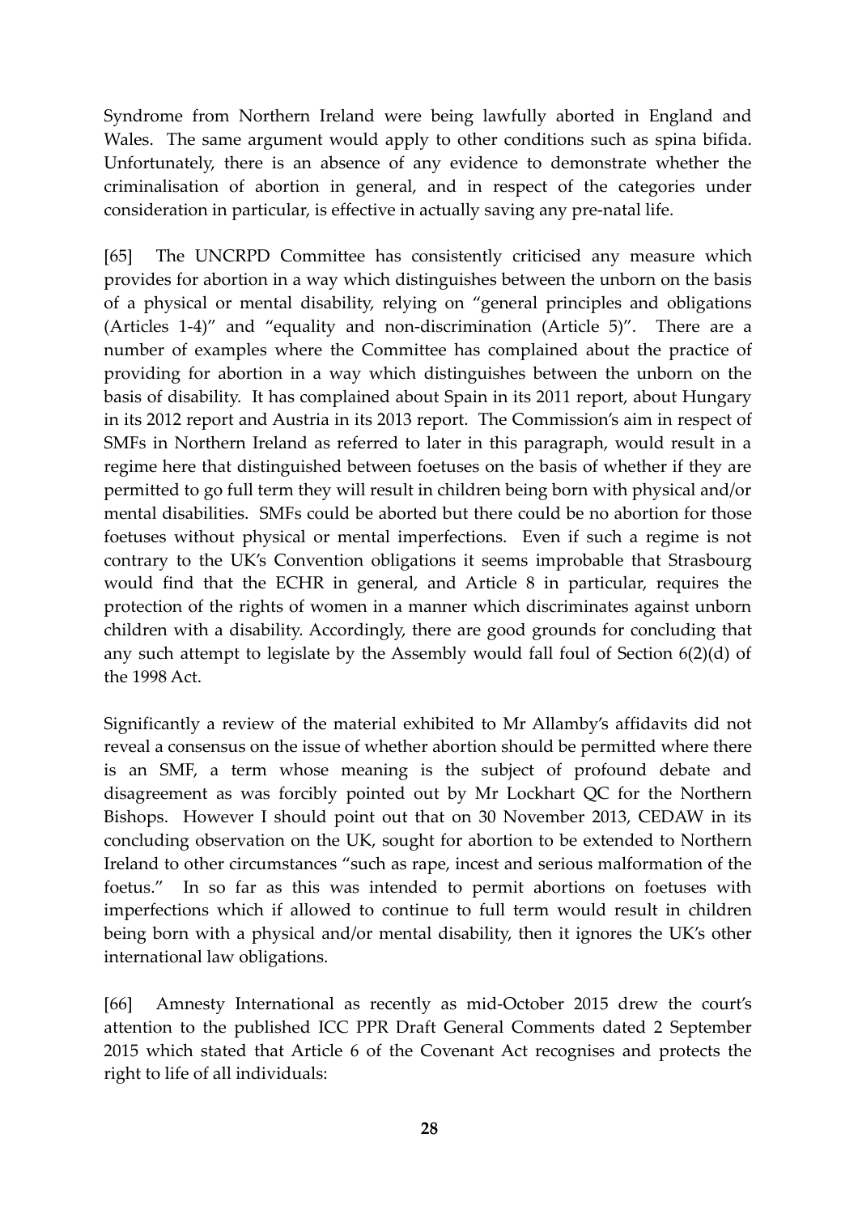Syndrome from Northern Ireland were being lawfully aborted in England and Wales. The same argument would apply to other conditions such as spina bifida. Unfortunately, there is an absence of any evidence to demonstrate whether the criminalisation of abortion in general, and in respect of the categories under consideration in particular, is effective in actually saving any pre-natal life.

[65] The UNCRPD Committee has consistently criticised any measure which provides for abortion in a way which distinguishes between the unborn on the basis of a physical or mental disability, relying on "general principles and obligations (Articles 1-4)" and "equality and non-discrimination (Article 5)". There are a number of examples where the Committee has complained about the practice of providing for abortion in a way which distinguishes between the unborn on the basis of disability. It has complained about Spain in its 2011 report, about Hungary in its 2012 report and Austria in its 2013 report. The Commission's aim in respect of SMFs in Northern Ireland as referred to later in this paragraph, would result in a regime here that distinguished between foetuses on the basis of whether if they are permitted to go full term they will result in children being born with physical and/or mental disabilities. SMFs could be aborted but there could be no abortion for those foetuses without physical or mental imperfections. Even if such a regime is not contrary to the UK's Convention obligations it seems improbable that Strasbourg would find that the ECHR in general, and Article 8 in particular, requires the protection of the rights of women in a manner which discriminates against unborn children with a disability. Accordingly, there are good grounds for concluding that any such attempt to legislate by the Assembly would fall foul of Section 6(2)(d) of the 1998 Act.

Significantly a review of the material exhibited to Mr Allamby's affidavits did not reveal a consensus on the issue of whether abortion should be permitted where there is an SMF, a term whose meaning is the subject of profound debate and disagreement as was forcibly pointed out by Mr Lockhart QC for the Northern Bishops. However I should point out that on 30 November 2013, CEDAW in its concluding observation on the UK, sought for abortion to be extended to Northern Ireland to other circumstances "such as rape, incest and serious malformation of the foetus." In so far as this was intended to permit abortions on foetuses with imperfections which if allowed to continue to full term would result in children being born with a physical and/or mental disability, then it ignores the UK's other international law obligations.

[66] Amnesty International as recently as mid-October 2015 drew the court's attention to the published ICC PPR Draft General Comments dated 2 September 2015 which stated that Article 6 of the Covenant Act recognises and protects the right to life of all individuals: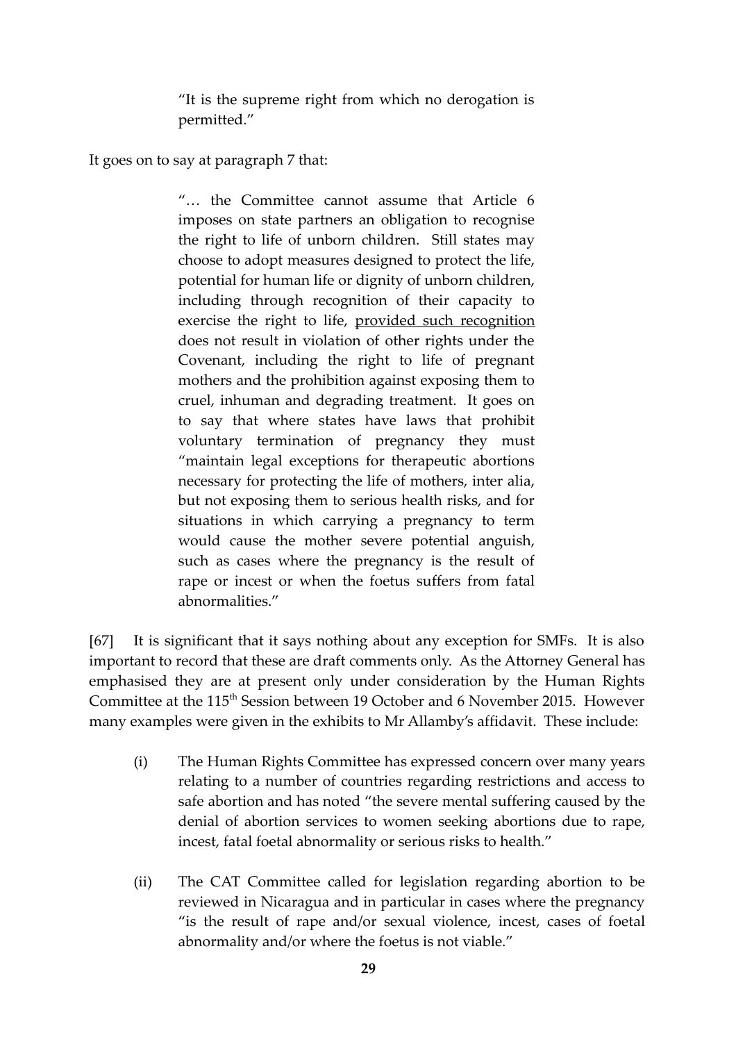> "It is the supreme right from which no derogation is permitted."

It goes on to say at paragraph 7 that:

> "… the Committee cannot assume that Article 6 imposes on state partners an obligation to recognise the right to life of unborn children. Still states may choose to adopt measures designed to protect the life, potential for human life or dignity of unborn children, including through recognition of their capacity to exercise the right to life, <u>provided such recognition</u> does not result in violation of other rights under the Covenant, including the right to life of pregnant mothers and the prohibition against exposing them to cruel, inhuman and degrading treatment. It goes on to say that where states have laws that prohibit voluntary termination of pregnancy they must "maintain legal exceptions for therapeutic abortions necessary for protecting the life of mothers, inter alia, but not exposing them to serious health risks, and for situations in which carrying a pregnancy to term would cause the mother severe potential anguish, such as cases where the pregnancy is the result of rape or incest or when the foetus suffers from fatal abnormalities."

[67] It is significant that it says nothing about any exception for SMFs. It is also important to record that these are draft comments only. As the Attorney General has emphasised they are at present only under consideration by the Human Rights Committee at the 115th Session between 19 October and 6 November 2015. However many examples were given in the exhibits to Mr Allamby's affidavit. These include:

(i) The Human Rights Committee has expressed concern over many years relating to a number of countries regarding restrictions and access to safe abortion and has noted "the severe mental suffering caused by the denial of abortion services to women seeking abortions due to rape, incest, fatal foetal abnormality or serious risks to health."

(ii) The CAT Committee called for legislation regarding abortion to be reviewed in Nicaragua and in particular in cases where the pregnancy "is the result of rape and/or sexual violence, incest, cases of foetal abnormality and/or where the foetus is not viable."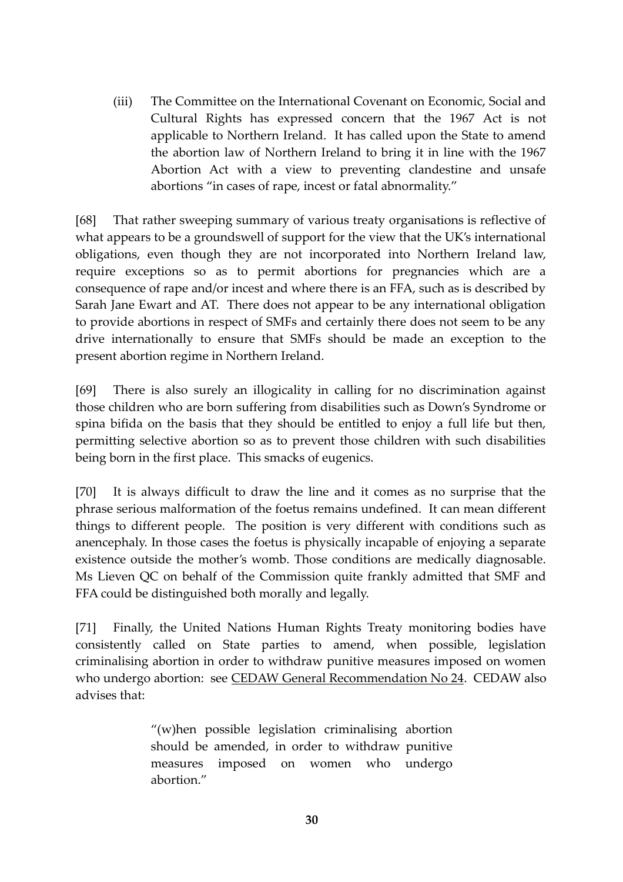(iii) The Committee on the International Covenant on Economic, Social and Cultural Rights has expressed concern that the 1967 Act is not applicable to Northern Ireland. It has called upon the State to amend the abortion law of Northern Ireland to bring it in line with the 1967 Abortion Act with a view to preventing clandestine and unsafe abortions "in cases of rape, incest or fatal abnormality."

[68] That rather sweeping summary of various treaty organisations is reflective of what appears to be a groundswell of support for the view that the UK's international obligations, even though they are not incorporated into Northern Ireland law, require exceptions so as to permit abortions for pregnancies which are a consequence of rape and/or incest and where there is an FFA, such as is described by Sarah Jane Ewart and AT. There does not appear to be any international obligation to provide abortions in respect of SMFs and certainly there does not seem to be any drive internationally to ensure that SMFs should be made an exception to the present abortion regime in Northern Ireland.

[69] There is also surely an illogicality in calling for no discrimination against those children who are born suffering from disabilities such as Down's Syndrome or spina bifida on the basis that they should be entitled to enjoy a full life but then, permitting selective abortion so as to prevent those children with such disabilities being born in the first place. This smacks of eugenics.

[70] It is always difficult to draw the line and it comes as no surprise that the phrase serious malformation of the foetus remains undefined. It can mean different things to different people. The position is very different with conditions such as anencephaly. In those cases the foetus is physically incapable of enjoying a separate existence outside the mother's womb. Those conditions are medically diagnosable. Ms Lieven QC on behalf of the Commission quite frankly admitted that SMF and FFA could be distinguished both morally and legally.

[71] Finally, the United Nations Human Rights Treaty monitoring bodies have consistently called on State parties to amend, when possible, legislation criminalising abortion in order to withdraw punitive measures imposed on women who undergo abortion: see CEDAW General Recommendation No 24. CEDAW also advises that:

> "(w)hen possible legislation criminalising abortion should be amended, in order to withdraw punitive measures imposed on women who undergo abortion."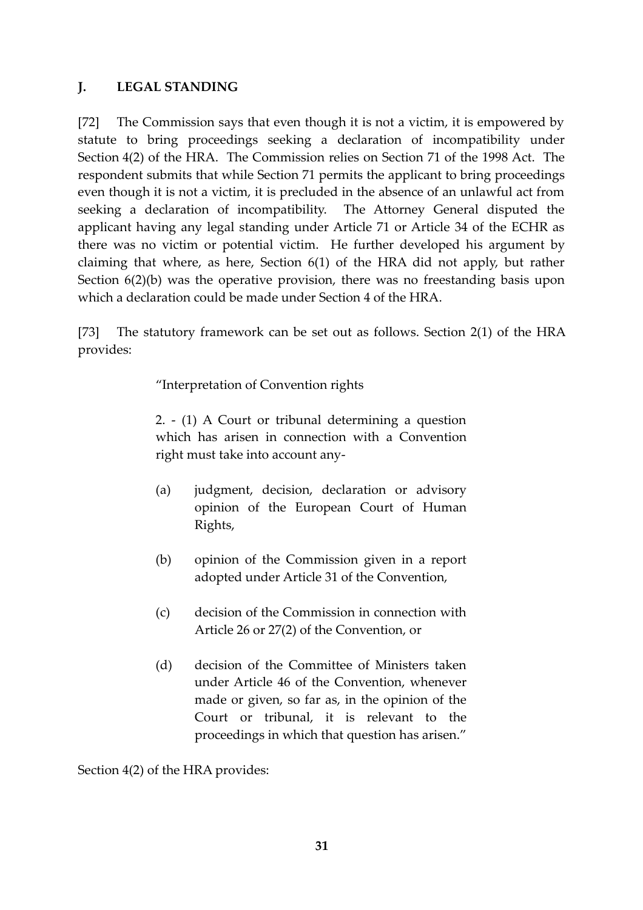## J. LEGAL STANDING

[72] The Commission says that even though it is not a victim, it is empowered by statute to bring proceedings seeking a declaration of incompatibility under Section 4(2) of the HRA. The Commission relies on Section 71 of the 1998 Act. The respondent submits that while Section 71 permits the applicant to bring proceedings even though it is not a victim, it is precluded in the absence of an unlawful act from seeking a declaration of incompatibility. The Attorney General disputed the applicant having any legal standing under Article 71 or Article 34 of the ECHR as there was no victim or potential victim. He further developed his argument by claiming that where, as here, Section 6(1) of the HRA did not apply, but rather Section 6(2)(b) was the operative provision, there was no freestanding basis upon which a declaration could be made under Section 4 of the HRA.

[73] The statutory framework can be set out as follows. Section 2(1) of the HRA provides:

> "Interpretation of Convention rights
>
> 2. - (1) A Court or tribunal determining a question which has arisen in connection with a Convention right must take into account any-
>
> (a) judgment, decision, declaration or advisory opinion of the European Court of Human Rights,
>
> (b) opinion of the Commission given in a report adopted under Article 31 of the Convention,
>
> (c) decision of the Commission in connection with Article 26 or 27(2) of the Convention, or
>
> (d) decision of the Committee of Ministers taken under Article 46 of the Convention, whenever made or given, so far as, in the opinion of the Court or tribunal, it is relevant to the proceedings in which that question has arisen."

Section 4(2) of the HRA provides: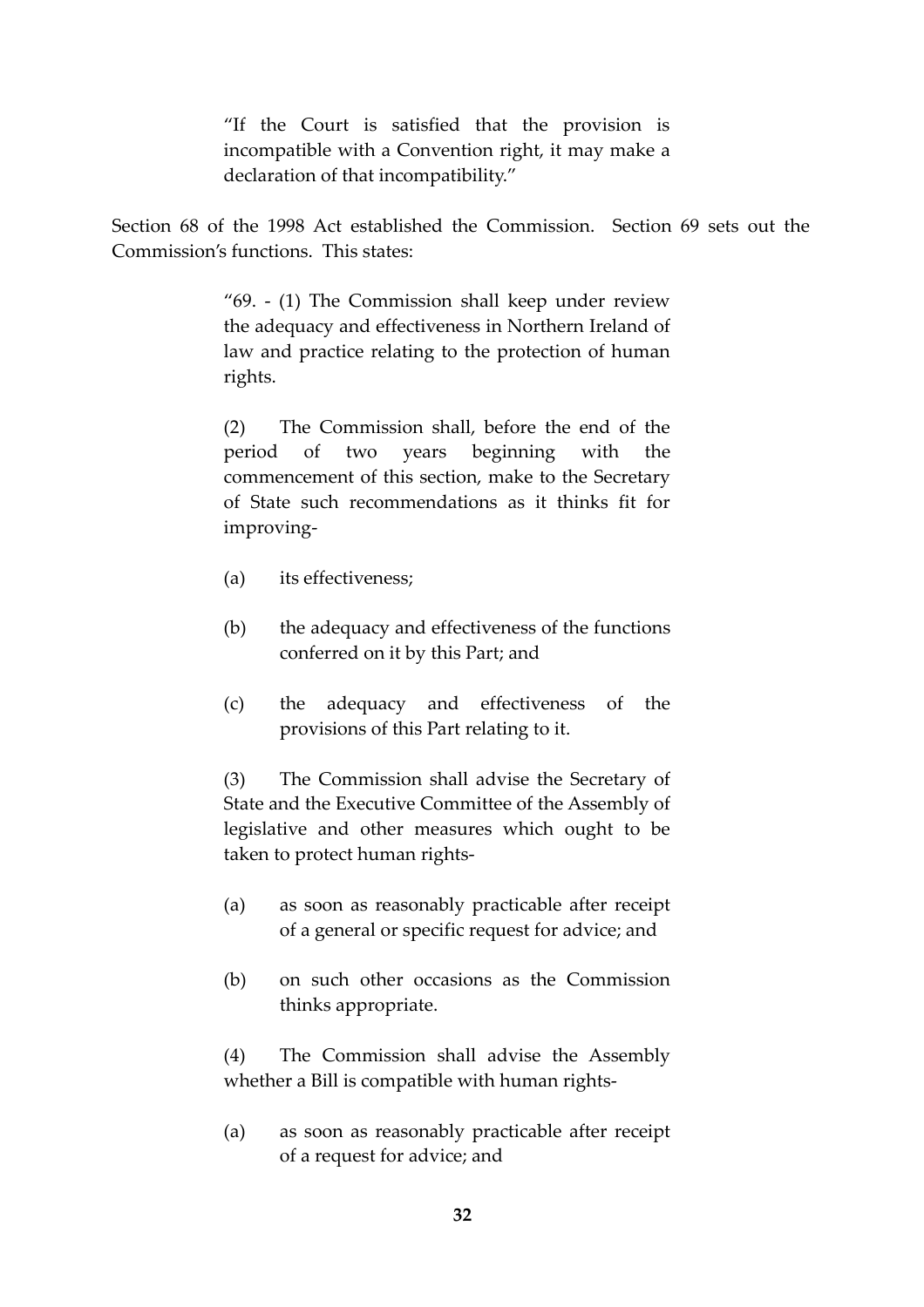> "If the Court is satisfied that the provision is incompatible with a Convention right, it may make a declaration of that incompatibility."

Section 68 of the 1998 Act established the Commission. Section 69 sets out the Commission's functions. This states:

> "69. - (1) The Commission shall keep under review the adequacy and effectiveness in Northern Ireland of law and practice relating to the protection of human rights.
>
> (2) The Commission shall, before the end of the period of two years beginning with the commencement of this section, make to the Secretary of State such recommendations as it thinks fit for improving-
>
> (a) its effectiveness;
>
> (b) the adequacy and effectiveness of the functions conferred on it by this Part; and
>
> (c) the adequacy and effectiveness of the provisions of this Part relating to it.
>
> (3) The Commission shall advise the Secretary of State and the Executive Committee of the Assembly of legislative and other measures which ought to be taken to protect human rights-
>
> (a) as soon as reasonably practicable after receipt of a general or specific request for advice; and
>
> (b) on such other occasions as the Commission thinks appropriate.
>
> (4) The Commission shall advise the Assembly whether a Bill is compatible with human rights-
>
> (a) as soon as reasonably practicable after receipt of a request for advice; and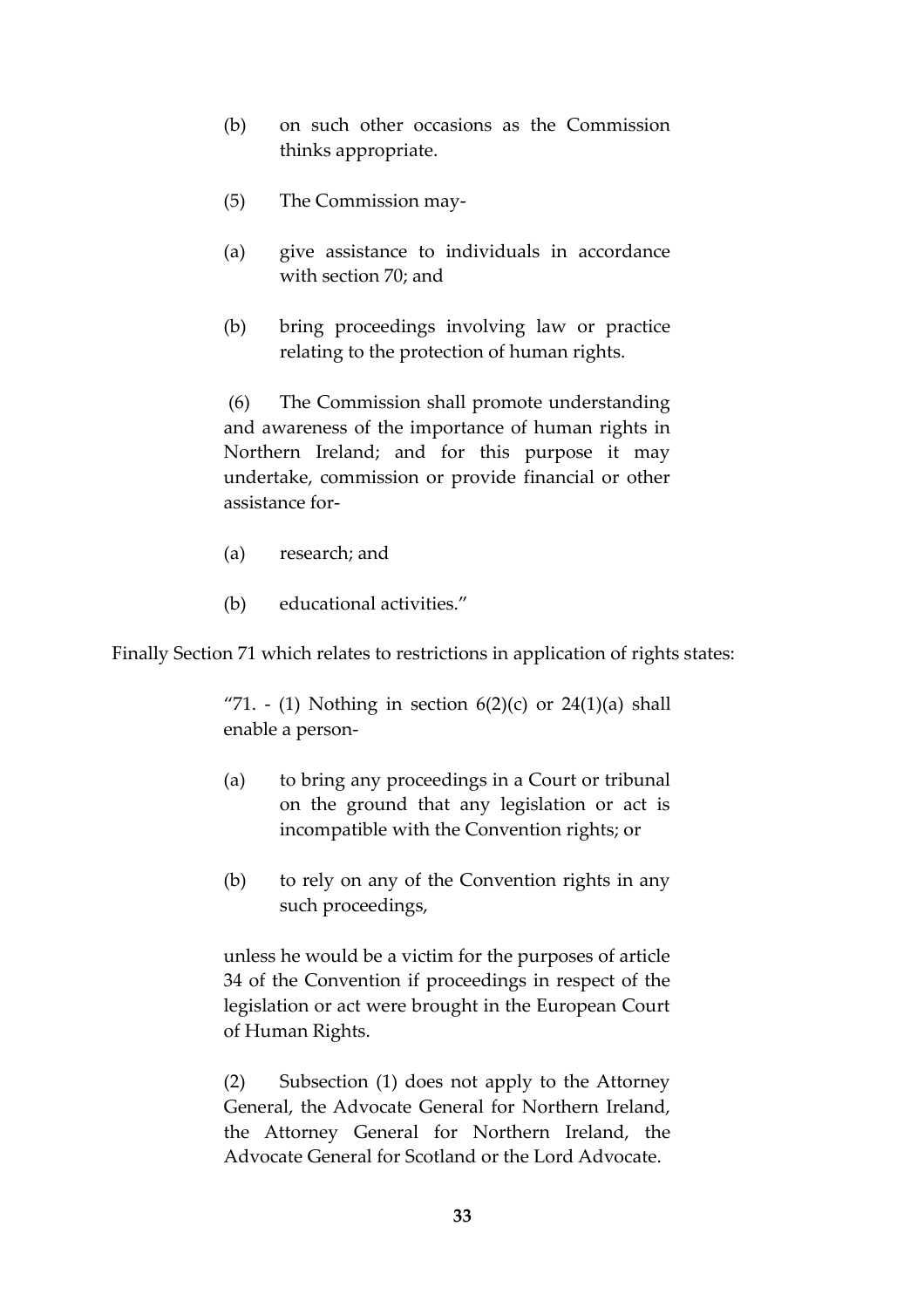> (b) on such other occasions as the Commission thinks appropriate.
>
> (5) The Commission may-
>
> (a) give assistance to individuals in accordance with section 70; and
>
> (b) bring proceedings involving law or practice relating to the protection of human rights.
>
> (6) The Commission shall promote understanding and awareness of the importance of human rights in Northern Ireland; and for this purpose it may undertake, commission or provide financial or other assistance for-
>
> (a) research; and
>
> (b) educational activities."

Finally Section 71 which relates to restrictions in application of rights states:

> "71. - (1) Nothing in section 6(2)(c) or 24(1)(a) shall enable a person-
>
> (a) to bring any proceedings in a Court or tribunal on the ground that any legislation or act is incompatible with the Convention rights; or
>
> (b) to rely on any of the Convention rights in any such proceedings,
>
> unless he would be a victim for the purposes of article 34 of the Convention if proceedings in respect of the legislation or act were brought in the European Court of Human Rights.
>
> (2) Subsection (1) does not apply to the Attorney General, the Advocate General for Northern Ireland, the Attorney General for Northern Ireland, the Advocate General for Scotland or the Lord Advocate.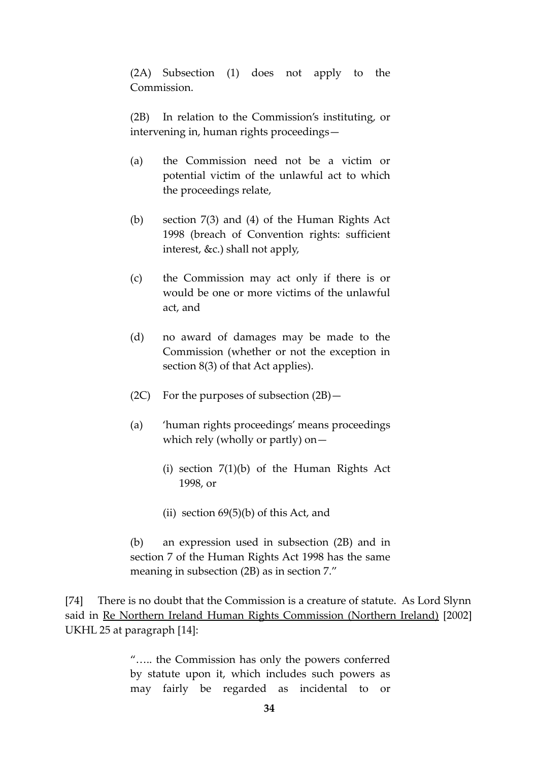> (2A) Subsection (1) does not apply to the Commission.
>
> (2B) In relation to the Commission's instituting, or intervening in, human rights proceedings—
>
> (a) the Commission need not be a victim or potential victim of the unlawful act to which the proceedings relate,
>
> (b) section 7(3) and (4) of the Human Rights Act 1998 (breach of Convention rights: sufficient interest, &c.) shall not apply,
>
> (c) the Commission may act only if there is or would be one or more victims of the unlawful act, and
>
> (d) no award of damages may be made to the Commission (whether or not the exception in section 8(3) of that Act applies).
>
> (2C) For the purposes of subsection (2B)—
>
> (a) 'human rights proceedings' means proceedings which rely (wholly or partly) on—
>
> (i) section 7(1)(b) of the Human Rights Act 1998, or
>
> (ii) section 69(5)(b) of this Act, and
>
> (b) an expression used in subsection (2B) and in section 7 of the Human Rights Act 1998 has the same meaning in subsection (2B) as in section 7."

[74] There is no doubt that the Commission is a creature of statute. As Lord Slynn said in Re Northern Ireland Human Rights Commission (Northern Ireland) [2002] UKHL 25 at paragraph [14]:

> "….. the Commission has only the powers conferred by statute upon it, which includes such powers as may fairly be regarded as incidental to or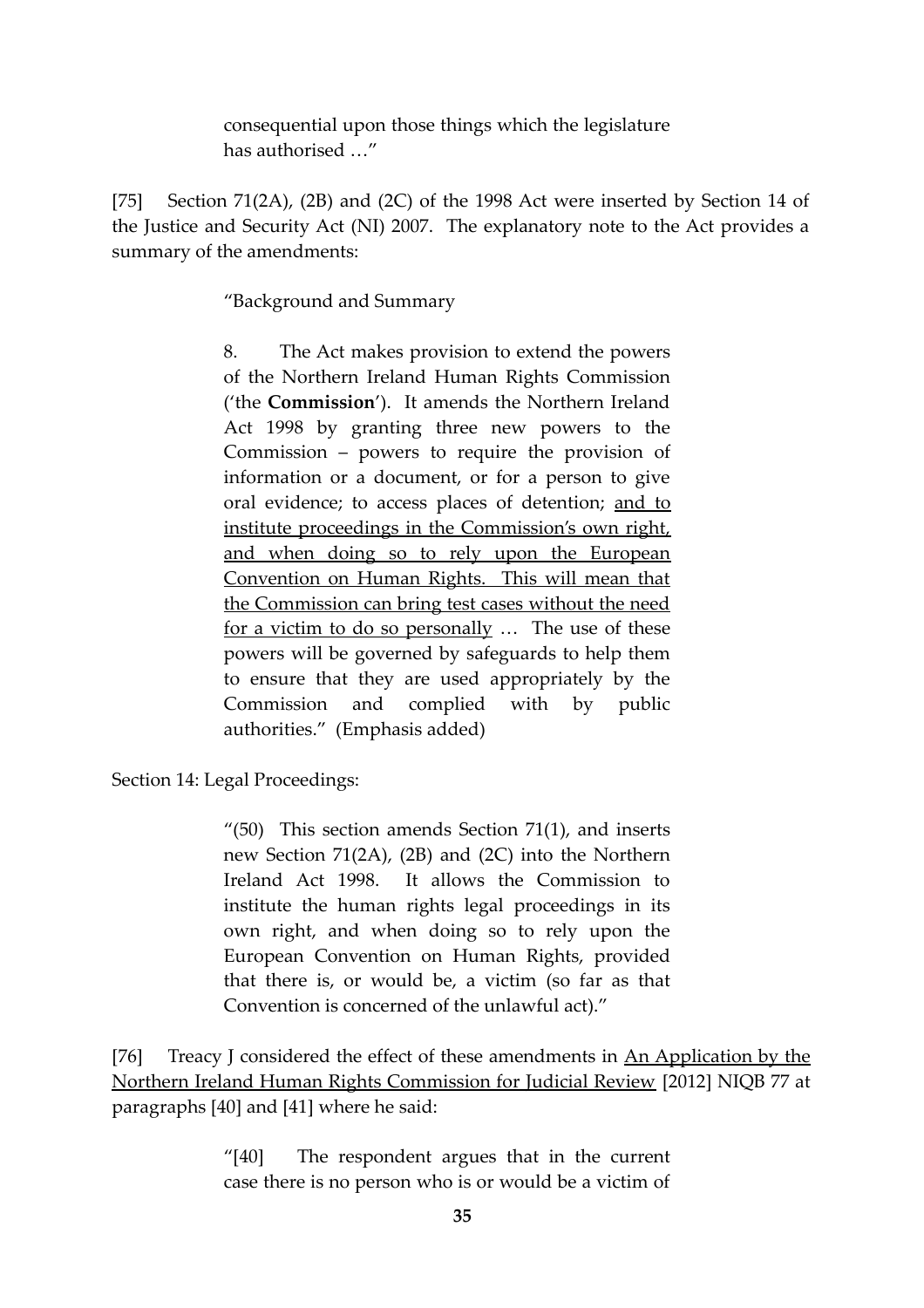consequential upon those things which the legislature has authorised …"

[75] Section 71(2A), (2B) and (2C) of the 1998 Act were inserted by Section 14 of the Justice and Security Act (NI) 2007. The explanatory note to the Act provides a summary of the amendments:

> "Background and Summary
>
> 8. The Act makes provision to extend the powers of the Northern Ireland Human Rights Commission ('the **Commission**'). It amends the Northern Ireland Act 1998 by granting three new powers to the Commission – powers to require the provision of information or a document, or for a person to give oral evidence; to access places of detention; <u>and to institute proceedings in the Commission's own right, and when doing so to rely upon the European Convention on Human Rights. This will mean that the Commission can bring test cases without the need for a victim to do so personally</u> … The use of these powers will be governed by safeguards to help them to ensure that they are used appropriately by the Commission and complied with by public authorities." (Emphasis added)

Section 14: Legal Proceedings:

> "(50) This section amends Section 71(1), and inserts new Section 71(2A), (2B) and (2C) into the Northern Ireland Act 1998. It allows the Commission to institute the human rights legal proceedings in its own right, and when doing so to rely upon the European Convention on Human Rights, provided that there is, or would be, a victim (so far as that Convention is concerned of the unlawful act)."

[76] Treacy J considered the effect of these amendments in <u>An Application by the Northern Ireland Human Rights Commission for Judicial Review</u> [2012] NIQB 77 at paragraphs [40] and [41] where he said:

> "[40] The respondent argues that in the current case there is no person who is or would be a victim of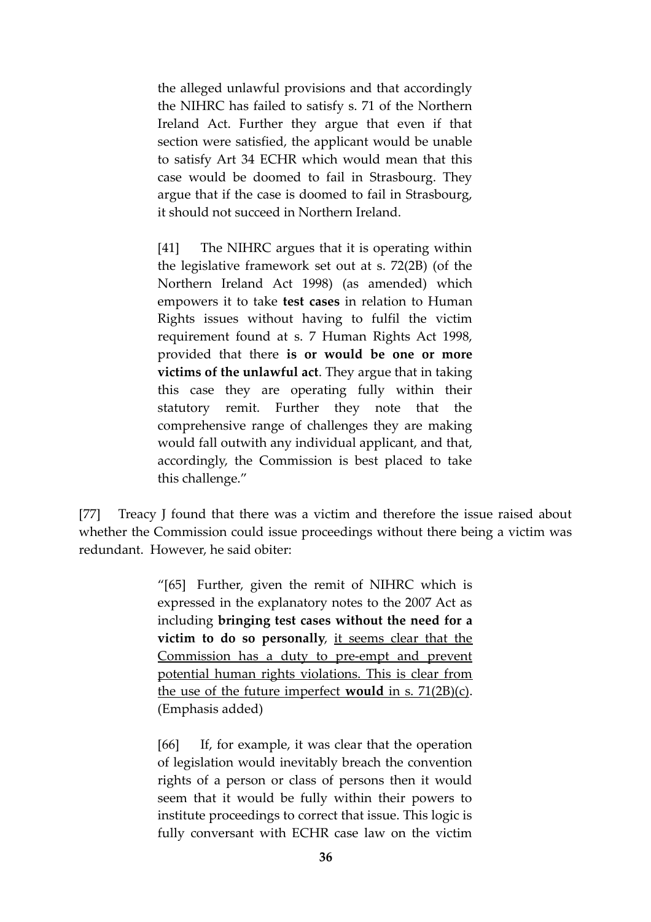> the alleged unlawful provisions and that accordingly the NIHRC has failed to satisfy s. 71 of the Northern Ireland Act. Further they argue that even if that section were satisfied, the applicant would be unable to satisfy Art 34 ECHR which would mean that this case would be doomed to fail in Strasbourg. They argue that if the case is doomed to fail in Strasbourg, it should not succeed in Northern Ireland.
>
> [41] The NIHRC argues that it is operating within the legislative framework set out at s. 72(2B) (of the Northern Ireland Act 1998) (as amended) which empowers it to take **test cases** in relation to Human Rights issues without having to fulfil the victim requirement found at s. 7 Human Rights Act 1998, provided that there **is or would be one or more victims of the unlawful act**. They argue that in taking this case they are operating fully within their statutory remit. Further they note that the comprehensive range of challenges they are making would fall outwith any individual applicant, and that, accordingly, the Commission is best placed to take this challenge."

[77] Treacy J found that there was a victim and therefore the issue raised about whether the Commission could issue proceedings without there being a victim was redundant. However, he said obiter:

> "[65] Further, given the remit of NIHRC which is expressed in the explanatory notes to the 2007 Act as including **bringing test cases without the need for a victim to do so personally**, <u>it seems clear that the Commission has a duty to pre-empt and prevent potential human rights violations. This is clear from the use of the future imperfect **would** in s. 71(2B)(c)</u>. (Emphasis added)
>
> [66] If, for example, it was clear that the operation of legislation would inevitably breach the convention rights of a person or class of persons then it would seem that it would be fully within their powers to institute proceedings to correct that issue. This logic is fully conversant with ECHR case law on the victim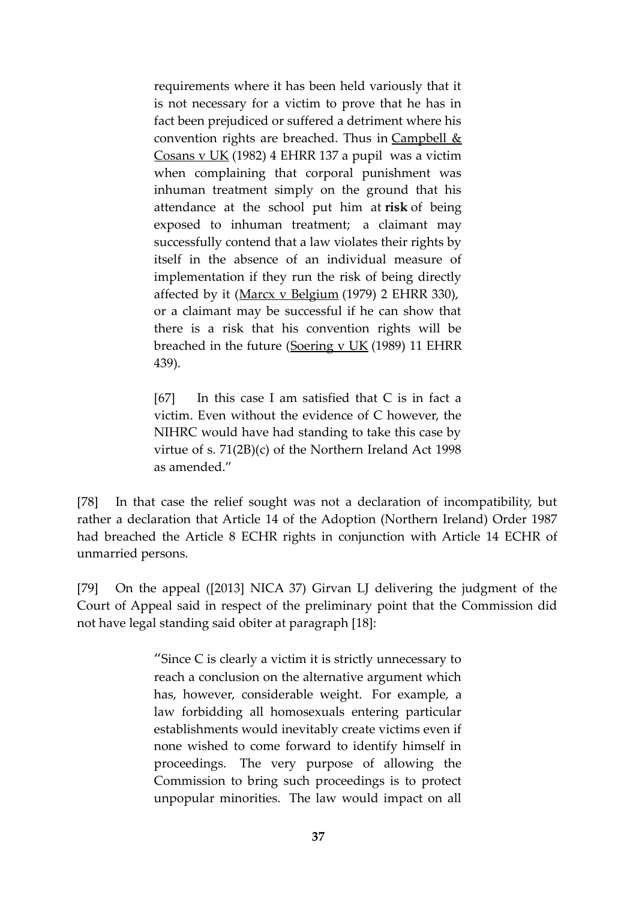> requirements where it has been held variously that it is not necessary for a victim to prove that he has in fact been prejudiced or suffered a detriment where his convention rights are breached. Thus in Campbell & Cosans v UK (1982) 4 EHRR 137 a pupil was a victim when complaining that corporal punishment was inhuman treatment simply on the ground that his attendance at the school put him at **risk** of being exposed to inhuman treatment; a claimant may successfully contend that a law violates their rights by itself in the absence of an individual measure of implementation if they run the risk of being directly affected by it (Marcx v Belgium (1979) 2 EHRR 330), or a claimant may be successful if he can show that there is a risk that his convention rights will be breached in the future (Soering v UK (1989) 11 EHRR 439).
>
> [67] In this case I am satisfied that C is in fact a victim. Even without the evidence of C however, the NIHRC would have had standing to take this case by virtue of s. 71(2B)(c) of the Northern Ireland Act 1998 as amended."

[78] In that case the relief sought was not a declaration of incompatibility, but rather a declaration that Article 14 of the Adoption (Northern Ireland) Order 1987 had breached the Article 8 ECHR rights in conjunction with Article 14 ECHR of unmarried persons.

[79] On the appeal ([2013] NICA 37) Girvan LJ delivering the judgment of the Court of Appeal said in respect of the preliminary point that the Commission did not have legal standing said obiter at paragraph [18]:

> "Since C is clearly a victim it is strictly unnecessary to reach a conclusion on the alternative argument which has, however, considerable weight. For example, a law forbidding all homosexuals entering particular establishments would inevitably create victims even if none wished to come forward to identify himself in proceedings. The very purpose of allowing the Commission to bring such proceedings is to protect unpopular minorities. The law would impact on all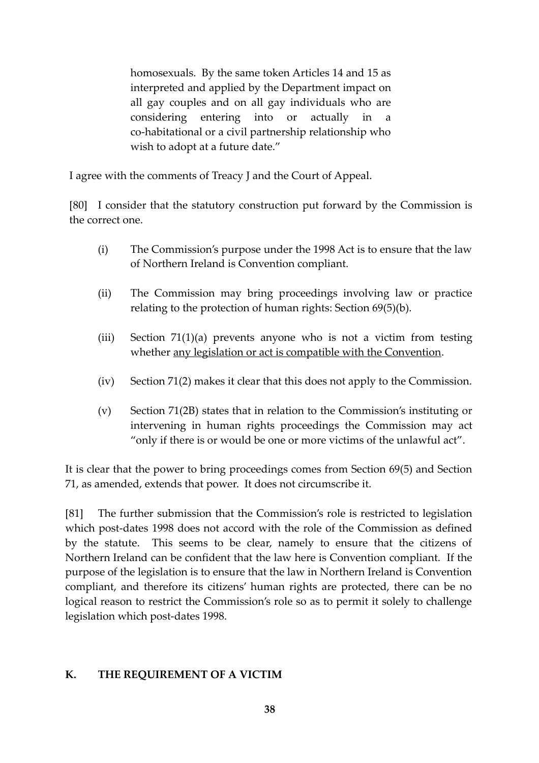> homosexuals. By the same token Articles 14 and 15 as interpreted and applied by the Department impact on all gay couples and on all gay individuals who are considering entering into or actually in a co-habitational or a civil partnership relationship who wish to adopt at a future date."

I agree with the comments of Treacy J and the Court of Appeal.

[80] I consider that the statutory construction put forward by the Commission is the correct one.

(i) The Commission's purpose under the 1998 Act is to ensure that the law of Northern Ireland is Convention compliant.

(ii) The Commission may bring proceedings involving law or practice relating to the protection of human rights: Section 69(5)(b).

(iii) Section 71(1)(a) prevents anyone who is not a victim from testing whether <u>any legislation or act is compatible with the Convention</u>.

(iv) Section 71(2) makes it clear that this does not apply to the Commission.

(v) Section 71(2B) states that in relation to the Commission's instituting or intervening in human rights proceedings the Commission may act "only if there is or would be one or more victims of the unlawful act".

It is clear that the power to bring proceedings comes from Section 69(5) and Section 71, as amended, extends that power. It does not circumscribe it.

[81] The further submission that the Commission's role is restricted to legislation which post-dates 1998 does not accord with the role of the Commission as defined by the statute. This seems to be clear, namely to ensure that the citizens of Northern Ireland can be confident that the law here is Convention compliant. If the purpose of the legislation is to ensure that the law in Northern Ireland is Convention compliant, and therefore its citizens' human rights are protected, there can be no logical reason to restrict the Commission's role so as to permit it solely to challenge legislation which post-dates 1998.

## K. THE REQUIREMENT OF A VICTIM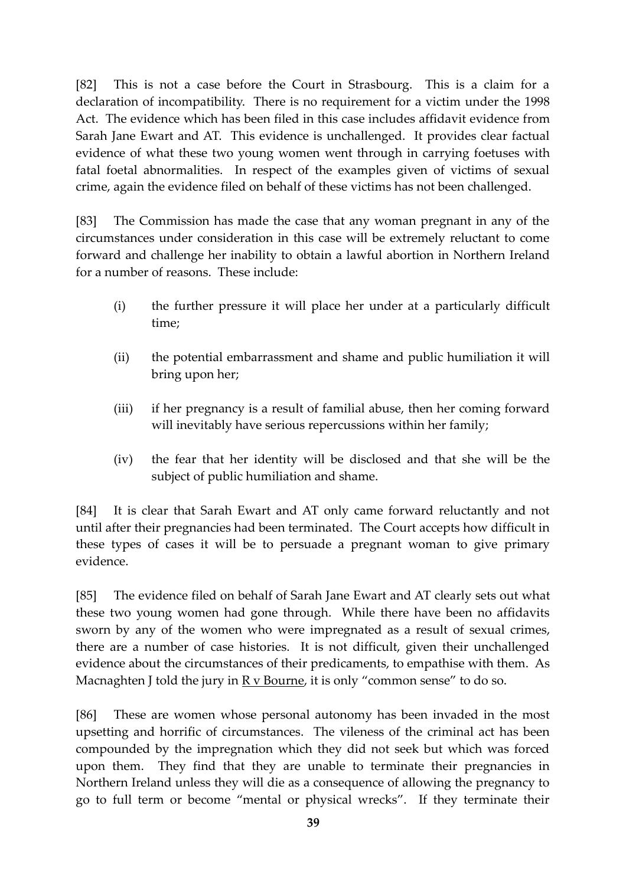[82] This is not a case before the Court in Strasbourg. This is a claim for a declaration of incompatibility. There is no requirement for a victim under the 1998 Act. The evidence which has been filed in this case includes affidavit evidence from Sarah Jane Ewart and AT. This evidence is unchallenged. It provides clear factual evidence of what these two young women went through in carrying foetuses with fatal foetal abnormalities. In respect of the examples given of victims of sexual crime, again the evidence filed on behalf of these victims has not been challenged.

[83] The Commission has made the case that any woman pregnant in any of the circumstances under consideration in this case will be extremely reluctant to come forward and challenge her inability to obtain a lawful abortion in Northern Ireland for a number of reasons. These include:

(i) the further pressure it will place her under at a particularly difficult time;

(ii) the potential embarrassment and shame and public humiliation it will bring upon her;

(iii) if her pregnancy is a result of familial abuse, then her coming forward will inevitably have serious repercussions within her family;

(iv) the fear that her identity will be disclosed and that she will be the subject of public humiliation and shame.

[84] It is clear that Sarah Ewart and AT only came forward reluctantly and not until after their pregnancies had been terminated. The Court accepts how difficult in these types of cases it will be to persuade a pregnant woman to give primary evidence.

[85] The evidence filed on behalf of Sarah Jane Ewart and AT clearly sets out what these two young women had gone through. While there have been no affidavits sworn by any of the women who were impregnated as a result of sexual crimes, there are a number of case histories. It is not difficult, given their unchallenged evidence about the circumstances of their predicaments, to empathise with them. As Macnaghten J told the jury in R v Bourne, it is only "common sense" to do so.

[86] These are women whose personal autonomy has been invaded in the most upsetting and horrific of circumstances. The vileness of the criminal act has been compounded by the impregnation which they did not seek but which was forced upon them. They find that they are unable to terminate their pregnancies in Northern Ireland unless they will die as a consequence of allowing the pregnancy to go to full term or become "mental or physical wrecks". If they terminate their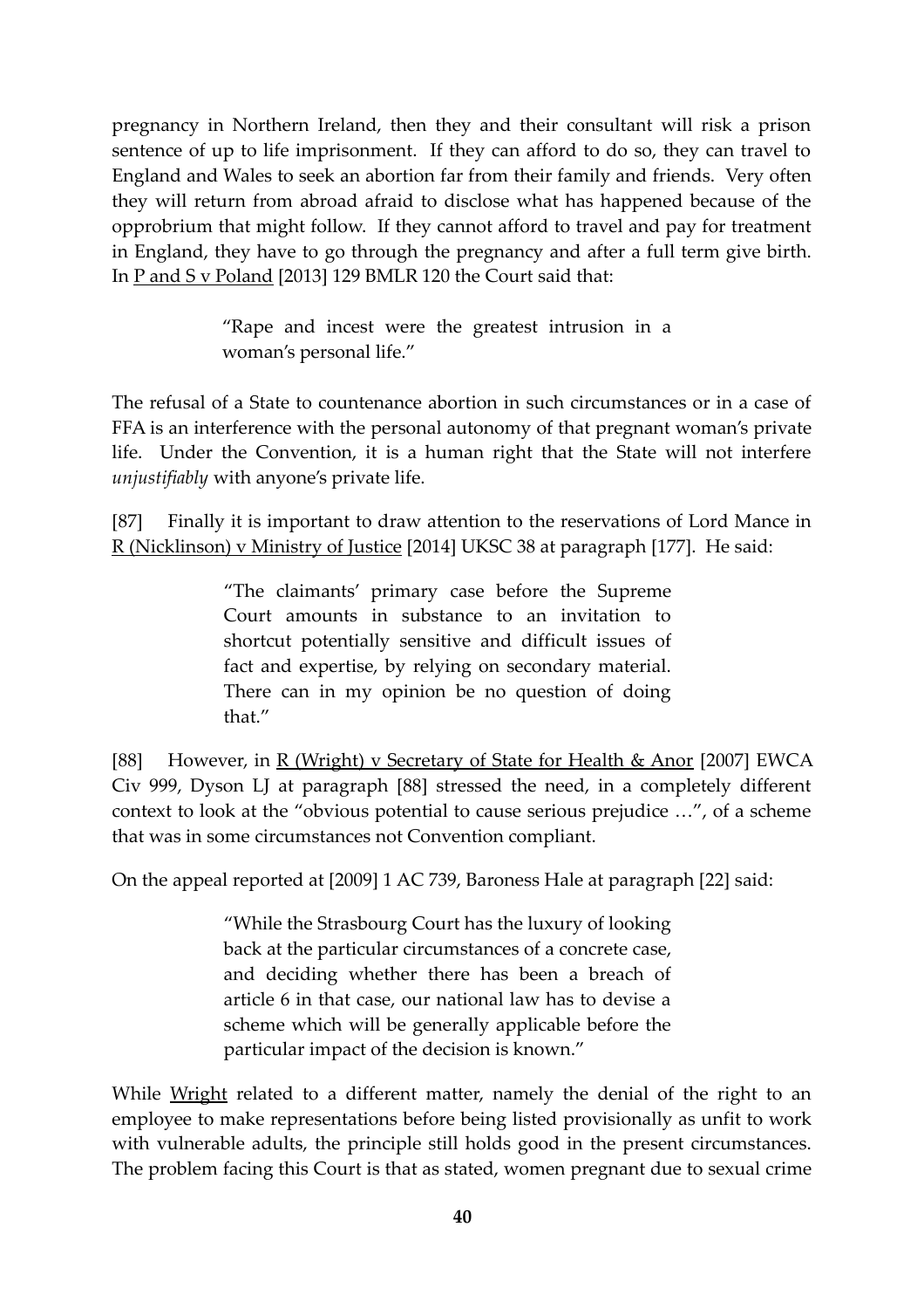pregnancy in Northern Ireland, then they and their consultant will risk a prison sentence of up to life imprisonment. If they can afford to do so, they can travel to England and Wales to seek an abortion far from their family and friends. Very often they will return from abroad afraid to disclose what has happened because of the opprobrium that might follow. If they cannot afford to travel and pay for treatment in England, they have to go through the pregnancy and after a full term give birth. In P and S v Poland [2013] 129 BMLR 120 the Court said that:

> "Rape and incest were the greatest intrusion in a woman's personal life."

The refusal of a State to countenance abortion in such circumstances or in a case of FFA is an interference with the personal autonomy of that pregnant woman's private life. Under the Convention, it is a human right that the State will not interfere *unjustifiably* with anyone's private life.

[87] Finally it is important to draw attention to the reservations of Lord Mance in R (Nicklinson) v Ministry of Justice [2014] UKSC 38 at paragraph [177]. He said:

> "The claimants' primary case before the Supreme Court amounts in substance to an invitation to shortcut potentially sensitive and difficult issues of fact and expertise, by relying on secondary material. There can in my opinion be no question of doing that."

[88] However, in R (Wright) v Secretary of State for Health & Anor [2007] EWCA Civ 999, Dyson LJ at paragraph [88] stressed the need, in a completely different context to look at the "obvious potential to cause serious prejudice …", of a scheme that was in some circumstances not Convention compliant.

On the appeal reported at [2009] 1 AC 739, Baroness Hale at paragraph [22] said:

> "While the Strasbourg Court has the luxury of looking back at the particular circumstances of a concrete case, and deciding whether there has been a breach of article 6 in that case, our national law has to devise a scheme which will be generally applicable before the particular impact of the decision is known."

While Wright related to a different matter, namely the denial of the right to an employee to make representations before being listed provisionally as unfit to work with vulnerable adults, the principle still holds good in the present circumstances. The problem facing this Court is that as stated, women pregnant due to sexual crime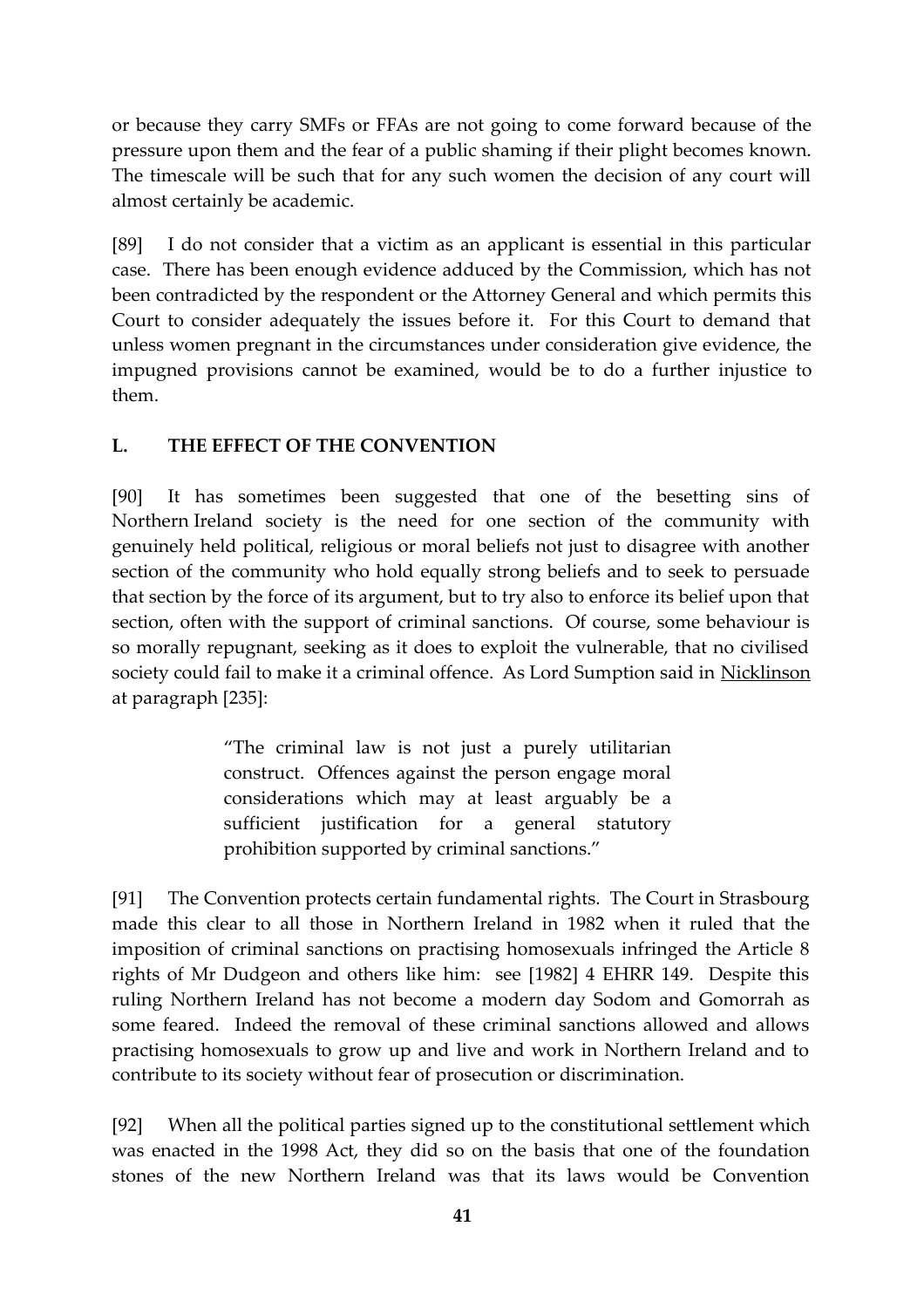or because they carry SMFs or FFAs are not going to come forward because of the pressure upon them and the fear of a public shaming if their plight becomes known. The timescale will be such that for any such women the decision of any court will almost certainly be academic.

[89] I do not consider that a victim as an applicant is essential in this particular case. There has been enough evidence adduced by the Commission, which has not been contradicted by the respondent or the Attorney General and which permits this Court to consider adequately the issues before it. For this Court to demand that unless women pregnant in the circumstances under consideration give evidence, the impugned provisions cannot be examined, would be to do a further injustice to them.

## L. THE EFFECT OF THE CONVENTION

[90] It has sometimes been suggested that one of the besetting sins of Northern Ireland society is the need for one section of the community with genuinely held political, religious or moral beliefs not just to disagree with another section of the community who hold equally strong beliefs and to seek to persuade that section by the force of its argument, but to try also to enforce its belief upon that section, often with the support of criminal sanctions. Of course, some behaviour is so morally repugnant, seeking as it does to exploit the vulnerable, that no civilised society could fail to make it a criminal offence. As Lord Sumption said in Nicklinson at paragraph [235]:

> "The criminal law is not just a purely utilitarian construct. Offences against the person engage moral considerations which may at least arguably be a sufficient justification for a general statutory prohibition supported by criminal sanctions."

[91] The Convention protects certain fundamental rights. The Court in Strasbourg made this clear to all those in Northern Ireland in 1982 when it ruled that the imposition of criminal sanctions on practising homosexuals infringed the Article 8 rights of Mr Dudgeon and others like him: see [1982] 4 EHRR 149. Despite this ruling Northern Ireland has not become a modern day Sodom and Gomorrah as some feared. Indeed the removal of these criminal sanctions allowed and allows practising homosexuals to grow up and live and work in Northern Ireland and to contribute to its society without fear of prosecution or discrimination.

[92] When all the political parties signed up to the constitutional settlement which was enacted in the 1998 Act, they did so on the basis that one of the foundation stones of the new Northern Ireland was that its laws would be Convention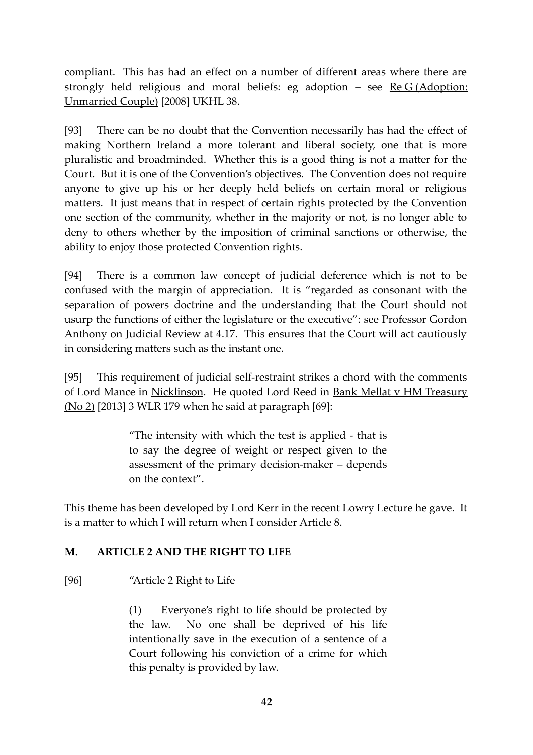compliant. This has had an effect on a number of different areas where there are strongly held religious and moral beliefs: eg adoption – see Re G (Adoption: Unmarried Couple) [2008] UKHL 38.

[93] There can be no doubt that the Convention necessarily has had the effect of making Northern Ireland a more tolerant and liberal society, one that is more pluralistic and broadminded. Whether this is a good thing is not a matter for the Court. But it is one of the Convention's objectives. The Convention does not require anyone to give up his or her deeply held beliefs on certain moral or religious matters. It just means that in respect of certain rights protected by the Convention one section of the community, whether in the majority or not, is no longer able to deny to others whether by the imposition of criminal sanctions or otherwise, the ability to enjoy those protected Convention rights.

[94] There is a common law concept of judicial deference which is not to be confused with the margin of appreciation. It is "regarded as consonant with the separation of powers doctrine and the understanding that the Court should not usurp the functions of either the legislature or the executive": see Professor Gordon Anthony on Judicial Review at 4.17. This ensures that the Court will act cautiously in considering matters such as the instant one.

[95] This requirement of judicial self-restraint strikes a chord with the comments of Lord Mance in Nicklinson. He quoted Lord Reed in Bank Mellat v HM Treasury (No 2) [2013] 3 WLR 179 when he said at paragraph [69]:

> "The intensity with which the test is applied - that is to say the degree of weight or respect given to the assessment of the primary decision-maker – depends on the context".

This theme has been developed by Lord Kerr in the recent Lowry Lecture he gave. It is a matter to which I will return when I consider Article 8.

## M. ARTICLE 2 AND THE RIGHT TO LIFE

[96] "Article 2 Right to Life

> (1) Everyone's right to life should be protected by the law. No one shall be deprived of his life intentionally save in the execution of a sentence of a Court following his conviction of a crime for which this penalty is provided by law.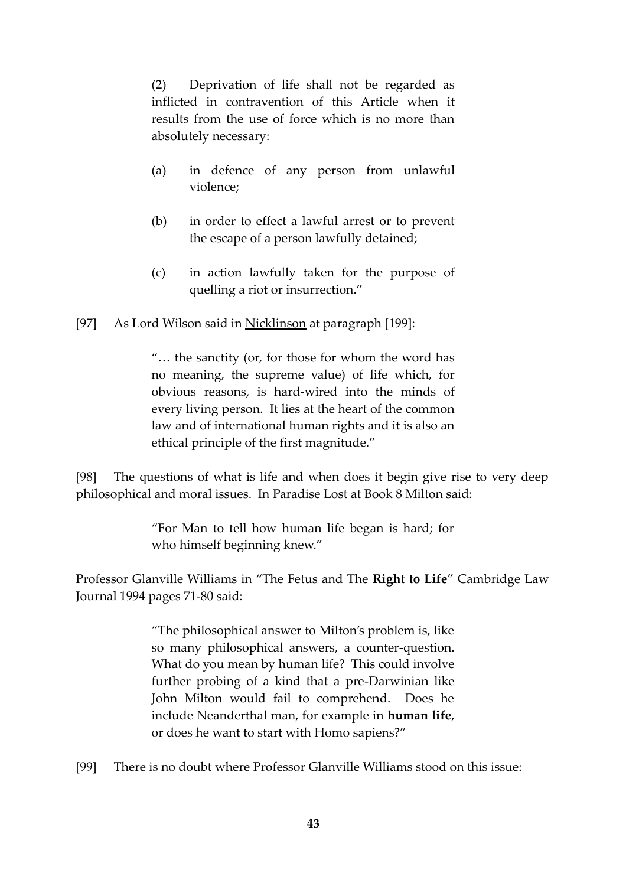> (2) Deprivation of life shall not be regarded as inflicted in contravention of this Article when it results from the use of force which is no more than absolutely necessary:
>
> (a) in defence of any person from unlawful violence;
>
> (b) in order to effect a lawful arrest or to prevent the escape of a person lawfully detained;
>
> (c) in action lawfully taken for the purpose of quelling a riot or insurrection."

[97] As Lord Wilson said in Nicklinson at paragraph [199]:

> "… the sanctity (or, for those for whom the word has no meaning, the supreme value) of life which, for obvious reasons, is hard-wired into the minds of every living person. It lies at the heart of the common law and of international human rights and it is also an ethical principle of the first magnitude."

[98] The questions of what is life and when does it begin give rise to very deep philosophical and moral issues. In Paradise Lost at Book 8 Milton said:

> "For Man to tell how human life began is hard; for who himself beginning knew."

Professor Glanville Williams in "The Fetus and The **Right to Life**" Cambridge Law Journal 1994 pages 71-80 said:

> "The philosophical answer to Milton's problem is, like so many philosophical answers, a counter-question. What do you mean by human life? This could involve further probing of a kind that a pre-Darwinian like John Milton would fail to comprehend. Does he include Neanderthal man, for example in **human life**, or does he want to start with Homo sapiens?"

[99] There is no doubt where Professor Glanville Williams stood on this issue: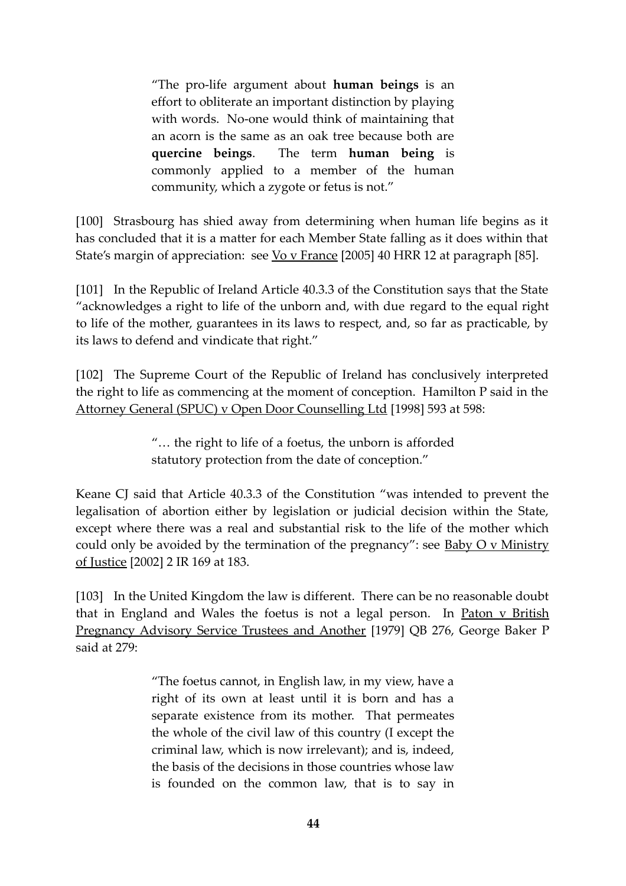> "The pro-life argument about **human beings** is an effort to obliterate an important distinction by playing with words. No-one would think of maintaining that an acorn is the same as an oak tree because both are **quercine beings**. The term **human being** is commonly applied to a member of the human community, which a zygote or fetus is not."

[100] Strasbourg has shied away from determining when human life begins as it has concluded that it is a matter for each Member State falling as it does within that State's margin of appreciation: see Vo v France [2005] 40 HRR 12 at paragraph [85].

[101] In the Republic of Ireland Article 40.3.3 of the Constitution says that the State "acknowledges a right to life of the unborn and, with due regard to the equal right to life of the mother, guarantees in its laws to respect, and, so far as practicable, by its laws to defend and vindicate that right."

[102] The Supreme Court of the Republic of Ireland has conclusively interpreted the right to life as commencing at the moment of conception. Hamilton P said in the Attorney General (SPUC) v Open Door Counselling Ltd [1998] 593 at 598:

> "… the right to life of a foetus, the unborn is afforded statutory protection from the date of conception."

Keane CJ said that Article 40.3.3 of the Constitution "was intended to prevent the legalisation of abortion either by legislation or judicial decision within the State, except where there was a real and substantial risk to the life of the mother which could only be avoided by the termination of the pregnancy": see Baby O v Ministry of Justice [2002] 2 IR 169 at 183.

[103] In the United Kingdom the law is different. There can be no reasonable doubt that in England and Wales the foetus is not a legal person. In Paton v British Pregnancy Advisory Service Trustees and Another [1979] QB 276, George Baker P said at 279:

> "The foetus cannot, in English law, in my view, have a right of its own at least until it is born and has a separate existence from its mother. That permeates the whole of the civil law of this country (I except the criminal law, which is now irrelevant); and is, indeed, the basis of the decisions in those countries whose law is founded on the common law, that is to say in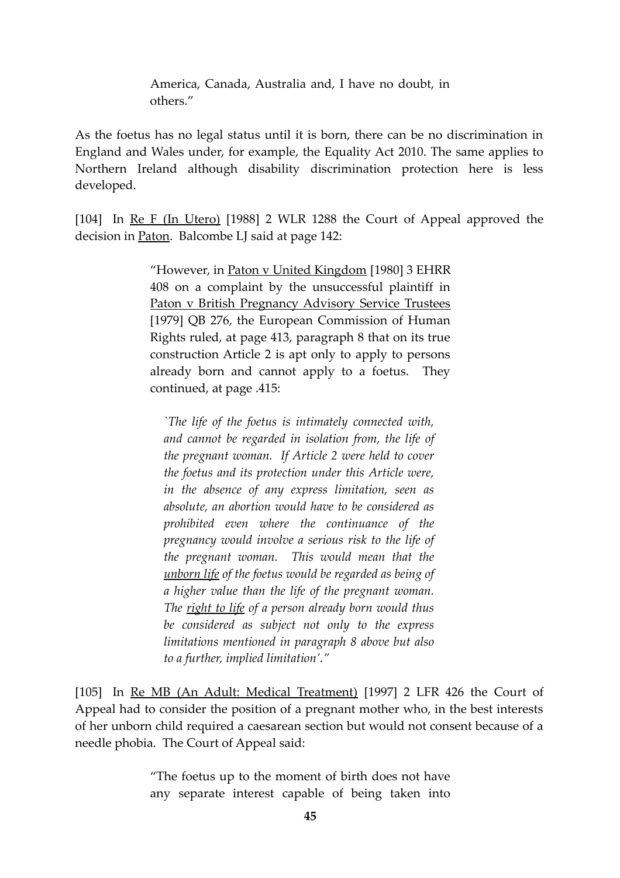> America, Canada, Australia and, I have no doubt, in others."

As the foetus has no legal status until it is born, there can be no discrimination in England and Wales under, for example, the Equality Act 2010. The same applies to Northern Ireland although disability discrimination protection here is less developed.

[104] In Re F (In Utero) [1988] 2 WLR 1288 the Court of Appeal approved the decision in Paton. Balcombe LJ said at page 142:

> "However, in Paton v United Kingdom [1980] 3 EHRR 408 on a complaint by the unsuccessful plaintiff in Paton v British Pregnancy Advisory Service Trustees [1979] QB 276, the European Commission of Human Rights ruled, at page 413, paragraph 8 that on its true construction Article 2 is apt only to apply to persons already born and cannot apply to a foetus. They continued, at page .415:
>
> *`The life of the foetus is intimately connected with, and cannot be regarded in isolation from, the life of the pregnant woman. If Article 2 were held to cover the foetus and its protection under this Article were, in the absence of any express limitation, seen as absolute, an abortion would have to be considered as prohibited even where the continuance of the pregnancy would involve a serious risk to the life of the pregnant woman. This would mean that the unborn life of the foetus would be regarded as being of a higher value than the life of the pregnant woman. The right to life of a person already born would thus be considered as subject not only to the express limitations mentioned in paragraph 8 above but also to a further, implied limitation'."*

[105] In Re MB (An Adult: Medical Treatment) [1997] 2 LFR 426 the Court of Appeal had to consider the position of a pregnant mother who, in the best interests of her unborn child required a caesarean section but would not consent because of a needle phobia. The Court of Appeal said:

> "The foetus up to the moment of birth does not have any separate interest capable of being taken into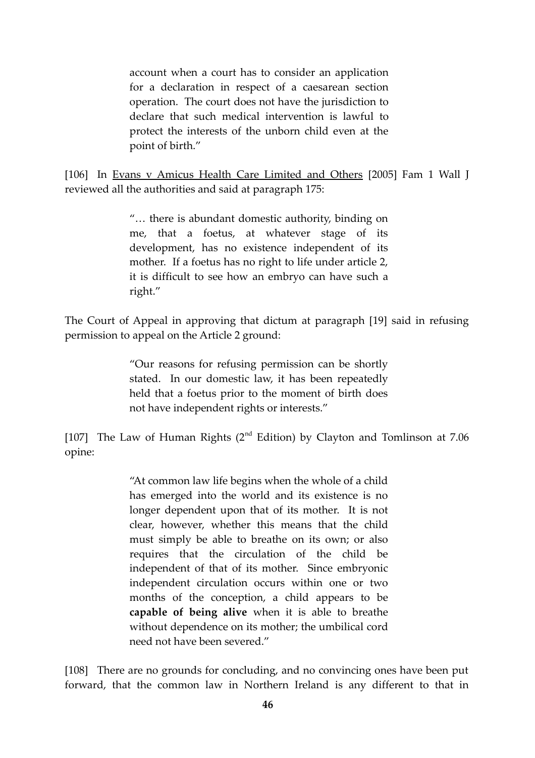> account when a court has to consider an application for a declaration in respect of a caesarean section operation. The court does not have the jurisdiction to declare that such medical intervention is lawful to protect the interests of the unborn child even at the point of birth."

[106] In Evans v Amicus Health Care Limited and Others [2005] Fam 1 Wall J reviewed all the authorities and said at paragraph 175:

> "… there is abundant domestic authority, binding on me, that a foetus, at whatever stage of its development, has no existence independent of its mother. If a foetus has no right to life under article 2, it is difficult to see how an embryo can have such a right."

The Court of Appeal in approving that dictum at paragraph [19] said in refusing permission to appeal on the Article 2 ground:

> "Our reasons for refusing permission can be shortly stated. In our domestic law, it has been repeatedly held that a foetus prior to the moment of birth does not have independent rights or interests."

[107] The Law of Human Rights (2nd Edition) by Clayton and Tomlinson at 7.06 opine:

> "At common law life begins when the whole of a child has emerged into the world and its existence is no longer dependent upon that of its mother. It is not clear, however, whether this means that the child must simply be able to breathe on its own; or also requires that the circulation of the child be independent of that of its mother. Since embryonic independent circulation occurs within one or two months of the conception, a child appears to be **capable of being alive** when it is able to breathe without dependence on its mother; the umbilical cord need not have been severed."

[108] There are no grounds for concluding, and no convincing ones have been put forward, that the common law in Northern Ireland is any different to that in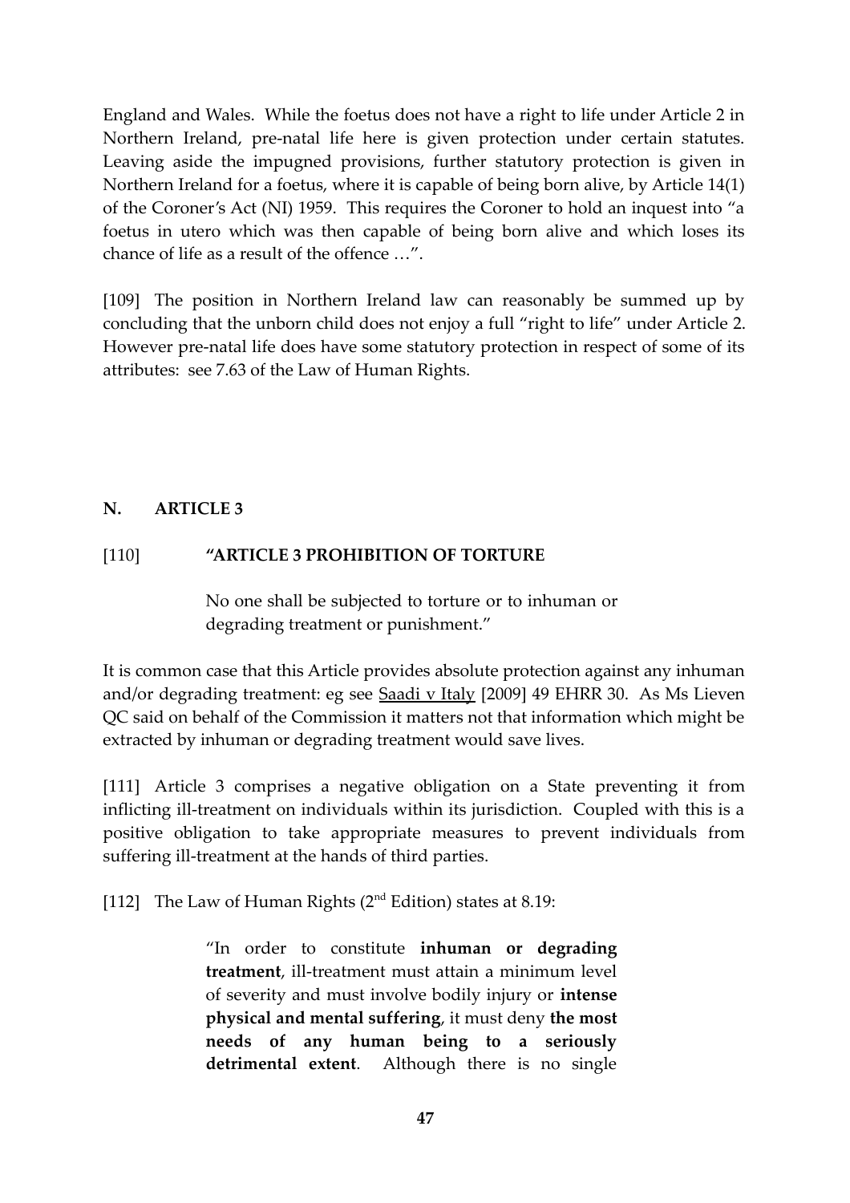England and Wales. While the foetus does not have a right to life under Article 2 in Northern Ireland, pre-natal life here is given protection under certain statutes. Leaving aside the impugned provisions, further statutory protection is given in Northern Ireland for a foetus, where it is capable of being born alive, by Article 14(1) of the Coroner's Act (NI) 1959. This requires the Coroner to hold an inquest into "a foetus in utero which was then capable of being born alive and which loses its chance of life as a result of the offence …".

[109] The position in Northern Ireland law can reasonably be summed up by concluding that the unborn child does not enjoy a full "right to life" under Article 2. However pre-natal life does have some statutory protection in respect of some of its attributes: see 7.63 of the Law of Human Rights.

## N. ARTICLE 3

[110] **"ARTICLE 3 PROHIBITION OF TORTURE**

> No one shall be subjected to torture or to inhuman or degrading treatment or punishment."

It is common case that this Article provides absolute protection against any inhuman and/or degrading treatment: eg see Saadi v Italy [2009] 49 EHRR 30. As Ms Lieven QC said on behalf of the Commission it matters not that information which might be extracted by inhuman or degrading treatment would save lives.

[111] Article 3 comprises a negative obligation on a State preventing it from inflicting ill-treatment on individuals within its jurisdiction. Coupled with this is a positive obligation to take appropriate measures to prevent individuals from suffering ill-treatment at the hands of third parties.

[112] The Law of Human Rights (2nd Edition) states at 8.19:

> "In order to constitute **inhuman or degrading treatment**, ill-treatment must attain a minimum level of severity and must involve bodily injury or **intense physical and mental suffering**, it must deny **the most needs of any human being to a seriously detrimental extent**. Although there is no single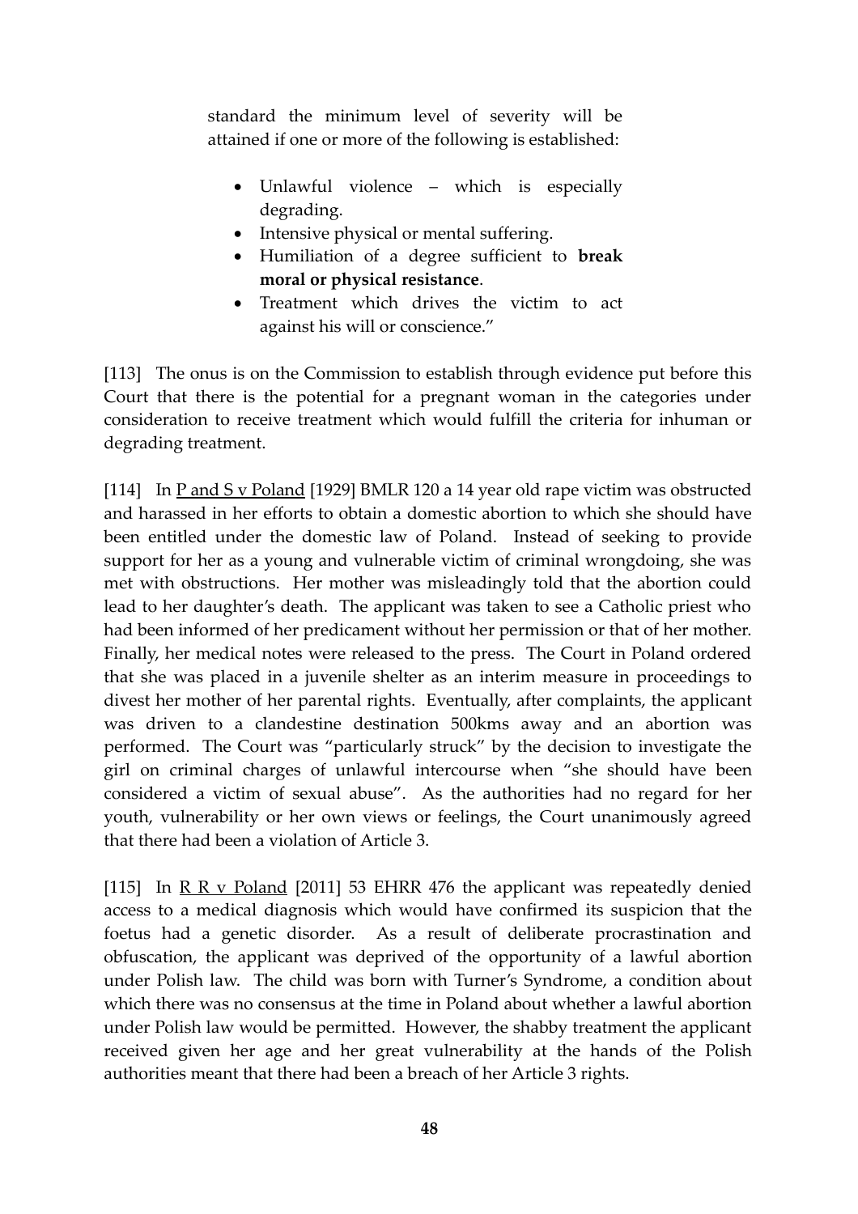> standard the minimum level of severity will be attained if one or more of the following is established:
>
> - Unlawful violence – which is especially degrading.
> - Intensive physical or mental suffering.
> - Humiliation of a degree sufficient to **break moral or physical resistance**.
> - Treatment which drives the victim to act against his will or conscience."

[113] The onus is on the Commission to establish through evidence put before this Court that there is the potential for a pregnant woman in the categories under consideration to receive treatment which would fulfill the criteria for inhuman or degrading treatment.

[114] In P and S v Poland [1929] BMLR 120 a 14 year old rape victim was obstructed and harassed in her efforts to obtain a domestic abortion to which she should have been entitled under the domestic law of Poland. Instead of seeking to provide support for her as a young and vulnerable victim of criminal wrongdoing, she was met with obstructions. Her mother was misleadingly told that the abortion could lead to her daughter's death. The applicant was taken to see a Catholic priest who had been informed of her predicament without her permission or that of her mother. Finally, her medical notes were released to the press. The Court in Poland ordered that she was placed in a juvenile shelter as an interim measure in proceedings to divest her mother of her parental rights. Eventually, after complaints, the applicant was driven to a clandestine destination 500kms away and an abortion was performed. The Court was "particularly struck" by the decision to investigate the girl on criminal charges of unlawful intercourse when "she should have been considered a victim of sexual abuse". As the authorities had no regard for her youth, vulnerability or her own views or feelings, the Court unanimously agreed that there had been a violation of Article 3.

[115] In R R v Poland [2011] 53 EHRR 476 the applicant was repeatedly denied access to a medical diagnosis which would have confirmed its suspicion that the foetus had a genetic disorder. As a result of deliberate procrastination and obfuscation, the applicant was deprived of the opportunity of a lawful abortion under Polish law. The child was born with Turner's Syndrome, a condition about which there was no consensus at the time in Poland about whether a lawful abortion under Polish law would be permitted. However, the shabby treatment the applicant received given her age and her great vulnerability at the hands of the Polish authorities meant that there had been a breach of her Article 3 rights.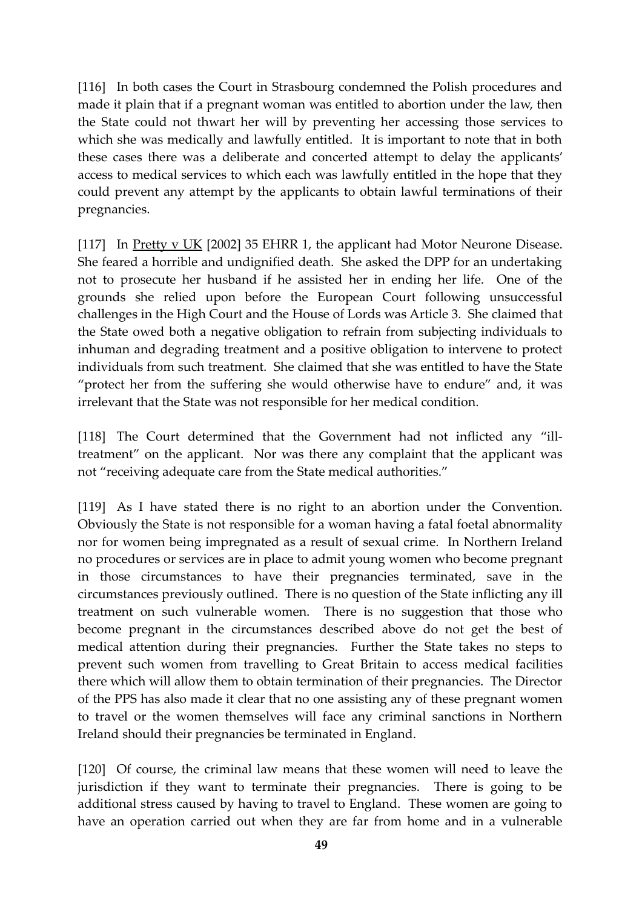[116] In both cases the Court in Strasbourg condemned the Polish procedures and made it plain that if a pregnant woman was entitled to abortion under the law, then the State could not thwart her will by preventing her accessing those services to which she was medically and lawfully entitled. It is important to note that in both these cases there was a deliberate and concerted attempt to delay the applicants' access to medical services to which each was lawfully entitled in the hope that they could prevent any attempt by the applicants to obtain lawful terminations of their pregnancies.

[117] In Pretty v UK [2002] 35 EHRR 1, the applicant had Motor Neurone Disease. She feared a horrible and undignified death. She asked the DPP for an undertaking not to prosecute her husband if he assisted her in ending her life. One of the grounds she relied upon before the European Court following unsuccessful challenges in the High Court and the House of Lords was Article 3. She claimed that the State owed both a negative obligation to refrain from subjecting individuals to inhuman and degrading treatment and a positive obligation to intervene to protect individuals from such treatment. She claimed that she was entitled to have the State "protect her from the suffering she would otherwise have to endure" and, it was irrelevant that the State was not responsible for her medical condition.

[118] The Court determined that the Government had not inflicted any "ill-treatment" on the applicant. Nor was there any complaint that the applicant was not "receiving adequate care from the State medical authorities."

[119] As I have stated there is no right to an abortion under the Convention. Obviously the State is not responsible for a woman having a fatal foetal abnormality nor for women being impregnated as a result of sexual crime. In Northern Ireland no procedures or services are in place to admit young women who become pregnant in those circumstances to have their pregnancies terminated, save in the circumstances previously outlined. There is no question of the State inflicting any ill treatment on such vulnerable women. There is no suggestion that those who become pregnant in the circumstances described above do not get the best of medical attention during their pregnancies. Further the State takes no steps to prevent such women from travelling to Great Britain to access medical facilities there which will allow them to obtain termination of their pregnancies. The Director of the PPS has also made it clear that no one assisting any of these pregnant women to travel or the women themselves will face any criminal sanctions in Northern Ireland should their pregnancies be terminated in England.

[120] Of course, the criminal law means that these women will need to leave the jurisdiction if they want to terminate their pregnancies. There is going to be additional stress caused by having to travel to England. These women are going to have an operation carried out when they are far from home and in a vulnerable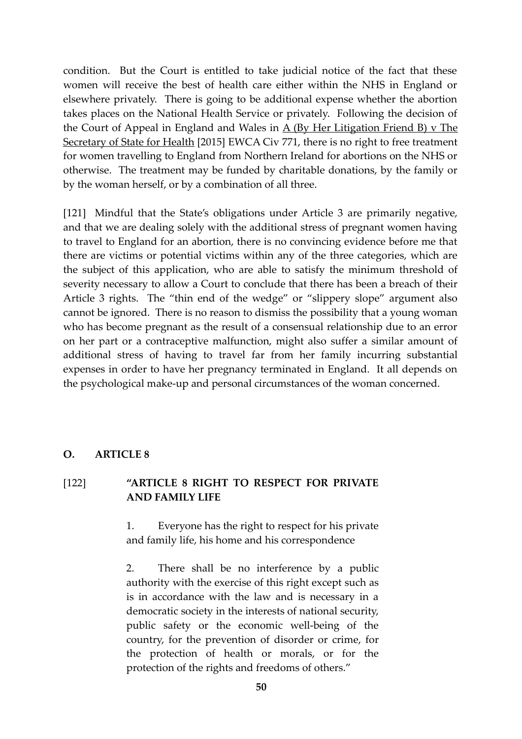condition. But the Court is entitled to take judicial notice of the fact that these women will receive the best of health care either within the NHS in England or elsewhere privately. There is going to be additional expense whether the abortion takes places on the National Health Service or privately. Following the decision of the Court of Appeal in England and Wales in A (By Her Litigation Friend B) v The Secretary of State for Health [2015] EWCA Civ 771, there is no right to free treatment for women travelling to England from Northern Ireland for abortions on the NHS or otherwise. The treatment may be funded by charitable donations, by the family or by the woman herself, or by a combination of all three.

[121] Mindful that the State's obligations under Article 3 are primarily negative, and that we are dealing solely with the additional stress of pregnant women having to travel to England for an abortion, there is no convincing evidence before me that there are victims or potential victims within any of the three categories, which are the subject of this application, who are able to satisfy the minimum threshold of severity necessary to allow a Court to conclude that there has been a breach of their Article 3 rights. The "thin end of the wedge" or "slippery slope" argument also cannot be ignored. There is no reason to dismiss the possibility that a young woman who has become pregnant as the result of a consensual relationship due to an error on her part or a contraceptive malfunction, might also suffer a similar amount of additional stress of having to travel far from her family incurring substantial expenses in order to have her pregnancy terminated in England. It all depends on the psychological make-up and personal circumstances of the woman concerned.

## O. ARTICLE 8

[122] **"ARTICLE 8 RIGHT TO RESPECT FOR PRIVATE AND FAMILY LIFE**

> 1. Everyone has the right to respect for his private and family life, his home and his correspondence
>
> 2. There shall be no interference by a public authority with the exercise of this right except such as is in accordance with the law and is necessary in a democratic society in the interests of national security, public safety or the economic well-being of the country, for the prevention of disorder or crime, for the protection of health or morals, or for the protection of the rights and freedoms of others."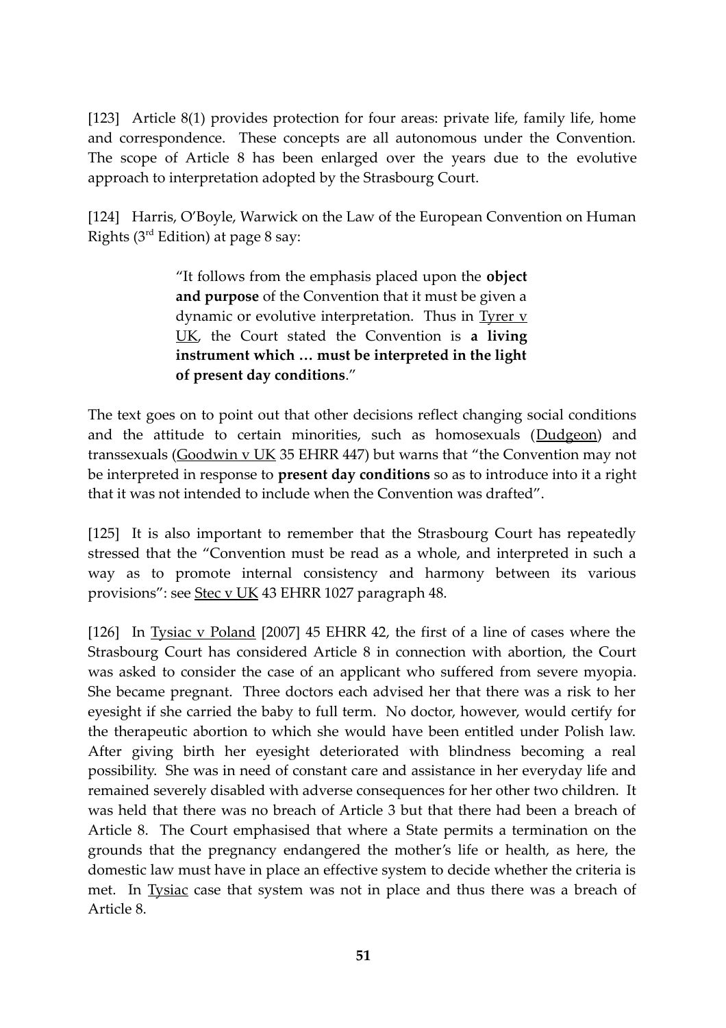[123] Article 8(1) provides protection for four areas: private life, family life, home and correspondence. These concepts are all autonomous under the Convention. The scope of Article 8 has been enlarged over the years due to the evolutive approach to interpretation adopted by the Strasbourg Court.

[124] Harris, O'Boyle, Warwick on the Law of the European Convention on Human Rights (3rd Edition) at page 8 say:

> "It follows from the emphasis placed upon the **object and purpose** of the Convention that it must be given a dynamic or evolutive interpretation. Thus in Tyrer v UK, the Court stated the Convention is **a living instrument which … must be interpreted in the light of present day conditions**."

The text goes on to point out that other decisions reflect changing social conditions and the attitude to certain minorities, such as homosexuals (Dudgeon) and transsexuals (Goodwin v UK 35 EHRR 447) but warns that "the Convention may not be interpreted in response to **present day conditions** so as to introduce into it a right that it was not intended to include when the Convention was drafted".

[125] It is also important to remember that the Strasbourg Court has repeatedly stressed that the "Convention must be read as a whole, and interpreted in such a way as to promote internal consistency and harmony between its various provisions": see Stec v UK 43 EHRR 1027 paragraph 48.

[126] In Tysiac v Poland [2007] 45 EHRR 42, the first of a line of cases where the Strasbourg Court has considered Article 8 in connection with abortion, the Court was asked to consider the case of an applicant who suffered from severe myopia. She became pregnant. Three doctors each advised her that there was a risk to her eyesight if she carried the baby to full term. No doctor, however, would certify for the therapeutic abortion to which she would have been entitled under Polish law. After giving birth her eyesight deteriorated with blindness becoming a real possibility. She was in need of constant care and assistance in her everyday life and remained severely disabled with adverse consequences for her other two children. It was held that there was no breach of Article 3 but that there had been a breach of Article 8. The Court emphasised that where a State permits a termination on the grounds that the pregnancy endangered the mother's life or health, as here, the domestic law must have in place an effective system to decide whether the criteria is met. In Tysiac case that system was not in place and thus there was a breach of Article 8.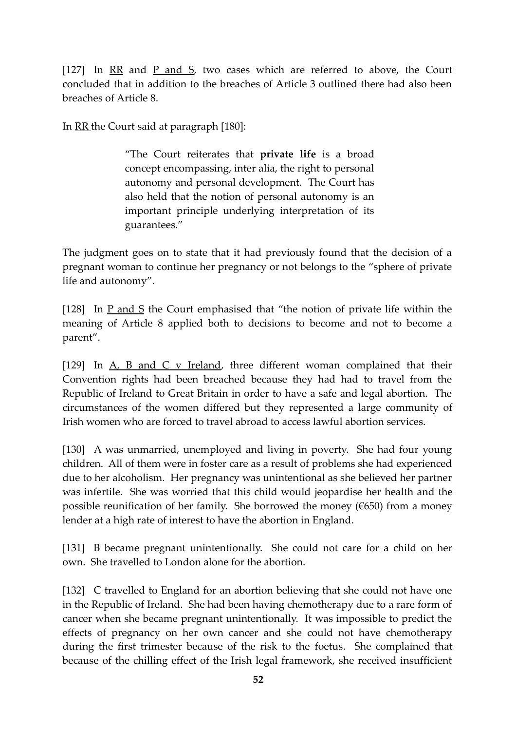[127] In RR and P and S, two cases which are referred to above, the Court concluded that in addition to the breaches of Article 3 outlined there had also been breaches of Article 8.

In RR the Court said at paragraph [180]:

> "The Court reiterates that **private life** is a broad concept encompassing, inter alia, the right to personal autonomy and personal development. The Court has also held that the notion of personal autonomy is an important principle underlying interpretation of its guarantees."

The judgment goes on to state that it had previously found that the decision of a pregnant woman to continue her pregnancy or not belongs to the "sphere of private life and autonomy".

[128] In P and S the Court emphasised that "the notion of private life within the meaning of Article 8 applied both to decisions to become and not to become a parent".

[129] In A, B and C v Ireland, three different woman complained that their Convention rights had been breached because they had had to travel from the Republic of Ireland to Great Britain in order to have a safe and legal abortion. The circumstances of the women differed but they represented a large community of Irish women who are forced to travel abroad to access lawful abortion services.

[130] A was unmarried, unemployed and living in poverty. She had four young children. All of them were in foster care as a result of problems she had experienced due to her alcoholism. Her pregnancy was unintentional as she believed her partner was infertile. She was worried that this child would jeopardise her health and the possible reunification of her family. She borrowed the money (€650) from a money lender at a high rate of interest to have the abortion in England.

[131] B became pregnant unintentionally. She could not care for a child on her own. She travelled to London alone for the abortion.

[132] C travelled to England for an abortion believing that she could not have one in the Republic of Ireland. She had been having chemotherapy due to a rare form of cancer when she became pregnant unintentionally. It was impossible to predict the effects of pregnancy on her own cancer and she could not have chemotherapy during the first trimester because of the risk to the foetus. She complained that because of the chilling effect of the Irish legal framework, she received insufficient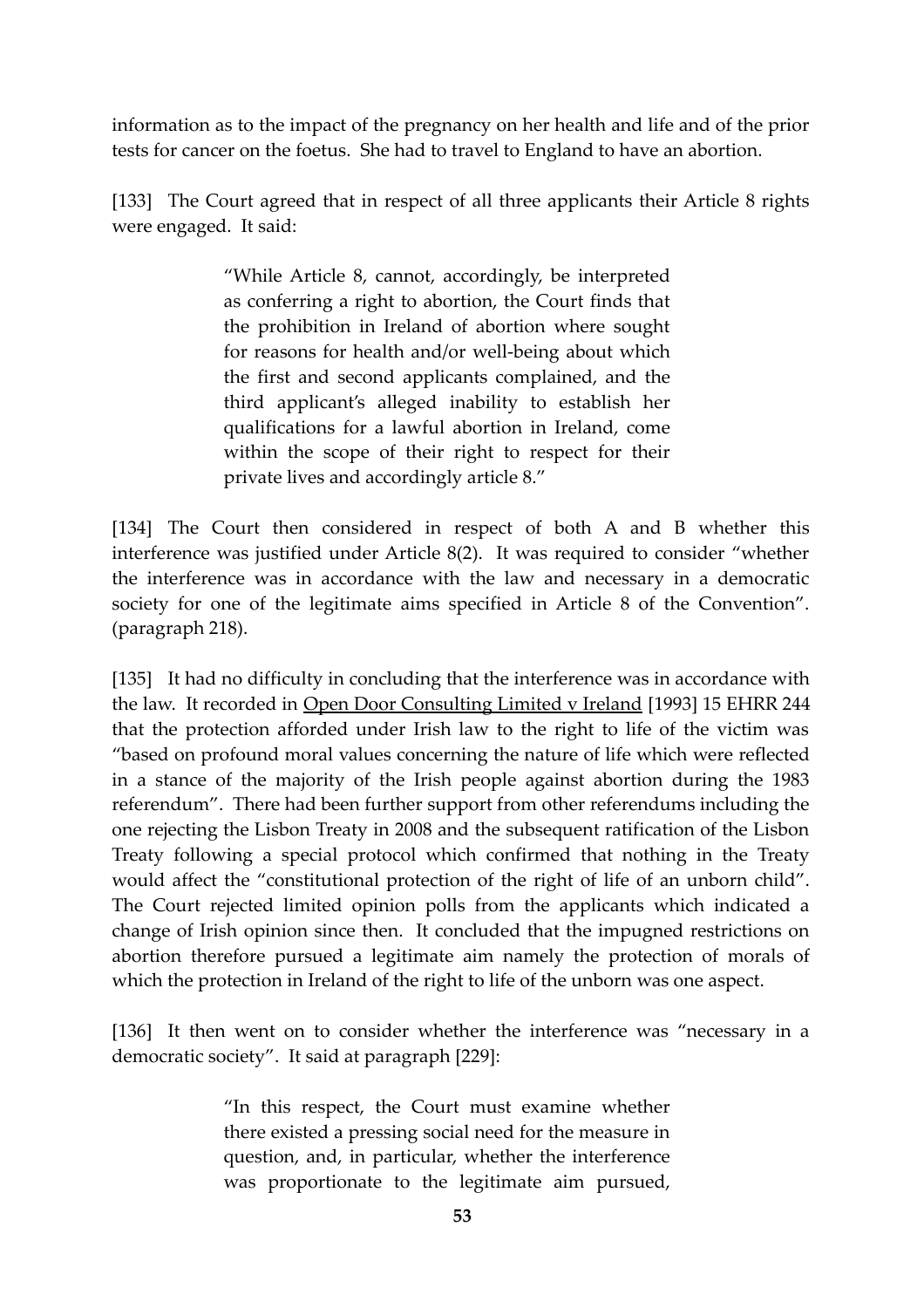information as to the impact of the pregnancy on her health and life and of the prior tests for cancer on the foetus. She had to travel to England to have an abortion.

[133] The Court agreed that in respect of all three applicants their Article 8 rights were engaged. It said:

> "While Article 8, cannot, accordingly, be interpreted as conferring a right to abortion, the Court finds that the prohibition in Ireland of abortion where sought for reasons for health and/or well-being about which the first and second applicants complained, and the third applicant's alleged inability to establish her qualifications for a lawful abortion in Ireland, come within the scope of their right to respect for their private lives and accordingly article 8."

[134] The Court then considered in respect of both A and B whether this interference was justified under Article 8(2). It was required to consider "whether the interference was in accordance with the law and necessary in a democratic society for one of the legitimate aims specified in Article 8 of the Convention". (paragraph 218).

[135] It had no difficulty in concluding that the interference was in accordance with the law. It recorded in Open Door Consulting Limited v Ireland [1993] 15 EHRR 244 that the protection afforded under Irish law to the right to life of the victim was "based on profound moral values concerning the nature of life which were reflected in a stance of the majority of the Irish people against abortion during the 1983 referendum". There had been further support from other referendums including the one rejecting the Lisbon Treaty in 2008 and the subsequent ratification of the Lisbon Treaty following a special protocol which confirmed that nothing in the Treaty would affect the "constitutional protection of the right of life of an unborn child". The Court rejected limited opinion polls from the applicants which indicated a change of Irish opinion since then. It concluded that the impugned restrictions on abortion therefore pursued a legitimate aim namely the protection of morals of which the protection in Ireland of the right to life of the unborn was one aspect.

[136] It then went on to consider whether the interference was "necessary in a democratic society". It said at paragraph [229]:

> "In this respect, the Court must examine whether there existed a pressing social need for the measure in question, and, in particular, whether the interference was proportionate to the legitimate aim pursued,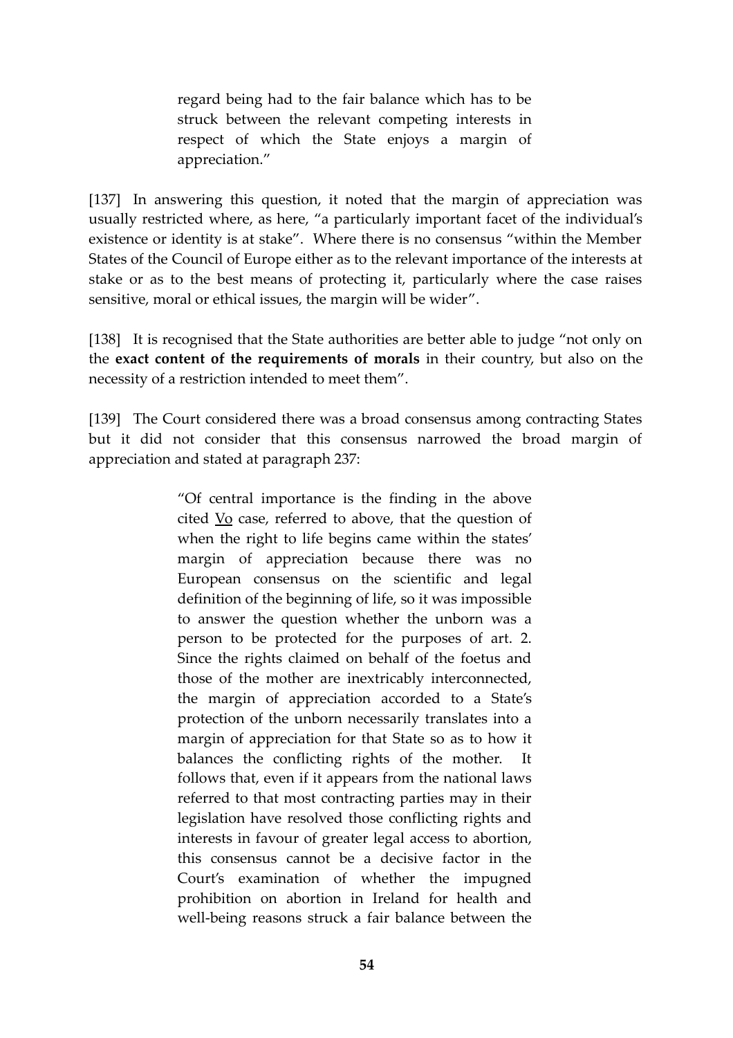> regard being had to the fair balance which has to be struck between the relevant competing interests in respect of which the State enjoys a margin of appreciation."

[137] In answering this question, it noted that the margin of appreciation was usually restricted where, as here, "a particularly important facet of the individual's existence or identity is at stake". Where there is no consensus "within the Member States of the Council of Europe either as to the relevant importance of the interests at stake or as to the best means of protecting it, particularly where the case raises sensitive, moral or ethical issues, the margin will be wider".

[138] It is recognised that the State authorities are better able to judge "not only on the **exact content of the requirements of morals** in their country, but also on the necessity of a restriction intended to meet them".

[139] The Court considered there was a broad consensus among contracting States but it did not consider that this consensus narrowed the broad margin of appreciation and stated at paragraph 237:

> "Of central importance is the finding in the above cited Vo case, referred to above, that the question of when the right to life begins came within the states' margin of appreciation because there was no European consensus on the scientific and legal definition of the beginning of life, so it was impossible to answer the question whether the unborn was a person to be protected for the purposes of art. 2. Since the rights claimed on behalf of the foetus and those of the mother are inextricably interconnected, the margin of appreciation accorded to a State's protection of the unborn necessarily translates into a margin of appreciation for that State so as to how it balances the conflicting rights of the mother. It follows that, even if it appears from the national laws referred to that most contracting parties may in their legislation have resolved those conflicting rights and interests in favour of greater legal access to abortion, this consensus cannot be a decisive factor in the Court's examination of whether the impugned prohibition on abortion in Ireland for health and well-being reasons struck a fair balance between the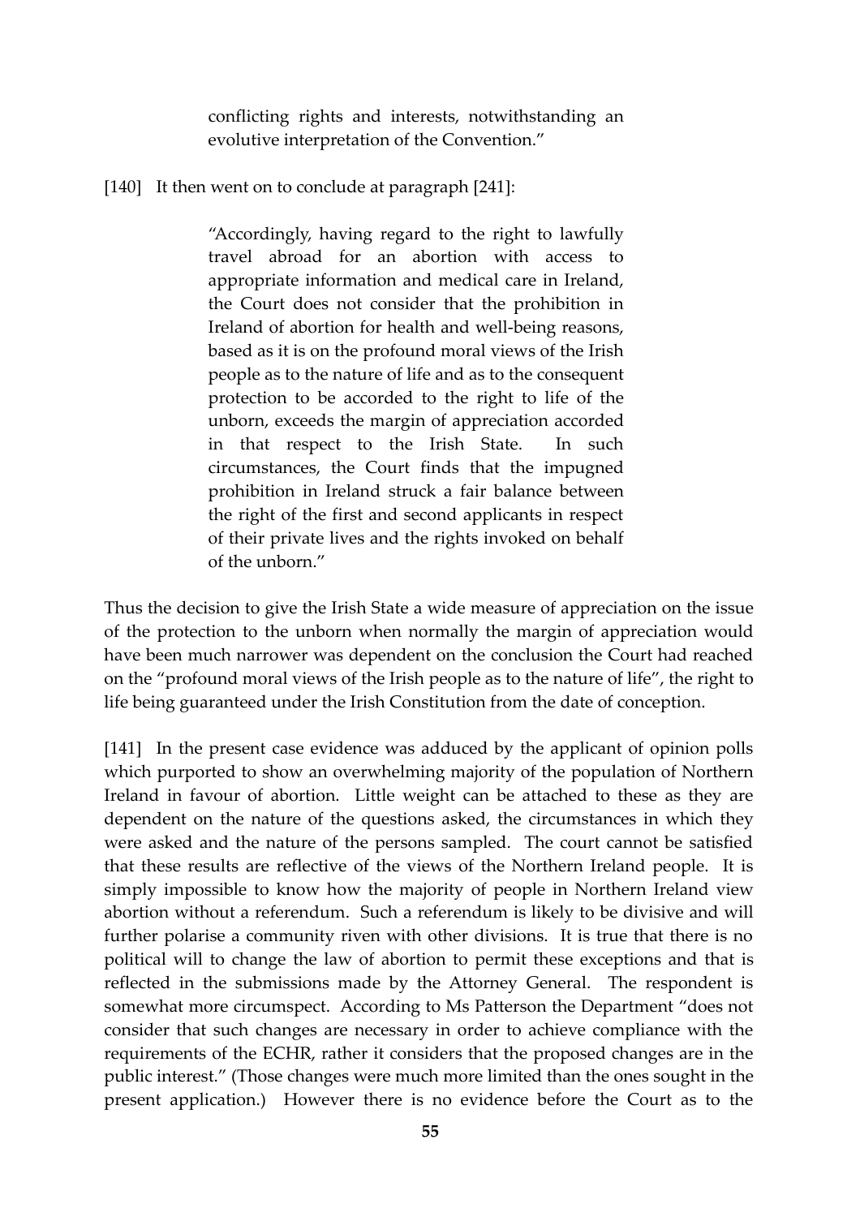> conflicting rights and interests, notwithstanding an evolutive interpretation of the Convention."

[140] It then went on to conclude at paragraph [241]:

> "Accordingly, having regard to the right to lawfully travel abroad for an abortion with access to appropriate information and medical care in Ireland, the Court does not consider that the prohibition in Ireland of abortion for health and well-being reasons, based as it is on the profound moral views of the Irish people as to the nature of life and as to the consequent protection to be accorded to the right to life of the unborn, exceeds the margin of appreciation accorded in that respect to the Irish State. In such circumstances, the Court finds that the impugned prohibition in Ireland struck a fair balance between the right of the first and second applicants in respect of their private lives and the rights invoked on behalf of the unborn."

Thus the decision to give the Irish State a wide measure of appreciation on the issue of the protection to the unborn when normally the margin of appreciation would have been much narrower was dependent on the conclusion the Court had reached on the "profound moral views of the Irish people as to the nature of life", the right to life being guaranteed under the Irish Constitution from the date of conception.

[141] In the present case evidence was adduced by the applicant of opinion polls which purported to show an overwhelming majority of the population of Northern Ireland in favour of abortion. Little weight can be attached to these as they are dependent on the nature of the questions asked, the circumstances in which they were asked and the nature of the persons sampled. The court cannot be satisfied that these results are reflective of the views of the Northern Ireland people. It is simply impossible to know how the majority of people in Northern Ireland view abortion without a referendum. Such a referendum is likely to be divisive and will further polarise a community riven with other divisions. It is true that there is no political will to change the law of abortion to permit these exceptions and that is reflected in the submissions made by the Attorney General. The respondent is somewhat more circumspect. According to Ms Patterson the Department "does not consider that such changes are necessary in order to achieve compliance with the requirements of the ECHR, rather it considers that the proposed changes are in the public interest." (Those changes were much more limited than the ones sought in the present application.) However there is no evidence before the Court as to the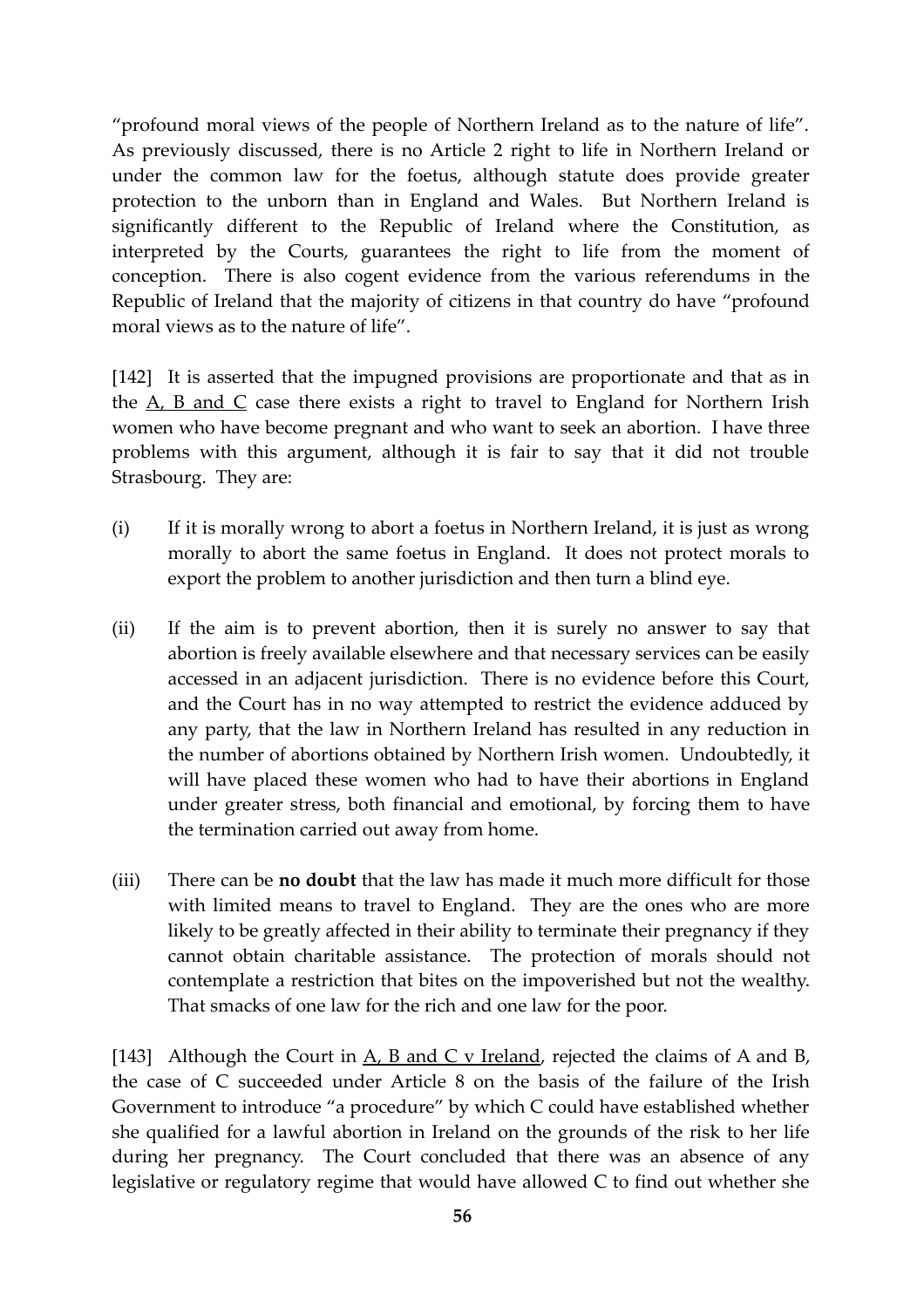"profound moral views of the people of Northern Ireland as to the nature of life". As previously discussed, there is no Article 2 right to life in Northern Ireland or under the common law for the foetus, although statute does provide greater protection to the unborn than in England and Wales. But Northern Ireland is significantly different to the Republic of Ireland where the Constitution, as interpreted by the Courts, guarantees the right to life from the moment of conception. There is also cogent evidence from the various referendums in the Republic of Ireland that the majority of citizens in that country do have "profound moral views as to the nature of life".

[142] It is asserted that the impugned provisions are proportionate and that as in the A, B and C case there exists a right to travel to England for Northern Irish women who have become pregnant and who want to seek an abortion. I have three problems with this argument, although it is fair to say that it did not trouble Strasbourg. They are:

(i) If it is morally wrong to abort a foetus in Northern Ireland, it is just as wrong morally to abort the same foetus in England. It does not protect morals to export the problem to another jurisdiction and then turn a blind eye.

(ii) If the aim is to prevent abortion, then it is surely no answer to say that abortion is freely available elsewhere and that necessary services can be easily accessed in an adjacent jurisdiction. There is no evidence before this Court, and the Court has in no way attempted to restrict the evidence adduced by any party, that the law in Northern Ireland has resulted in any reduction in the number of abortions obtained by Northern Irish women. Undoubtedly, it will have placed these women who had to have their abortions in England under greater stress, both financial and emotional, by forcing them to have the termination carried out away from home.

(iii) There can be **no doubt** that the law has made it much more difficult for those with limited means to travel to England. They are the ones who are more likely to be greatly affected in their ability to terminate their pregnancy if they cannot obtain charitable assistance. The protection of morals should not contemplate a restriction that bites on the impoverished but not the wealthy. That smacks of one law for the rich and one law for the poor.

[143] Although the Court in A, B and C v Ireland, rejected the claims of A and B, the case of C succeeded under Article 8 on the basis of the failure of the Irish Government to introduce "a procedure" by which C could have established whether she qualified for a lawful abortion in Ireland on the grounds of the risk to her life during her pregnancy. The Court concluded that there was an absence of any legislative or regulatory regime that would have allowed C to find out whether she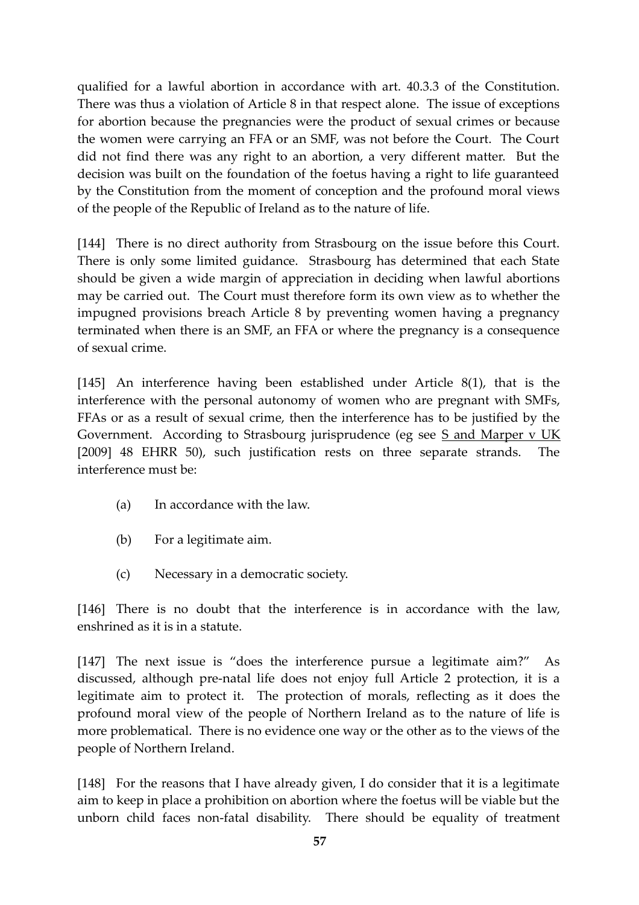qualified for a lawful abortion in accordance with art. 40.3.3 of the Constitution. There was thus a violation of Article 8 in that respect alone. The issue of exceptions for abortion because the pregnancies were the product of sexual crimes or because the women were carrying an FFA or an SMF, was not before the Court. The Court did not find there was any right to an abortion, a very different matter. But the decision was built on the foundation of the foetus having a right to life guaranteed by the Constitution from the moment of conception and the profound moral views of the people of the Republic of Ireland as to the nature of life.

[144] There is no direct authority from Strasbourg on the issue before this Court. There is only some limited guidance. Strasbourg has determined that each State should be given a wide margin of appreciation in deciding when lawful abortions may be carried out. The Court must therefore form its own view as to whether the impugned provisions breach Article 8 by preventing women having a pregnancy terminated when there is an SMF, an FFA or where the pregnancy is a consequence of sexual crime.

[145] An interference having been established under Article 8(1), that is the interference with the personal autonomy of women who are pregnant with SMFs, FFAs or as a result of sexual crime, then the interference has to be justified by the Government. According to Strasbourg jurisprudence (eg see S and Marper v UK [2009] 48 EHRR 50), such justification rests on three separate strands. The interference must be:

(a) In accordance with the law.

(b) For a legitimate aim.

(c) Necessary in a democratic society.

[146] There is no doubt that the interference is in accordance with the law, enshrined as it is in a statute.

[147] The next issue is "does the interference pursue a legitimate aim?" As discussed, although pre-natal life does not enjoy full Article 2 protection, it is a legitimate aim to protect it. The protection of morals, reflecting as it does the profound moral view of the people of Northern Ireland as to the nature of life is more problematical. There is no evidence one way or the other as to the views of the people of Northern Ireland.

[148] For the reasons that I have already given, I do consider that it is a legitimate aim to keep in place a prohibition on abortion where the foetus will be viable but the unborn child faces non-fatal disability. There should be equality of treatment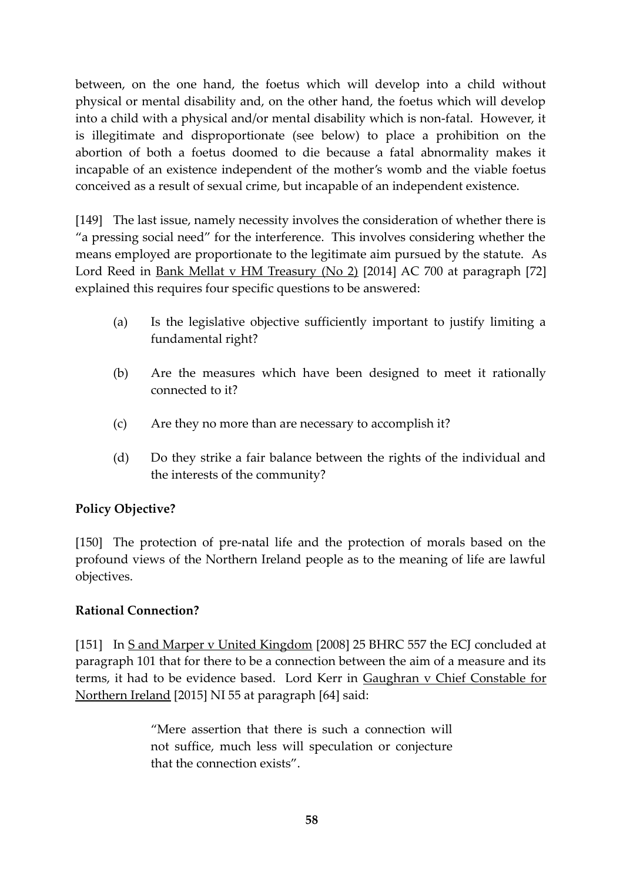between, on the one hand, the foetus which will develop into a child without physical or mental disability and, on the other hand, the foetus which will develop into a child with a physical and/or mental disability which is non-fatal. However, it is illegitimate and disproportionate (see below) to place a prohibition on the abortion of both a foetus doomed to die because a fatal abnormality makes it incapable of an existence independent of the mother's womb and the viable foetus conceived as a result of sexual crime, but incapable of an independent existence.

[149] The last issue, namely necessity involves the consideration of whether there is "a pressing social need" for the interference. This involves considering whether the means employed are proportionate to the legitimate aim pursued by the statute. As Lord Reed in Bank Mellat v HM Treasury (No 2) [2014] AC 700 at paragraph [72] explained this requires four specific questions to be answered:

(a) Is the legislative objective sufficiently important to justify limiting a fundamental right?

(b) Are the measures which have been designed to meet it rationally connected to it?

(c) Are they no more than are necessary to accomplish it?

(d) Do they strike a fair balance between the rights of the individual and the interests of the community?

**Policy Objective?**

[150] The protection of pre-natal life and the protection of morals based on the profound views of the Northern Ireland people as to the meaning of life are lawful objectives.

**Rational Connection?**

[151] In S and Marper v United Kingdom [2008] 25 BHRC 557 the ECJ concluded at paragraph 101 that for there to be a connection between the aim of a measure and its terms, it had to be evidence based. Lord Kerr in Gaughran v Chief Constable for Northern Ireland [2015] NI 55 at paragraph [64] said:

> "Mere assertion that there is such a connection will not suffice, much less will speculation or conjecture that the connection exists".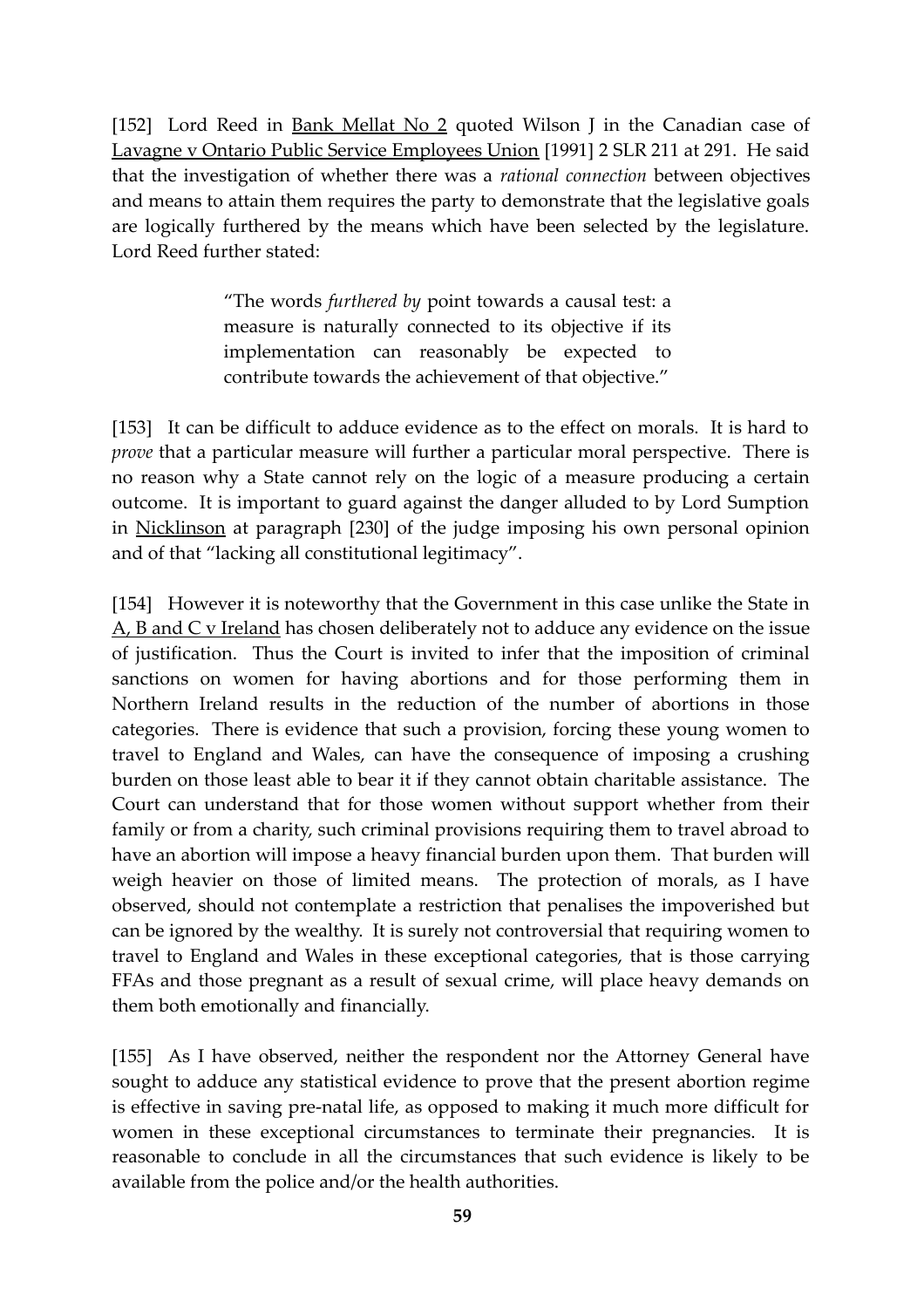[152] Lord Reed in Bank Mellat No 2 quoted Wilson J in the Canadian case of Lavagne v Ontario Public Service Employees Union [1991] 2 SLR 211 at 291. He said that the investigation of whether there was a *rational connection* between objectives and means to attain them requires the party to demonstrate that the legislative goals are logically furthered by the means which have been selected by the legislature. Lord Reed further stated:

> "The words *furthered by* point towards a causal test: a measure is naturally connected to its objective if its implementation can reasonably be expected to contribute towards the achievement of that objective."

[153] It can be difficult to adduce evidence as to the effect on morals. It is hard to *prove* that a particular measure will further a particular moral perspective. There is no reason why a State cannot rely on the logic of a measure producing a certain outcome. It is important to guard against the danger alluded to by Lord Sumption in Nicklinson at paragraph [230] of the judge imposing his own personal opinion and of that "lacking all constitutional legitimacy".

[154] However it is noteworthy that the Government in this case unlike the State in A, B and C v Ireland has chosen deliberately not to adduce any evidence on the issue of justification. Thus the Court is invited to infer that the imposition of criminal sanctions on women for having abortions and for those performing them in Northern Ireland results in the reduction of the number of abortions in those categories. There is evidence that such a provision, forcing these young women to travel to England and Wales, can have the consequence of imposing a crushing burden on those least able to bear it if they cannot obtain charitable assistance. The Court can understand that for those women without support whether from their family or from a charity, such criminal provisions requiring them to travel abroad to have an abortion will impose a heavy financial burden upon them. That burden will weigh heavier on those of limited means. The protection of morals, as I have observed, should not contemplate a restriction that penalises the impoverished but can be ignored by the wealthy. It is surely not controversial that requiring women to travel to England and Wales in these exceptional categories, that is those carrying FFAs and those pregnant as a result of sexual crime, will place heavy demands on them both emotionally and financially.

[155] As I have observed, neither the respondent nor the Attorney General have sought to adduce any statistical evidence to prove that the present abortion regime is effective in saving pre-natal life, as opposed to making it much more difficult for women in these exceptional circumstances to terminate their pregnancies. It is reasonable to conclude in all the circumstances that such evidence is likely to be available from the police and/or the health authorities.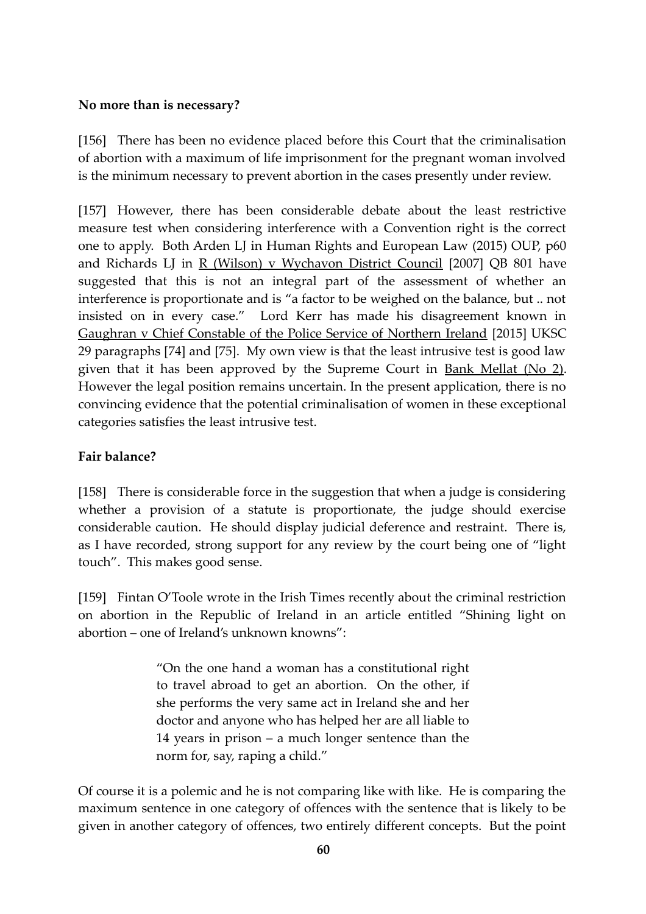**No more than is necessary?**

[156] There has been no evidence placed before this Court that the criminalisation of abortion with a maximum of life imprisonment for the pregnant woman involved is the minimum necessary to prevent abortion in the cases presently under review.

[157] However, there has been considerable debate about the least restrictive measure test when considering interference with a Convention right is the correct one to apply. Both Arden LJ in Human Rights and European Law (2015) OUP, p60 and Richards LJ in R (Wilson) v Wychavon District Council [2007] QB 801 have suggested that this is not an integral part of the assessment of whether an interference is proportionate and is "a factor to be weighed on the balance, but .. not insisted on in every case." Lord Kerr has made his disagreement known in Gaughran v Chief Constable of the Police Service of Northern Ireland [2015] UKSC 29 paragraphs [74] and [75]. My own view is that the least intrusive test is good law given that it has been approved by the Supreme Court in Bank Mellat (No 2). However the legal position remains uncertain. In the present application, there is no convincing evidence that the potential criminalisation of women in these exceptional categories satisfies the least intrusive test.

**Fair balance?**

[158] There is considerable force in the suggestion that when a judge is considering whether a provision of a statute is proportionate, the judge should exercise considerable caution. He should display judicial deference and restraint. There is, as I have recorded, strong support for any review by the court being one of "light touch". This makes good sense.

[159] Fintan O'Toole wrote in the Irish Times recently about the criminal restriction on abortion in the Republic of Ireland in an article entitled "Shining light on abortion – one of Ireland's unknown knowns":

> "On the one hand a woman has a constitutional right to travel abroad to get an abortion. On the other, if she performs the very same act in Ireland she and her doctor and anyone who has helped her are all liable to 14 years in prison – a much longer sentence than the norm for, say, raping a child."

Of course it is a polemic and he is not comparing like with like. He is comparing the maximum sentence in one category of offences with the sentence that is likely to be given in another category of offences, two entirely different concepts. But the point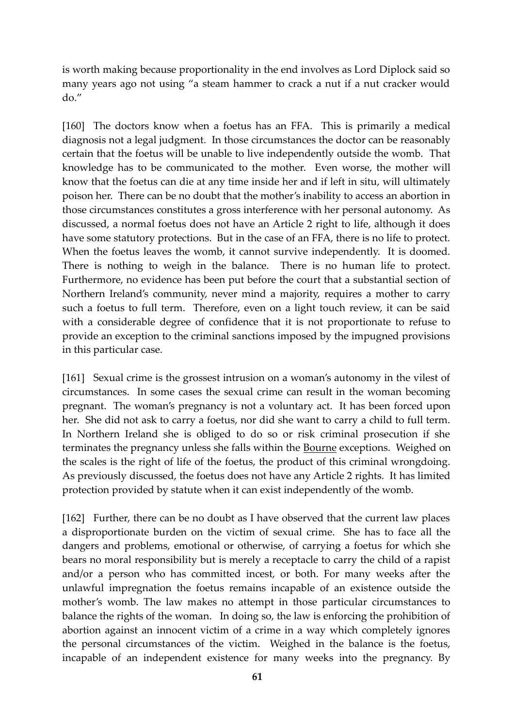is worth making because proportionality in the end involves as Lord Diplock said so many years ago not using "a steam hammer to crack a nut if a nut cracker would do."

[160] The doctors know when a foetus has an FFA. This is primarily a medical diagnosis not a legal judgment. In those circumstances the doctor can be reasonably certain that the foetus will be unable to live independently outside the womb. That knowledge has to be communicated to the mother. Even worse, the mother will know that the foetus can die at any time inside her and if left in situ, will ultimately poison her. There can be no doubt that the mother's inability to access an abortion in those circumstances constitutes a gross interference with her personal autonomy. As discussed, a normal foetus does not have an Article 2 right to life, although it does have some statutory protections. But in the case of an FFA, there is no life to protect. When the foetus leaves the womb, it cannot survive independently. It is doomed. There is nothing to weigh in the balance. There is no human life to protect. Furthermore, no evidence has been put before the court that a substantial section of Northern Ireland's community, never mind a majority, requires a mother to carry such a foetus to full term. Therefore, even on a light touch review, it can be said with a considerable degree of confidence that it is not proportionate to refuse to provide an exception to the criminal sanctions imposed by the impugned provisions in this particular case.

[161] Sexual crime is the grossest intrusion on a woman's autonomy in the vilest of circumstances. In some cases the sexual crime can result in the woman becoming pregnant. The woman's pregnancy is not a voluntary act. It has been forced upon her. She did not ask to carry a foetus, nor did she want to carry a child to full term. In Northern Ireland she is obliged to do so or risk criminal prosecution if she terminates the pregnancy unless she falls within the Bourne exceptions. Weighed on the scales is the right of life of the foetus, the product of this criminal wrongdoing. As previously discussed, the foetus does not have any Article 2 rights. It has limited protection provided by statute when it can exist independently of the womb.

[162] Further, there can be no doubt as I have observed that the current law places a disproportionate burden on the victim of sexual crime. She has to face all the dangers and problems, emotional or otherwise, of carrying a foetus for which she bears no moral responsibility but is merely a receptacle to carry the child of a rapist and/or a person who has committed incest, or both. For many weeks after the unlawful impregnation the foetus remains incapable of an existence outside the mother's womb. The law makes no attempt in those particular circumstances to balance the rights of the woman. In doing so, the law is enforcing the prohibition of abortion against an innocent victim of a crime in a way which completely ignores the personal circumstances of the victim. Weighed in the balance is the foetus, incapable of an independent existence for many weeks into the pregnancy. By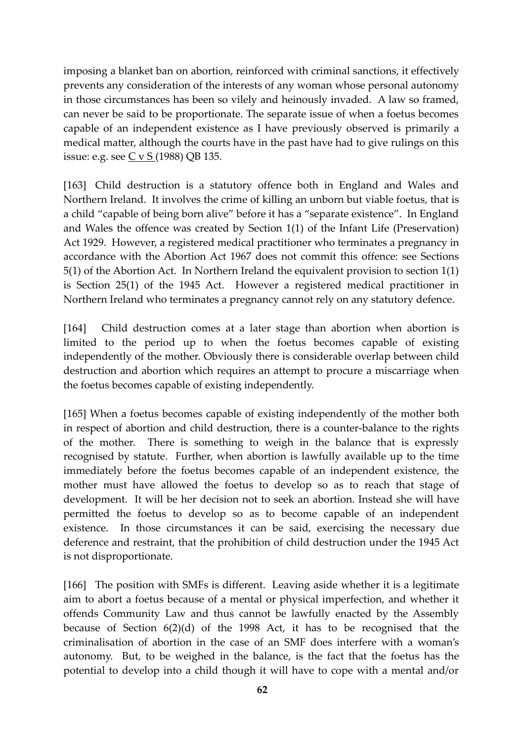imposing a blanket ban on abortion, reinforced with criminal sanctions, it effectively prevents any consideration of the interests of any woman whose personal autonomy in those circumstances has been so vilely and heinously invaded. A law so framed, can never be said to be proportionate. The separate issue of when a foetus becomes capable of an independent existence as I have previously observed is primarily a medical matter, although the courts have in the past have had to give rulings on this issue: e.g. see C v S (1988) QB 135.

[163] Child destruction is a statutory offence both in England and Wales and Northern Ireland. It involves the crime of killing an unborn but viable foetus, that is a child "capable of being born alive" before it has a "separate existence". In England and Wales the offence was created by Section 1(1) of the Infant Life (Preservation) Act 1929. However, a registered medical practitioner who terminates a pregnancy in accordance with the Abortion Act 1967 does not commit this offence: see Sections 5(1) of the Abortion Act. In Northern Ireland the equivalent provision to section 1(1) is Section 25(1) of the 1945 Act. However a registered medical practitioner in Northern Ireland who terminates a pregnancy cannot rely on any statutory defence.

[164] Child destruction comes at a later stage than abortion when abortion is limited to the period up to when the foetus becomes capable of existing independently of the mother. Obviously there is considerable overlap between child destruction and abortion which requires an attempt to procure a miscarriage when the foetus becomes capable of existing independently.

[165] When a foetus becomes capable of existing independently of the mother both in respect of abortion and child destruction, there is a counter-balance to the rights of the mother. There is something to weigh in the balance that is expressly recognised by statute. Further, when abortion is lawfully available up to the time immediately before the foetus becomes capable of an independent existence, the mother must have allowed the foetus to develop so as to reach that stage of development. It will be her decision not to seek an abortion. Instead she will have permitted the foetus to develop so as to become capable of an independent existence. In those circumstances it can be said, exercising the necessary due deference and restraint, that the prohibition of child destruction under the 1945 Act is not disproportionate.

[166] The position with SMFs is different. Leaving aside whether it is a legitimate aim to abort a foetus because of a mental or physical imperfection, and whether it offends Community Law and thus cannot be lawfully enacted by the Assembly because of Section 6(2)(d) of the 1998 Act, it has to be recognised that the criminalisation of abortion in the case of an SMF does interfere with a woman's autonomy. But, to be weighed in the balance, is the fact that the foetus has the potential to develop into a child though it will have to cope with a mental and/or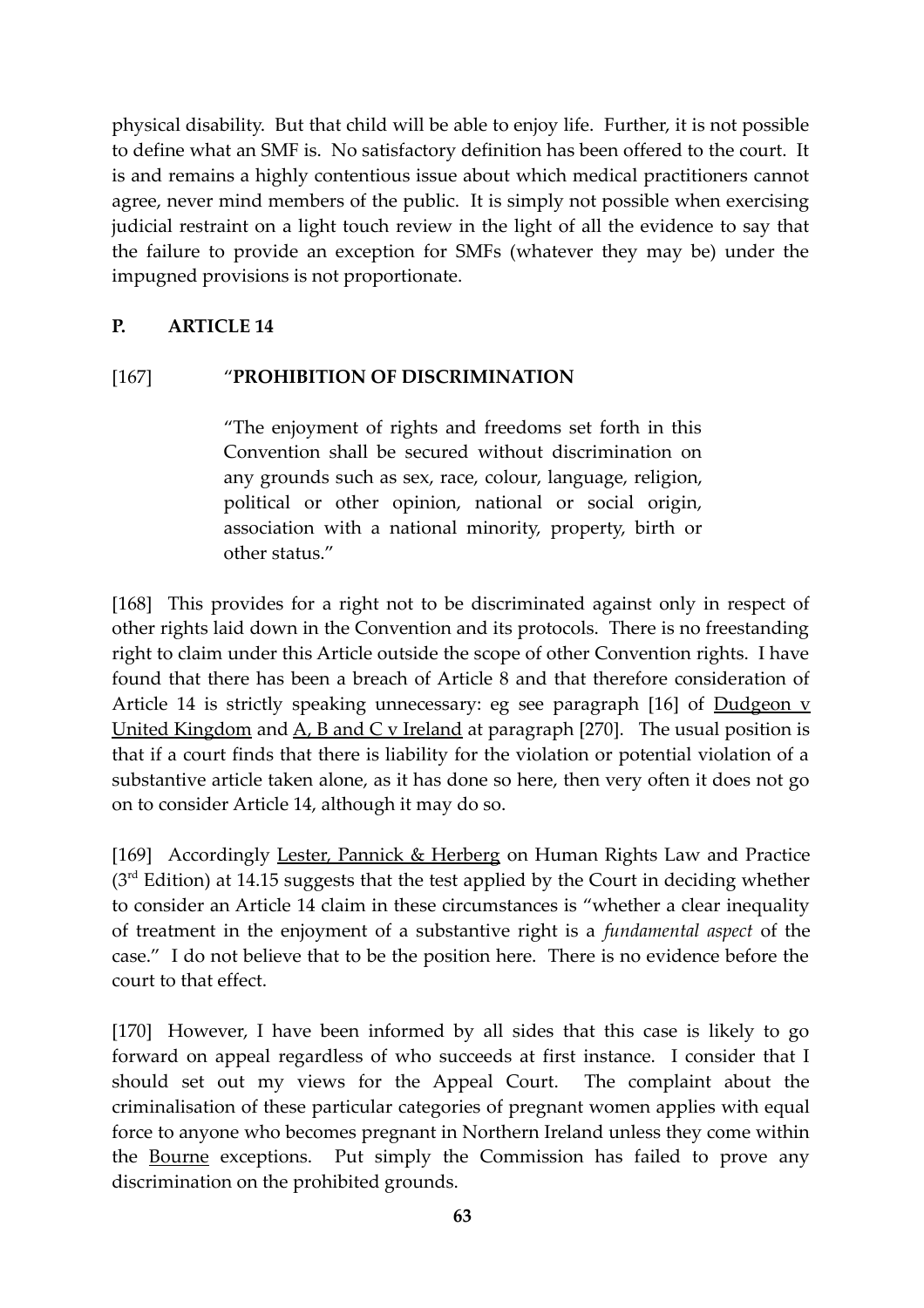physical disability. But that child will be able to enjoy life. Further, it is not possible to define what an SMF is. No satisfactory definition has been offered to the court. It is and remains a highly contentious issue about which medical practitioners cannot agree, never mind members of the public. It is simply not possible when exercising judicial restraint on a light touch review in the light of all the evidence to say that the failure to provide an exception for SMFs (whatever they may be) under the impugned provisions is not proportionate.

## P. ARTICLE 14

[167] "**PROHIBITION OF DISCRIMINATION**

> "The enjoyment of rights and freedoms set forth in this Convention shall be secured without discrimination on any grounds such as sex, race, colour, language, religion, political or other opinion, national or social origin, association with a national minority, property, birth or other status."

[168] This provides for a right not to be discriminated against only in respect of other rights laid down in the Convention and its protocols. There is no freestanding right to claim under this Article outside the scope of other Convention rights. I have found that there has been a breach of Article 8 and that therefore consideration of Article 14 is strictly speaking unnecessary: eg see paragraph [16] of Dudgeon v United Kingdom and A, B and C v Ireland at paragraph [270]. The usual position is that if a court finds that there is liability for the violation or potential violation of a substantive article taken alone, as it has done so here, then very often it does not go on to consider Article 14, although it may do so.

[169] Accordingly Lester, Pannick & Herberg on Human Rights Law and Practice (3rd Edition) at 14.15 suggests that the test applied by the Court in deciding whether to consider an Article 14 claim in these circumstances is "whether a clear inequality of treatment in the enjoyment of a substantive right is a *fundamental aspect* of the case." I do not believe that to be the position here. There is no evidence before the court to that effect.

[170] However, I have been informed by all sides that this case is likely to go forward on appeal regardless of who succeeds at first instance. I consider that I should set out my views for the Appeal Court. The complaint about the criminalisation of these particular categories of pregnant women applies with equal force to anyone who becomes pregnant in Northern Ireland unless they come within the Bourne exceptions. Put simply the Commission has failed to prove any discrimination on the prohibited grounds.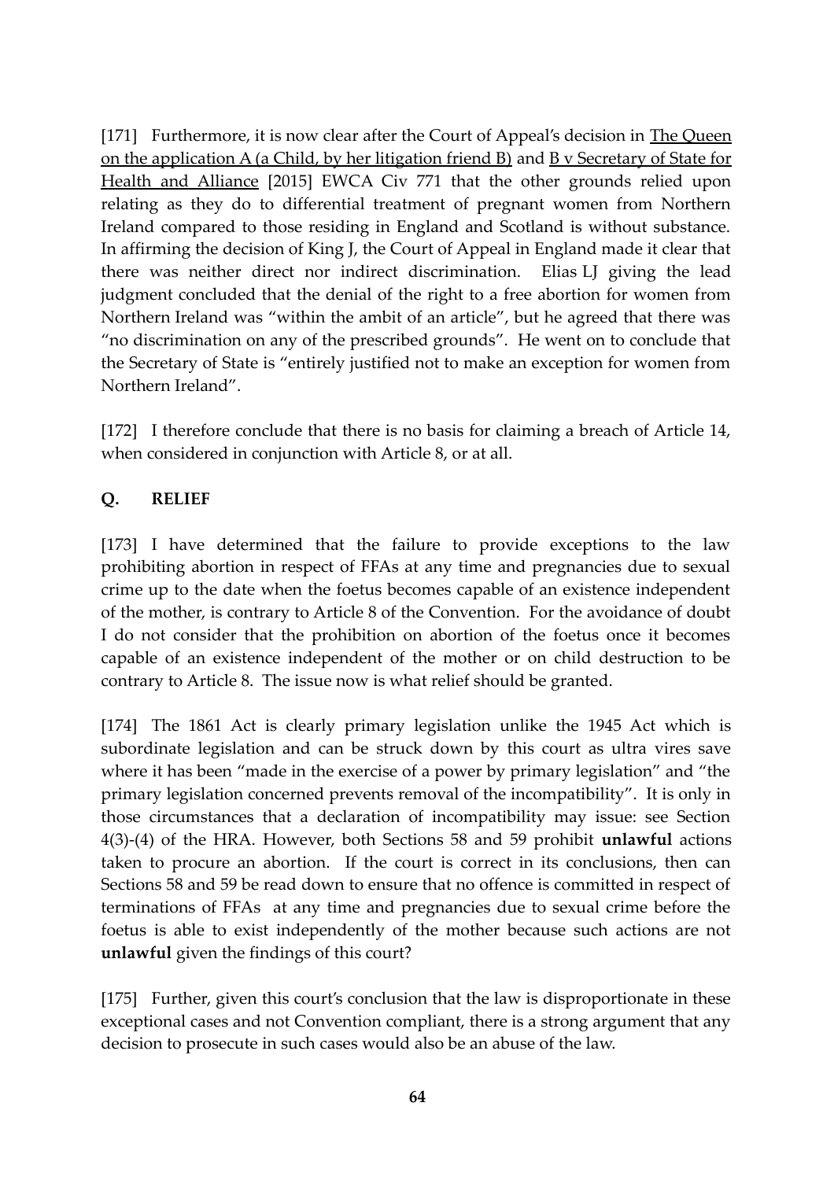[171] Furthermore, it is now clear after the Court of Appeal's decision in The Queen on the application A (a Child, by her litigation friend B) and B v Secretary of State for Health and Alliance [2015] EWCA Civ 771 that the other grounds relied upon relating as they do to differential treatment of pregnant women from Northern Ireland compared to those residing in England and Scotland is without substance. In affirming the decision of King J, the Court of Appeal in England made it clear that there was neither direct nor indirect discrimination. Elias LJ giving the lead judgment concluded that the denial of the right to a free abortion for women from Northern Ireland was "within the ambit of an article", but he agreed that there was "no discrimination on any of the prescribed grounds". He went on to conclude that the Secretary of State is "entirely justified not to make an exception for women from Northern Ireland".

[172] I therefore conclude that there is no basis for claiming a breach of Article 14, when considered in conjunction with Article 8, or at all.

## Q. RELIEF

[173] I have determined that the failure to provide exceptions to the law prohibiting abortion in respect of FFAs at any time and pregnancies due to sexual crime up to the date when the foetus becomes capable of an existence independent of the mother, is contrary to Article 8 of the Convention. For the avoidance of doubt I do not consider that the prohibition on abortion of the foetus once it becomes capable of an existence independent of the mother or on child destruction to be contrary to Article 8. The issue now is what relief should be granted.

[174] The 1861 Act is clearly primary legislation unlike the 1945 Act which is subordinate legislation and can be struck down by this court as ultra vires save where it has been "made in the exercise of a power by primary legislation" and "the primary legislation concerned prevents removal of the incompatibility". It is only in those circumstances that a declaration of incompatibility may issue: see Section 4(3)-(4) of the HRA. However, both Sections 58 and 59 prohibit **unlawful** actions taken to procure an abortion. If the court is correct in its conclusions, then can Sections 58 and 59 be read down to ensure that no offence is committed in respect of terminations of FFAs at any time and pregnancies due to sexual crime before the foetus is able to exist independently of the mother because such actions are not **unlawful** given the findings of this court?

[175] Further, given this court's conclusion that the law is disproportionate in these exceptional cases and not Convention compliant, there is a strong argument that any decision to prosecute in such cases would also be an abuse of the law.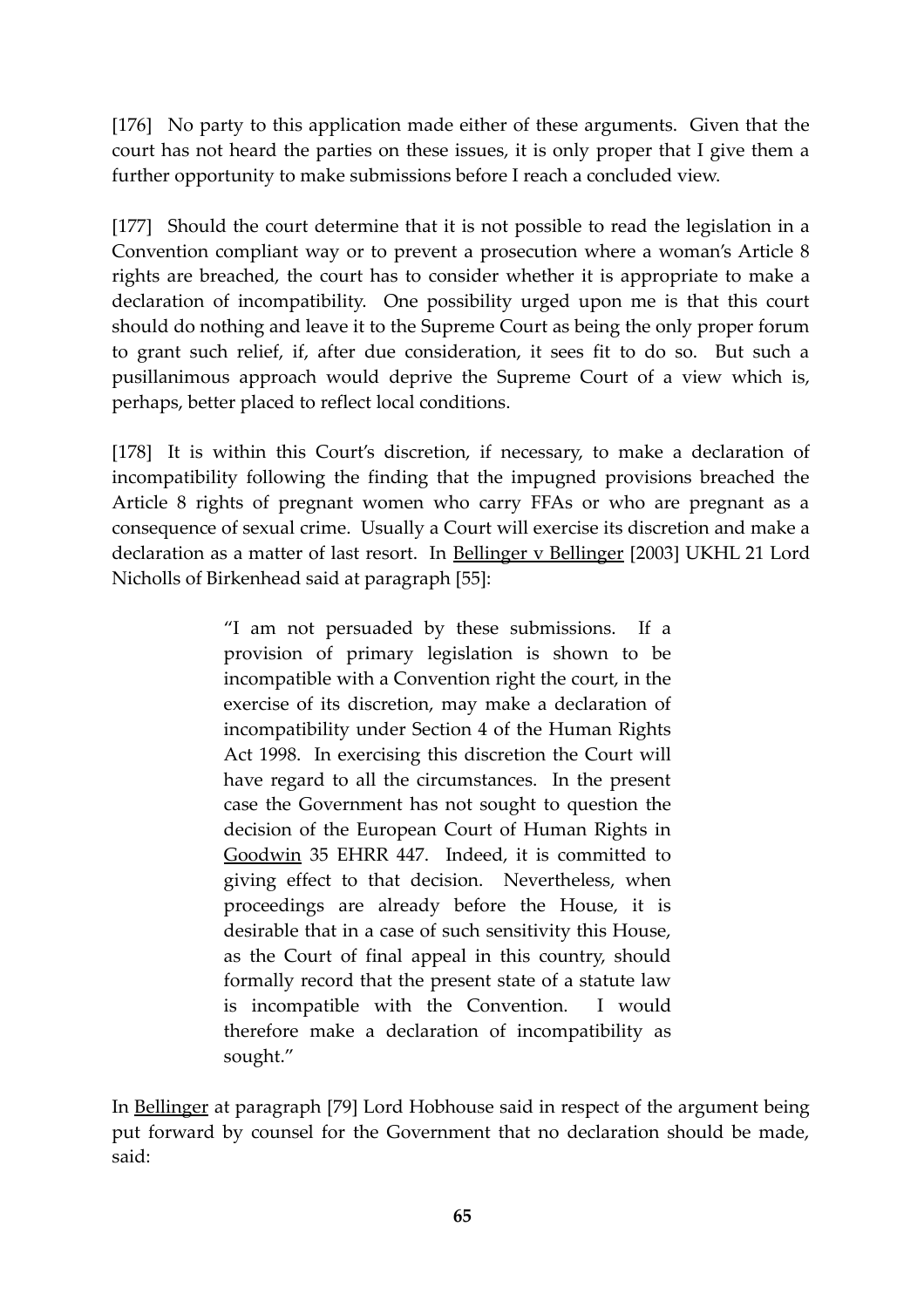[176] No party to this application made either of these arguments. Given that the court has not heard the parties on these issues, it is only proper that I give them a further opportunity to make submissions before I reach a concluded view.

[177] Should the court determine that it is not possible to read the legislation in a Convention compliant way or to prevent a prosecution where a woman's Article 8 rights are breached, the court has to consider whether it is appropriate to make a declaration of incompatibility. One possibility urged upon me is that this court should do nothing and leave it to the Supreme Court as being the only proper forum to grant such relief, if, after due consideration, it sees fit to do so. But such a pusillanimous approach would deprive the Supreme Court of a view which is, perhaps, better placed to reflect local conditions.

[178] It is within this Court's discretion, if necessary, to make a declaration of incompatibility following the finding that the impugned provisions breached the Article 8 rights of pregnant women who carry FFAs or who are pregnant as a consequence of sexual crime. Usually a Court will exercise its discretion and make a declaration as a matter of last resort. In Bellinger v Bellinger [2003] UKHL 21 Lord Nicholls of Birkenhead said at paragraph [55]:

> "I am not persuaded by these submissions. If a provision of primary legislation is shown to be incompatible with a Convention right the court, in the exercise of its discretion, may make a declaration of incompatibility under Section 4 of the Human Rights Act 1998. In exercising this discretion the Court will have regard to all the circumstances. In the present case the Government has not sought to question the decision of the European Court of Human Rights in Goodwin 35 EHRR 447. Indeed, it is committed to giving effect to that decision. Nevertheless, when proceedings are already before the House, it is desirable that in a case of such sensitivity this House, as the Court of final appeal in this country, should formally record that the present state of a statute law is incompatible with the Convention. I would therefore make a declaration of incompatibility as sought."

In Bellinger at paragraph [79] Lord Hobhouse said in respect of the argument being put forward by counsel for the Government that no declaration should be made, said: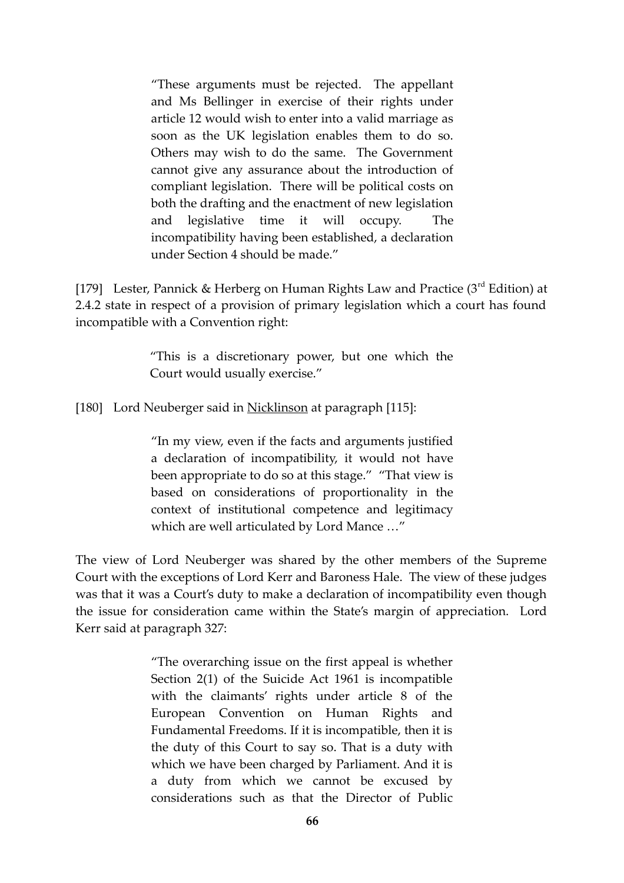> "These arguments must be rejected. The appellant and Ms Bellinger in exercise of their rights under article 12 would wish to enter into a valid marriage as soon as the UK legislation enables them to do so. Others may wish to do the same. The Government cannot give any assurance about the introduction of compliant legislation. There will be political costs on both the drafting and the enactment of new legislation and legislative time it will occupy. The incompatibility having been established, a declaration under Section 4 should be made."

[179] Lester, Pannick & Herberg on Human Rights Law and Practice (3rd Edition) at 2.4.2 state in respect of a provision of primary legislation which a court has found incompatible with a Convention right:

> "This is a discretionary power, but one which the Court would usually exercise."

[180] Lord Neuberger said in Nicklinson at paragraph [115]:

> "In my view, even if the facts and arguments justified a declaration of incompatibility, it would not have been appropriate to do so at this stage." "That view is based on considerations of proportionality in the context of institutional competence and legitimacy which are well articulated by Lord Mance …"

The view of Lord Neuberger was shared by the other members of the Supreme Court with the exceptions of Lord Kerr and Baroness Hale. The view of these judges was that it was a Court's duty to make a declaration of incompatibility even though the issue for consideration came within the State's margin of appreciation. Lord Kerr said at paragraph 327:

> "The overarching issue on the first appeal is whether Section 2(1) of the Suicide Act 1961 is incompatible with the claimants' rights under article 8 of the European Convention on Human Rights and Fundamental Freedoms. If it is incompatible, then it is the duty of this Court to say so. That is a duty with which we have been charged by Parliament. And it is a duty from which we cannot be excused by considerations such as that the Director of Public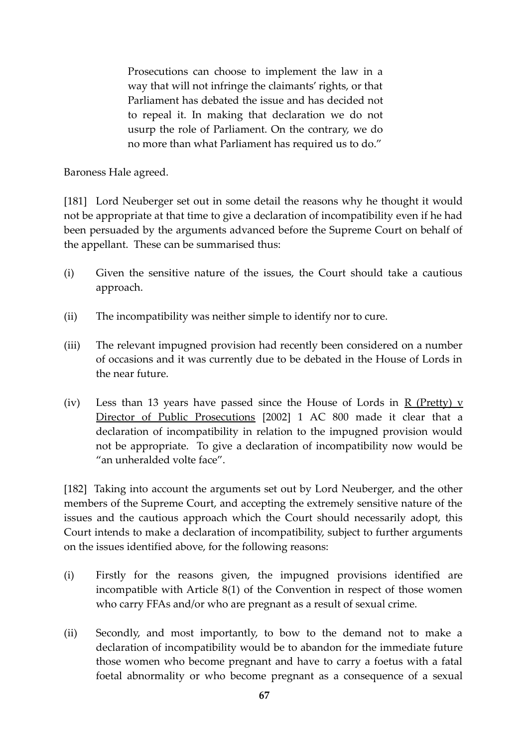> Prosecutions can choose to implement the law in a way that will not infringe the claimants' rights, or that Parliament has debated the issue and has decided not to repeal it. In making that declaration we do not usurp the role of Parliament. On the contrary, we do no more than what Parliament has required us to do."

Baroness Hale agreed.

[181] Lord Neuberger set out in some detail the reasons why he thought it would not be appropriate at that time to give a declaration of incompatibility even if he had been persuaded by the arguments advanced before the Supreme Court on behalf of the appellant. These can be summarised thus:

(i) Given the sensitive nature of the issues, the Court should take a cautious approach.

(ii) The incompatibility was neither simple to identify nor to cure.

(iii) The relevant impugned provision had recently been considered on a number of occasions and it was currently due to be debated in the House of Lords in the near future.

(iv) Less than 13 years have passed since the House of Lords in R (Pretty) v Director of Public Prosecutions [2002] 1 AC 800 made it clear that a declaration of incompatibility in relation to the impugned provision would not be appropriate. To give a declaration of incompatibility now would be "an unheralded volte face".

[182] Taking into account the arguments set out by Lord Neuberger, and the other members of the Supreme Court, and accepting the extremely sensitive nature of the issues and the cautious approach which the Court should necessarily adopt, this Court intends to make a declaration of incompatibility, subject to further arguments on the issues identified above, for the following reasons:

(i) Firstly for the reasons given, the impugned provisions identified are incompatible with Article 8(1) of the Convention in respect of those women who carry FFAs and/or who are pregnant as a result of sexual crime.

(ii) Secondly, and most importantly, to bow to the demand not to make a declaration of incompatibility would be to abandon for the immediate future those women who become pregnant and have to carry a foetus with a fatal foetal abnormality or who become pregnant as a consequence of a sexual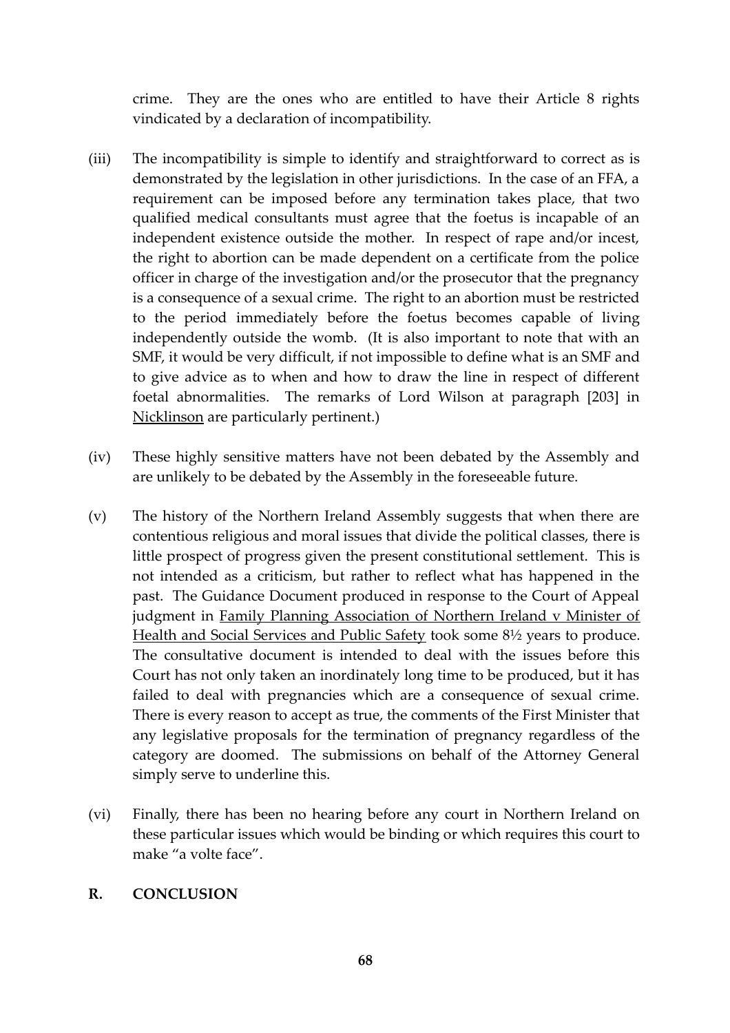crime. They are the ones who are entitled to have their Article 8 rights vindicated by a declaration of incompatibility.

(iii) The incompatibility is simple to identify and straightforward to correct as is demonstrated by the legislation in other jurisdictions. In the case of an FFA, a requirement can be imposed before any termination takes place, that two qualified medical consultants must agree that the foetus is incapable of an independent existence outside the mother. In respect of rape and/or incest, the right to abortion can be made dependent on a certificate from the police officer in charge of the investigation and/or the prosecutor that the pregnancy is a consequence of a sexual crime. The right to an abortion must be restricted to the period immediately before the foetus becomes capable of living independently outside the womb. (It is also important to note that with an SMF, it would be very difficult, if not impossible to define what is an SMF and to give advice as to when and how to draw the line in respect of different foetal abnormalities. The remarks of Lord Wilson at paragraph [203] in <u>Nicklinson</u> are particularly pertinent.)

(iv) These highly sensitive matters have not been debated by the Assembly and are unlikely to be debated by the Assembly in the foreseeable future.

(v) The history of the Northern Ireland Assembly suggests that when there are contentious religious and moral issues that divide the political classes, there is little prospect of progress given the present constitutional settlement. This is not intended as a criticism, but rather to reflect what has happened in the past. The Guidance Document produced in response to the Court of Appeal judgment in <u>Family Planning Association of Northern Ireland v Minister of Health and Social Services and Public Safety</u> took some 8½ years to produce. The consultative document is intended to deal with the issues before this Court has not only taken an inordinately long time to be produced, but it has failed to deal with pregnancies which are a consequence of sexual crime. There is every reason to accept as true, the comments of the First Minister that any legislative proposals for the termination of pregnancy regardless of the category are doomed. The submissions on behalf of the Attorney General simply serve to underline this.

(vi) Finally, there has been no hearing before any court in Northern Ireland on these particular issues which would be binding or which requires this court to make "a volte face".

## R. CONCLUSION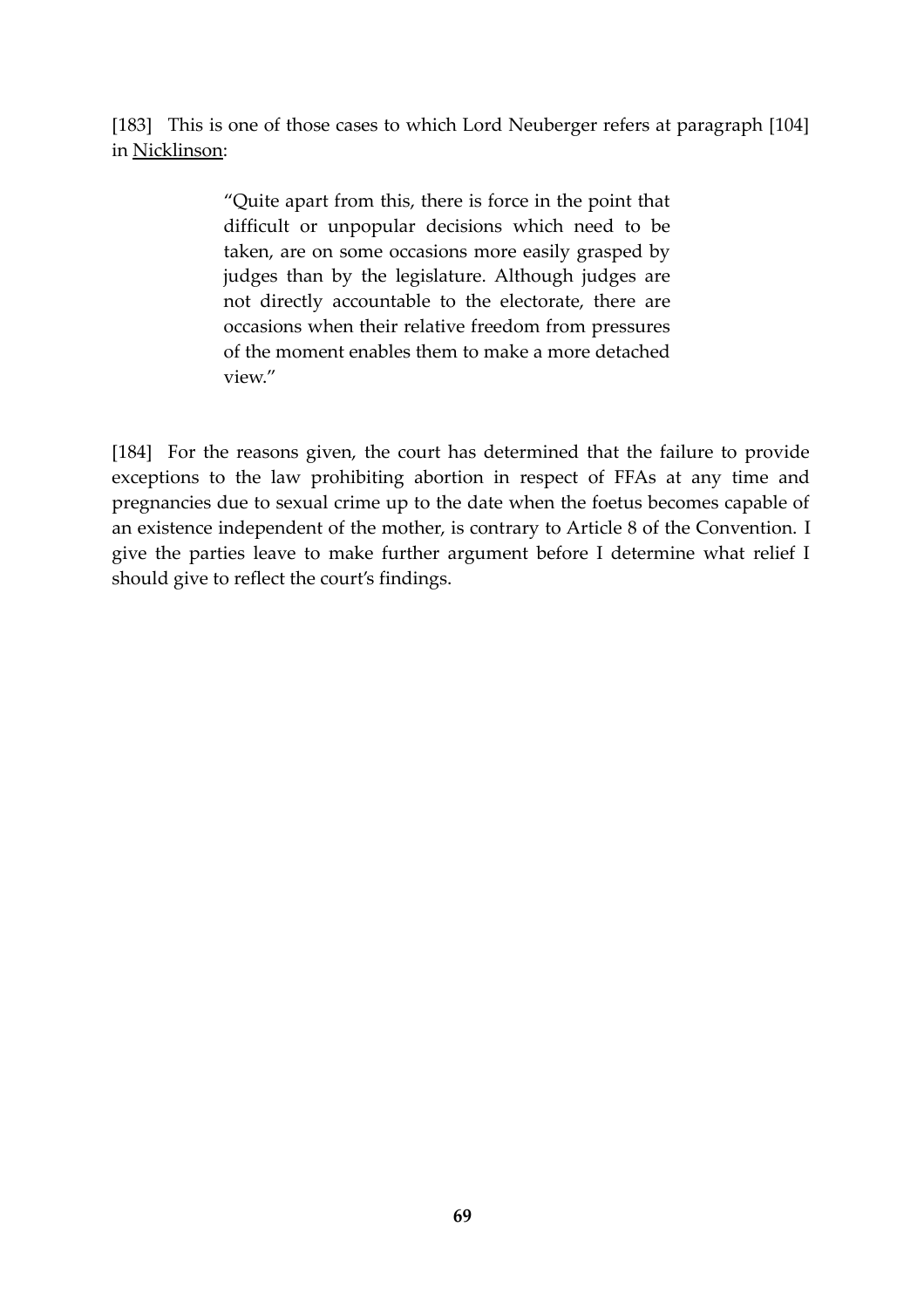[183] This is one of those cases to which Lord Neuberger refers at paragraph [104] in Nicklinson:

> "Quite apart from this, there is force in the point that difficult or unpopular decisions which need to be taken, are on some occasions more easily grasped by judges than by the legislature. Although judges are not directly accountable to the electorate, there are occasions when their relative freedom from pressures of the moment enables them to make a more detached view."

[184] For the reasons given, the court has determined that the failure to provide exceptions to the law prohibiting abortion in respect of FFAs at any time and pregnancies due to sexual crime up to the date when the foetus becomes capable of an existence independent of the mother, is contrary to Article 8 of the Convention. I give the parties leave to make further argument before I determine what relief I should give to reflect the court's findings.